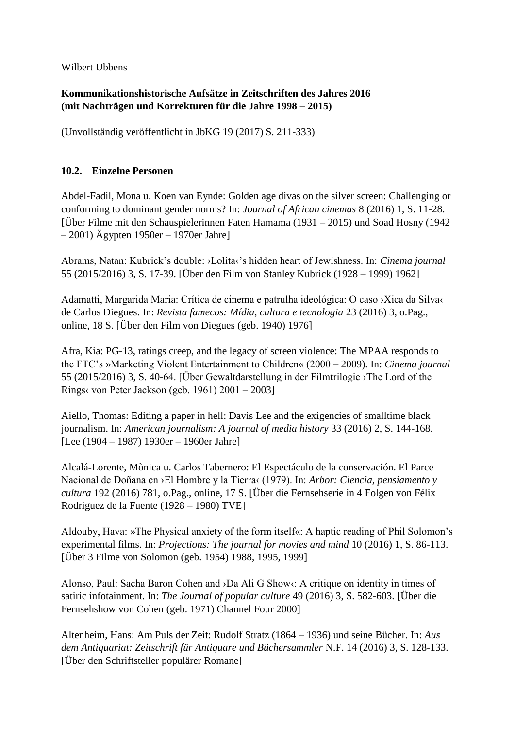Wilbert Ubbens

**Kommunikationshistorische Aufsätze in Zeitschriften des Jahres 2016**
**(mit Nachträgen und Korrekturen für die Jahre 1998 – 2015)**

(Unvollständig veröffentlicht in JbKG 19 (2017) S. 211-333)

## 10.2. Einzelne Personen

Abdel-Fadil, Mona u. Koen van Eynde: Golden age divas on the silver screen: Challenging or conforming to dominant gender norms? In: *Journal of African cinemas* 8 (2016) 1, S. 11-28. [Über Filme mit den Schauspielerinnen Faten Hamama (1931 – 2015) und Soad Hosny (1942 – 2001) Ägypten 1950er – 1970er Jahre]

Abrams, Natan: Kubrick's double: ›Lolita‹'s hidden heart of Jewishness. In: *Cinema journal* 55 (2015/2016) 3, S. 17-39. [Über den Film von Stanley Kubrick (1928 – 1999) 1962]

Adamatti, Margarida Maria: Crítica de cinema e patrulha ideológica: O caso ›Xica da Silva‹ de Carlos Diegues. In: *Revista famecos: Mídia, cultura e tecnologia* 23 (2016) 3, o.Pag., online, 18 S. [Über den Film von Diegues (geb. 1940) 1976]

Afra, Kia: PG-13, ratings creep, and the legacy of screen violence: The MPAA responds to the FTC's »Marketing Violent Entertainment to Children« (2000 – 2009). In: *Cinema journal* 55 (2015/2016) 3, S. 40-64. [Über Gewaltdarstellung in der Filmtrilogie ›The Lord of the Rings‹ von Peter Jackson (geb. 1961) 2001 – 2003]

Aiello, Thomas: Editing a paper in hell: Davis Lee and the exigencies of smalltime black journalism. In: *American journalism: A journal of media history* 33 (2016) 2, S. 144-168. [Lee (1904 – 1987) 1930er – 1960er Jahre]

Alcalá-Lorente, Mònica u. Carlos Tabernero: El Espectáculo de la conservación. El Parce Nacional de Doñana en ›El Hombre y la Tierra‹ (1979). In: *Arbor: Ciencia, pensiamento y cultura* 192 (2016) 781, o.Pag., online, 17 S. [Über die Fernsehserie in 4 Folgen von Félix Rodriguez de la Fuente (1928 – 1980) TVE]

Aldouby, Hava: »The Physical anxiety of the form itself«: A haptic reading of Phil Solomon's experimental films. In: *Projections: The journal for movies and mind* 10 (2016) 1, S. 86-113. [Über 3 Filme von Solomon (geb. 1954) 1988, 1995, 1999]

Alonso, Paul: Sacha Baron Cohen and ›Da Ali G Show‹: A critique on identity in times of satiric infotainment. In: *The Journal of popular culture* 49 (2016) 3, S. 582-603. [Über die Fernsehshow von Cohen (geb. 1971) Channel Four 2000]

Altenheim, Hans: Am Puls der Zeit: Rudolf Stratz (1864 – 1936) und seine Bücher. In: *Aus dem Antiquariat: Zeitschrift für Antiquare und Büchersammler* N.F. 14 (2016) 3, S. 128-133. [Über den Schriftsteller populärer Romane]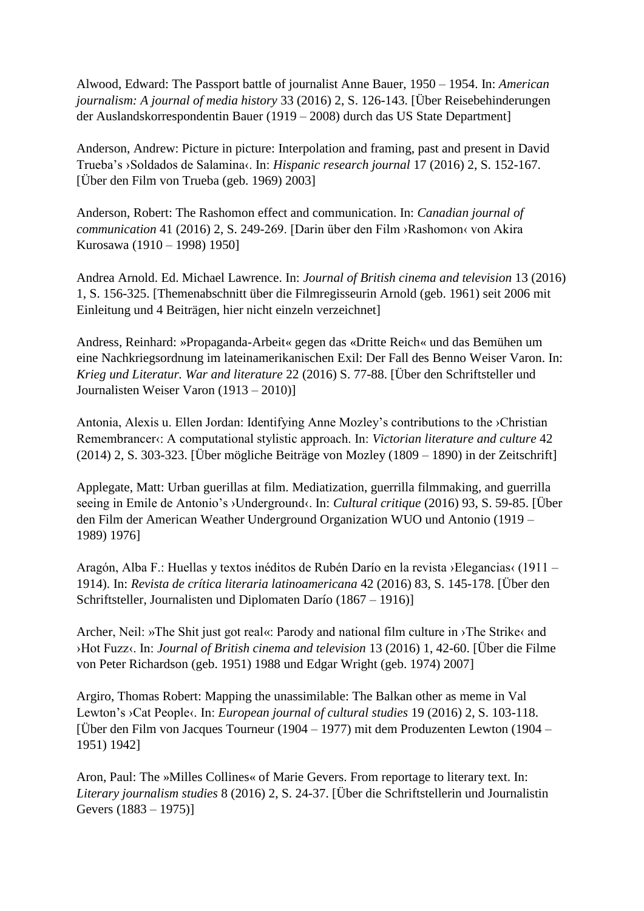Alwood, Edward: The Passport battle of journalist Anne Bauer, 1950 – 1954. In: *American journalism: A journal of media history* 33 (2016) 2, S. 126-143. [Über Reisebehinderungen der Auslandskorrespondentin Bauer (1919 – 2008) durch das US State Department]

Anderson, Andrew: Picture in picture: Interpolation and framing, past and present in David Trueba's ›Soldados de Salamina‹. In: *Hispanic research journal* 17 (2016) 2, S. 152-167. [Über den Film von Trueba (geb. 1969) 2003]

Anderson, Robert: The Rashomon effect and communication. In: *Canadian journal of communication* 41 (2016) 2, S. 249-269. [Darin über den Film ›Rashomon‹ von Akira Kurosawa (1910 – 1998) 1950]

Andrea Arnold. Ed. Michael Lawrence. In: *Journal of British cinema and television* 13 (2016) 1, S. 156-325. [Themenabschnitt über die Filmregisseurin Arnold (geb. 1961) seit 2006 mit Einleitung und 4 Beiträgen, hier nicht einzeln verzeichnet]

Andress, Reinhard: »Propaganda-Arbeit« gegen das «Dritte Reich« und das Bemühen um eine Nachkriegsordnung im lateinamerikanischen Exil: Der Fall des Benno Weiser Varon. In: *Krieg und Literatur. War and literature* 22 (2016) S. 77-88. [Über den Schriftsteller und Journalisten Weiser Varon (1913 – 2010)]

Antonia, Alexis u. Ellen Jordan: Identifying Anne Mozley's contributions to the ›Christian Remembrancer‹: A computational stylistic approach. In: *Victorian literature and culture* 42 (2014) 2, S. 303-323. [Über mögliche Beiträge von Mozley (1809 – 1890) in der Zeitschrift]

Applegate, Matt: Urban guerillas at film. Mediatization, guerrilla filmmaking, and guerrilla seeing in Emile de Antonio's ›Underground‹. In: *Cultural critique* (2016) 93, S. 59-85. [Über den Film der American Weather Underground Organization WUO und Antonio (1919 – 1989) 1976]

Aragón, Alba F.: Huellas y textos inéditos de Rubén Darío en la revista ›Elegancias‹ (1911 – 1914). In: *Revista de crítica literaria latinoamericana* 42 (2016) 83, S. 145-178. [Über den Schriftsteller, Journalisten und Diplomaten Darío (1867 – 1916)]

Archer, Neil: »The Shit just got real«: Parody and national film culture in ›The Strike‹ and ›Hot Fuzz‹. In: *Journal of British cinema and television* 13 (2016) 1, 42-60. [Über die Filme von Peter Richardson (geb. 1951) 1988 und Edgar Wright (geb. 1974) 2007]

Argiro, Thomas Robert: Mapping the unassimilable: The Balkan other as meme in Val Lewton's ›Cat People‹. In: *European journal of cultural studies* 19 (2016) 2, S. 103-118. [Über den Film von Jacques Tourneur (1904 – 1977) mit dem Produzenten Lewton (1904 – 1951) 1942]

Aron, Paul: The »Milles Collines« of Marie Gevers. From reportage to literary text. In: *Literary journalism studies* 8 (2016) 2, S. 24-37. [Über die Schriftstellerin und Journalistin Gevers (1883 – 1975)]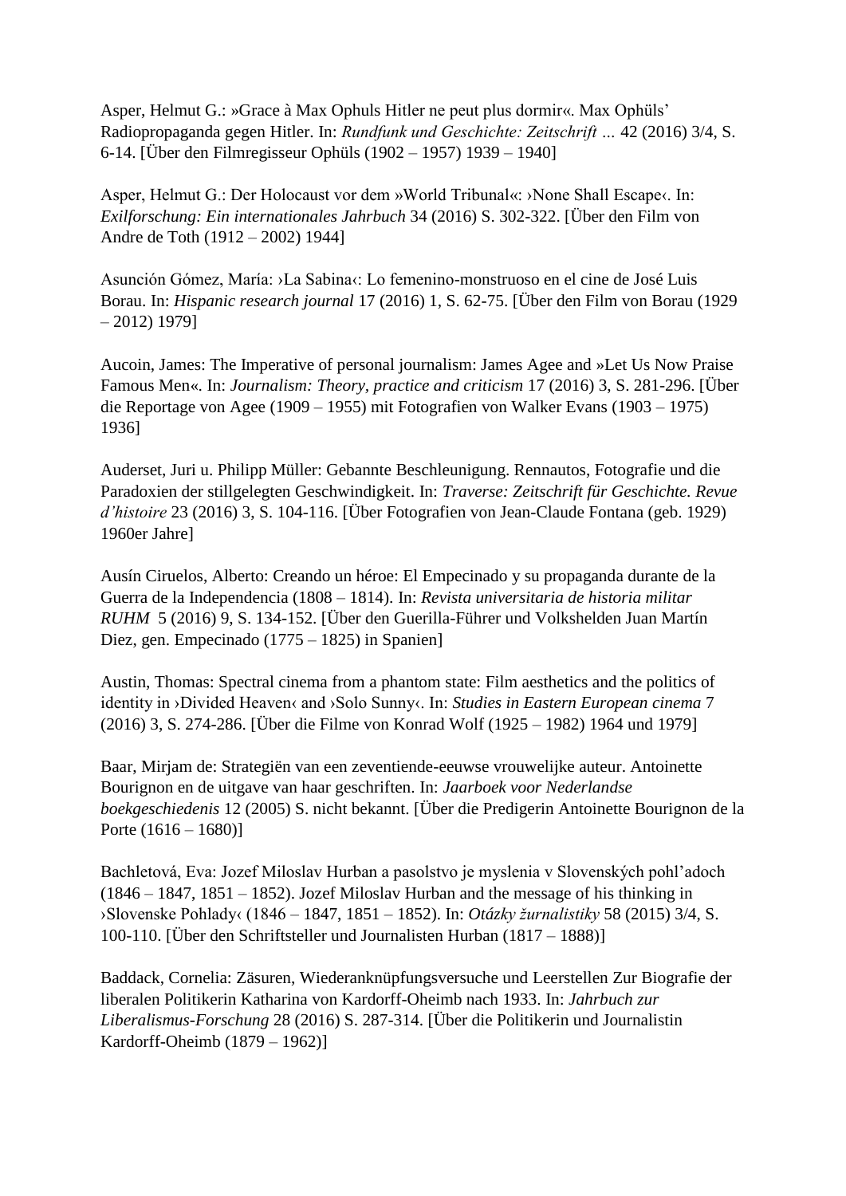Asper, Helmut G.: »Grace à Max Ophuls Hitler ne peut plus dormir«. Max Ophüls' Radiopropaganda gegen Hitler. In: *Rundfunk und Geschichte: Zeitschrift …* 42 (2016) 3/4, S. 6-14. [Über den Filmregisseur Ophüls (1902 – 1957) 1939 – 1940]

Asper, Helmut G.: Der Holocaust vor dem »World Tribunal«: ›None Shall Escape‹. In: *Exilforschung: Ein internationales Jahrbuch* 34 (2016) S. 302-322. [Über den Film von Andre de Toth (1912 – 2002) 1944]

Asunción Gómez, María: ›La Sabina‹: Lo femenino-monstruoso en el cine de José Luis Borau. In: *Hispanic research journal* 17 (2016) 1, S. 62-75. [Über den Film von Borau (1929 – 2012) 1979]

Aucoin, James: The Imperative of personal journalism: James Agee and »Let Us Now Praise Famous Men«. In: *Journalism: Theory, practice and criticism* 17 (2016) 3, S. 281-296. [Über die Reportage von Agee (1909 – 1955) mit Fotografien von Walker Evans (1903 – 1975) 1936]

Auderset, Juri u. Philipp Müller: Gebannte Beschleunigung. Rennautos, Fotografie und die Paradoxien der stillgelegten Geschwindigkeit. In: *Traverse: Zeitschrift für Geschichte. Revue d'histoire* 23 (2016) 3, S. 104-116. [Über Fotografien von Jean-Claude Fontana (geb. 1929) 1960er Jahre]

Ausín Ciruelos, Alberto: Creando un héroe: El Empecinado y su propaganda durante de la Guerra de la Independencia (1808 – 1814). In: *Revista universitaria de historia militar RUHM* 5 (2016) 9, S. 134-152. [Über den Guerilla-Führer und Volkshelden Juan Martín Diez, gen. Empecinado (1775 – 1825) in Spanien]

Austin, Thomas: Spectral cinema from a phantom state: Film aesthetics and the politics of identity in ›Divided Heaven‹ and ›Solo Sunny‹. In: *Studies in Eastern European cinema* 7 (2016) 3, S. 274-286. [Über die Filme von Konrad Wolf (1925 – 1982) 1964 und 1979]

Baar, Mirjam de: Strategiën van een zeventiende-eeuwse vrouwelijke auteur. Antoinette Bourignon en de uitgave van haar geschriften. In: *Jaarboek voor Nederlandse boekgeschiedenis* 12 (2005) S. nicht bekannt. [Über die Predigerin Antoinette Bourignon de la Porte (1616 – 1680)]

Bachletová, Eva: Jozef Miloslav Hurban a pasolstvo je myslenia v Slovenských pohľadoch (1846 – 1847, 1851 – 1852). Jozef Miloslav Hurban and the message of his thinking in ›Slovenske Pohlady‹ (1846 – 1847, 1851 – 1852). In: *Otázky žurnalistiky* 58 (2015) 3/4, S. 100-110. [Über den Schriftsteller und Journalisten Hurban (1817 – 1888)]

Baddack, Cornelia: Zäsuren, Wiederanknüpfungsversuche und Leerstellen Zur Biografie der liberalen Politikerin Katharina von Kardorff-Oheimb nach 1933. In: *Jahrbuch zur Liberalismus-Forschung* 28 (2016) S. 287-314. [Über die Politikerin und Journalistin Kardorff-Oheimb (1879 – 1962)]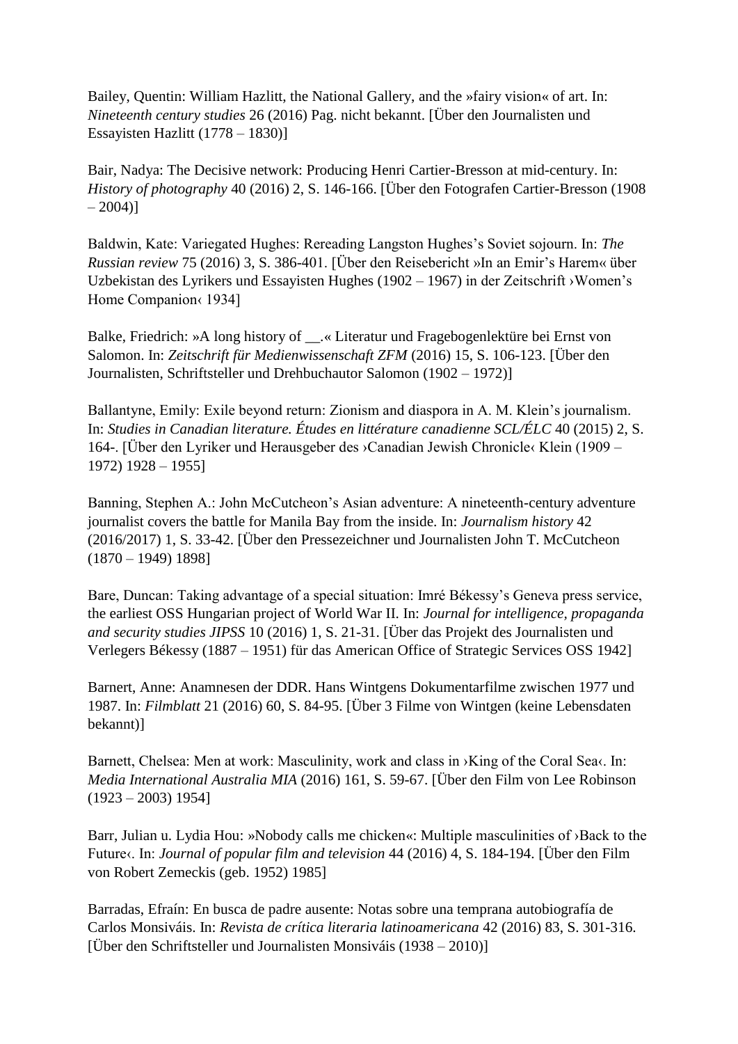Bailey, Quentin: William Hazlitt, the National Gallery, and the »fairy vision« of art. In: *Nineteenth century studies* 26 (2016) Pag. nicht bekannt. [Über den Journalisten und Essayisten Hazlitt (1778 – 1830)]

Bair, Nadya: The Decisive network: Producing Henri Cartier-Bresson at mid-century. In: *History of photography* 40 (2016) 2, S. 146-166. [Über den Fotografen Cartier-Bresson (1908 – 2004)]

Baldwin, Kate: Variegated Hughes: Rereading Langston Hughes's Soviet sojourn. In: *The Russian review* 75 (2016) 3, S. 386-401. [Über den Reisebericht »In an Emir's Harem« über Uzbekistan des Lyrikers und Essayisten Hughes (1902 – 1967) in der Zeitschrift ›Women's Home Companion‹ 1934]

Balke, Friedrich: »A long history of __.« Literatur und Fragebogenlektüre bei Ernst von Salomon. In: *Zeitschrift für Medienwissenschaft ZFM* (2016) 15, S. 106-123. [Über den Journalisten, Schriftsteller und Drehbuchautor Salomon (1902 – 1972)]

Ballantyne, Emily: Exile beyond return: Zionism and diaspora in A. M. Klein's journalism. In: *Studies in Canadian literature. Études en littérature canadienne SCL/ÉLC* 40 (2015) 2, S. 164-. [Über den Lyriker und Herausgeber des ›Canadian Jewish Chronicle‹ Klein (1909 – 1972) 1928 – 1955]

Banning, Stephen A.: John McCutcheon's Asian adventure: A nineteenth-century adventure journalist covers the battle for Manila Bay from the inside. In: *Journalism history* 42 (2016/2017) 1, S. 33-42. [Über den Pressezeichner und Journalisten John T. McCutcheon (1870 – 1949) 1898]

Bare, Duncan: Taking advantage of a special situation: Imré Békessy's Geneva press service, the earliest OSS Hungarian project of World War II. In: *Journal for intelligence, propaganda and security studies JIPSS* 10 (2016) 1, S. 21-31. [Über das Projekt des Journalisten und Verlegers Békessy (1887 – 1951) für das American Office of Strategic Services OSS 1942]

Barnert, Anne: Anamnesen der DDR. Hans Wintgens Dokumentarfilme zwischen 1977 und 1987. In: *Filmblatt* 21 (2016) 60, S. 84-95. [Über 3 Filme von Wintgen (keine Lebensdaten bekannt)]

Barnett, Chelsea: Men at work: Masculinity, work and class in ›King of the Coral Sea‹. In: *Media International Australia MIA* (2016) 161, S. 59-67. [Über den Film von Lee Robinson (1923 – 2003) 1954]

Barr, Julian u. Lydia Hou: »Nobody calls me chicken«: Multiple masculinities of ›Back to the Future‹. In: *Journal of popular film and television* 44 (2016) 4, S. 184-194. [Über den Film von Robert Zemeckis (geb. 1952) 1985]

Barradas, Efraín: En busca de padre ausente: Notas sobre una temprana autobiografía de Carlos Monsiváis. In: *Revista de crítica literaria latinoamericana* 42 (2016) 83, S. 301-316. [Über den Schriftsteller und Journalisten Monsiváis (1938 – 2010)]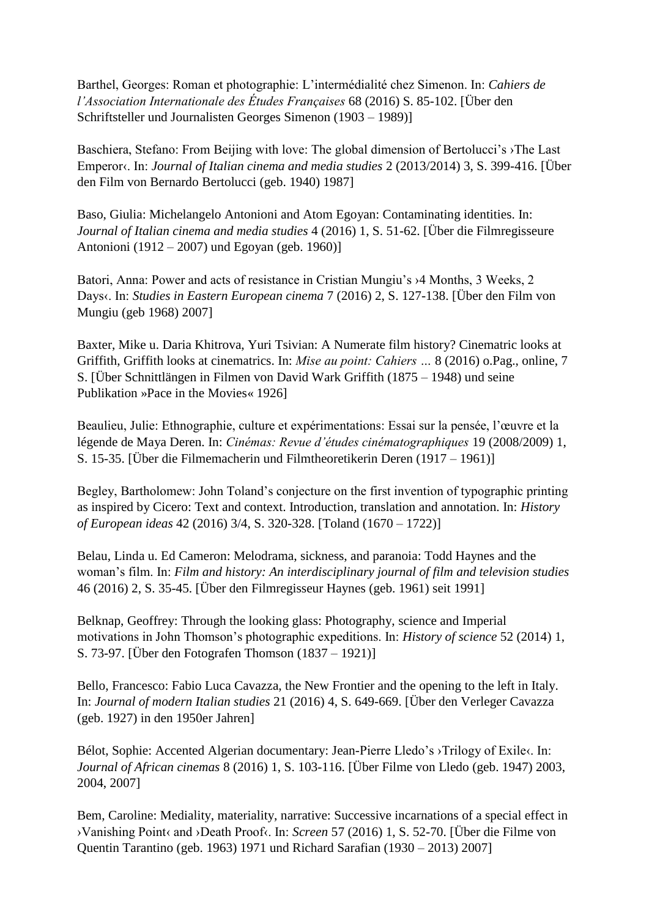Barthel, Georges: Roman et photographie: L'intermédialité chez Simenon. In: *Cahiers de l'Association Internationale des Études Françaises* 68 (2016) S. 85-102. [Über den Schriftsteller und Journalisten Georges Simenon (1903 – 1989)]

Baschiera, Stefano: From Beijing with love: The global dimension of Bertolucci's ›The Last Emperor‹. In: *Journal of Italian cinema and media studies* 2 (2013/2014) 3, S. 399-416. [Über den Film von Bernardo Bertolucci (geb. 1940) 1987]

Baso, Giulia: Michelangelo Antonioni and Atom Egoyan: Contaminating identities. In: *Journal of Italian cinema and media studies* 4 (2016) 1, S. 51-62. [Über die Filmregisseure Antonioni (1912 – 2007) und Egoyan (geb. 1960)]

Batori, Anna: Power and acts of resistance in Cristian Mungiu's ›4 Months, 3 Weeks, 2 Days‹. In: *Studies in Eastern European cinema* 7 (2016) 2, S. 127-138. [Über den Film von Mungiu (geb 1968) 2007]

Baxter, Mike u. Daria Khitrova, Yuri Tsivian: A Numerate film history? Cinematric looks at Griffith, Griffith looks at cinematrics. In: *Mise au point: Cahiers …* 8 (2016) o.Pag., online, 7 S. [Über Schnittlängen in Filmen von David Wark Griffith (1875 – 1948) und seine Publikation »Pace in the Movies« 1926]

Beaulieu, Julie: Ethnographie, culture et expérimentations: Essai sur la pensée, l'œuvre et la légende de Maya Deren. In: *Cinémas: Revue d'études cinématographiques* 19 (2008/2009) 1, S. 15-35. [Über die Filmemacherin und Filmtheoretikerin Deren (1917 – 1961)]

Begley, Bartholomew: John Toland's conjecture on the first invention of typographic printing as inspired by Cicero: Text and context. Introduction, translation and annotation. In: *History of European ideas* 42 (2016) 3/4, S. 320-328. [Toland (1670 – 1722)]

Belau, Linda u. Ed Cameron: Melodrama, sickness, and paranoia: Todd Haynes and the woman's film. In: *Film and history: An interdisciplinary journal of film and television studies* 46 (2016) 2, S. 35-45. [Über den Filmregisseur Haynes (geb. 1961) seit 1991]

Belknap, Geoffrey: Through the looking glass: Photography, science and Imperial motivations in John Thomson's photographic expeditions. In: *History of science* 52 (2014) 1, S. 73-97. [Über den Fotografen Thomson (1837 – 1921)]

Bello, Francesco: Fabio Luca Cavazza, the New Frontier and the opening to the left in Italy. In: *Journal of modern Italian studies* 21 (2016) 4, S. 649-669. [Über den Verleger Cavazza (geb. 1927) in den 1950er Jahren]

Bélot, Sophie: Accented Algerian documentary: Jean-Pierre Lledo's ›Trilogy of Exile‹. In: *Journal of African cinemas* 8 (2016) 1, S. 103-116. [Über Filme von Lledo (geb. 1947) 2003, 2004, 2007]

Bem, Caroline: Mediality, materiality, narrative: Successive incarnations of a special effect in ›Vanishing Point‹ and ›Death Proof‹. In: *Screen* 57 (2016) 1, S. 52-70. [Über die Filme von Quentin Tarantino (geb. 1963) 1971 und Richard Sarafian (1930 – 2013) 2007]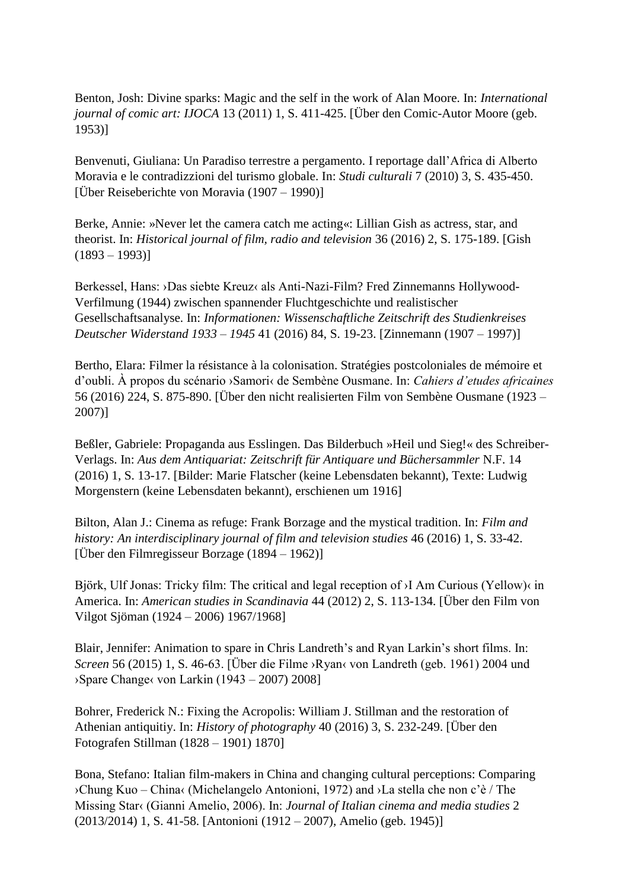Benton, Josh: Divine sparks: Magic and the self in the work of Alan Moore. In: *International journal of comic art: IJOCA* 13 (2011) 1, S. 411-425. [Über den Comic-Autor Moore (geb. 1953)]

Benvenuti, Giuliana: Un Paradiso terrestre a pergamento. I reportage dall'Africa di Alberto Moravia e le contradizzioni del turismo globale. In: *Studi culturali* 7 (2010) 3, S. 435-450. [Über Reiseberichte von Moravia (1907 – 1990)]

Berke, Annie: »Never let the camera catch me acting«: Lillian Gish as actress, star, and theorist. In: *Historical journal of film, radio and television* 36 (2016) 2, S. 175-189. [Gish (1893 – 1993)]

Berkessel, Hans: ›Das siebte Kreuz‹ als Anti-Nazi-Film? Fred Zinnemanns Hollywood-Verfilmung (1944) zwischen spannender Fluchtgeschichte und realistischer Gesellschaftsanalyse. In: *Informationen: Wissenschaftliche Zeitschrift des Studienkreises Deutscher Widerstand 1933 – 1945* 41 (2016) 84, S. 19-23. [Zinnemann (1907 – 1997)]

Bertho, Elara: Filmer la résistance à la colonisation. Stratégies postcoloniales de mémoire et d'oubli. À propos du scénario ›Samori‹ de Sembène Ousmane. In: *Cahiers d'etudes africaines* 56 (2016) 224, S. 875-890. [Über den nicht realisierten Film von Sembène Ousmane (1923 – 2007)]

Beßler, Gabriele: Propaganda aus Esslingen. Das Bilderbuch »Heil und Sieg!« des Schreiber-Verlags. In: *Aus dem Antiquariat: Zeitschrift für Antiquare und Büchersammler* N.F. 14 (2016) 1, S. 13-17. [Bilder: Marie Flatscher (keine Lebensdaten bekannt), Texte: Ludwig Morgenstern (keine Lebensdaten bekannt), erschienen um 1916]

Bilton, Alan J.: Cinema as refuge: Frank Borzage and the mystical tradition. In: *Film and history: An interdisciplinary journal of film and television studies* 46 (2016) 1, S. 33-42. [Über den Filmregisseur Borzage (1894 – 1962)]

Björk, Ulf Jonas: Tricky film: The critical and legal reception of ›I Am Curious (Yellow)‹ in America. In: *American studies in Scandinavia* 44 (2012) 2, S. 113-134. [Über den Film von Vilgot Sjöman (1924 – 2006) 1967/1968]

Blair, Jennifer: Animation to spare in Chris Landreth's and Ryan Larkin's short films. In: *Screen* 56 (2015) 1, S. 46-63. [Über die Filme ›Ryan‹ von Landreth (geb. 1961) 2004 und ›Spare Change‹ von Larkin (1943 – 2007) 2008]

Bohrer, Frederick N.: Fixing the Acropolis: William J. Stillman and the restoration of Athenian antiquitiy. In: *History of photography* 40 (2016) 3, S. 232-249. [Über den Fotografen Stillman (1828 – 1901) 1870]

Bona, Stefano: Italian film-makers in China and changing cultural perceptions: Comparing ›Chung Kuo – China‹ (Michelangelo Antonioni, 1972) and ›La stella che non c'è / The Missing Star‹ (Gianni Amelio, 2006). In: *Journal of Italian cinema and media studies* 2 (2013/2014) 1, S. 41-58. [Antonioni (1912 – 2007), Amelio (geb. 1945)]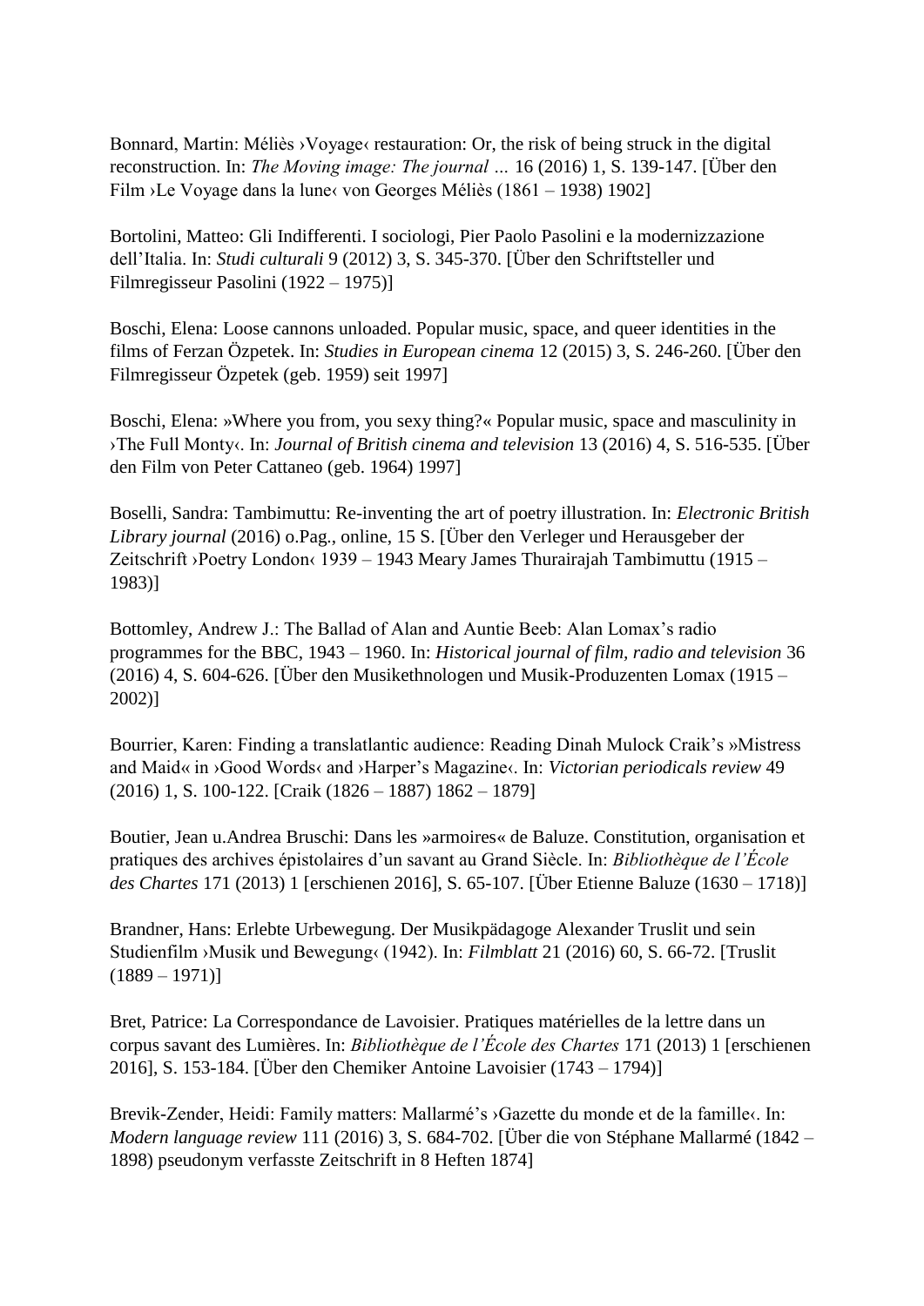Bonnard, Martin: Méliès ›Voyage‹ restauration: Or, the risk of being struck in the digital reconstruction. In: *The Moving image: The journal …* 16 (2016) 1, S. 139-147. [Über den Film ›Le Voyage dans la lune‹ von Georges Méliès (1861 – 1938) 1902]

Bortolini, Matteo: Gli Indifferenti. I sociologi, Pier Paolo Pasolini e la modernizzazione dell'Italia. In: *Studi culturali* 9 (2012) 3, S. 345-370. [Über den Schriftsteller und Filmregisseur Pasolini (1922 – 1975)]

Boschi, Elena: Loose cannons unloaded. Popular music, space, and queer identities in the films of Ferzan Özpetek. In: *Studies in European cinema* 12 (2015) 3, S. 246-260. [Über den Filmregisseur Özpetek (geb. 1959) seit 1997]

Boschi, Elena: »Where you from, you sexy thing?« Popular music, space and masculinity in ›The Full Monty‹. In: *Journal of British cinema and television* 13 (2016) 4, S. 516-535. [Über den Film von Peter Cattaneo (geb. 1964) 1997]

Boselli, Sandra: Tambimuttu: Re-inventing the art of poetry illustration. In: *Electronic British Library journal* (2016) o.Pag., online, 15 S. [Über den Verleger und Herausgeber der Zeitschrift ›Poetry London‹ 1939 – 1943 Meary James Thurairajah Tambimuttu (1915 – 1983)]

Bottomley, Andrew J.: The Ballad of Alan and Auntie Beeb: Alan Lomax's radio programmes for the BBC, 1943 – 1960. In: *Historical journal of film, radio and television* 36 (2016) 4, S. 604-626. [Über den Musikethnologen und Musik-Produzenten Lomax (1915 – 2002)]

Bourrier, Karen: Finding a translatlantic audience: Reading Dinah Mulock Craik's »Mistress and Maid« in ›Good Words‹ and ›Harper's Magazine‹. In: *Victorian periodicals review* 49 (2016) 1, S. 100-122. [Craik (1826 – 1887) 1862 – 1879]

Boutier, Jean u.Andrea Bruschi: Dans les »armoires« de Baluze. Constitution, organisation et pratiques des archives épistolaires d'un savant au Grand Siècle. In: *Bibliothèque de l'École des Chartes* 171 (2013) 1 [erschienen 2016], S. 65-107. [Über Etienne Baluze (1630 – 1718)]

Brandner, Hans: Erlebte Urbewegung. Der Musikpädagoge Alexander Truslit und sein Studienfilm ›Musik und Bewegung‹ (1942). In: *Filmblatt* 21 (2016) 60, S. 66-72. [Truslit (1889 – 1971)]

Bret, Patrice: La Correspondance de Lavoisier. Pratiques matérielles de la lettre dans un corpus savant des Lumières. In: *Bibliothèque de l'École des Chartes* 171 (2013) 1 [erschienen 2016], S. 153-184. [Über den Chemiker Antoine Lavoisier (1743 – 1794)]

Brevik-Zender, Heidi: Family matters: Mallarmé's ›Gazette du monde et de la famille‹. In: *Modern language review* 111 (2016) 3, S. 684-702. [Über die von Stéphane Mallarmé (1842 – 1898) pseudonym verfasste Zeitschrift in 8 Heften 1874]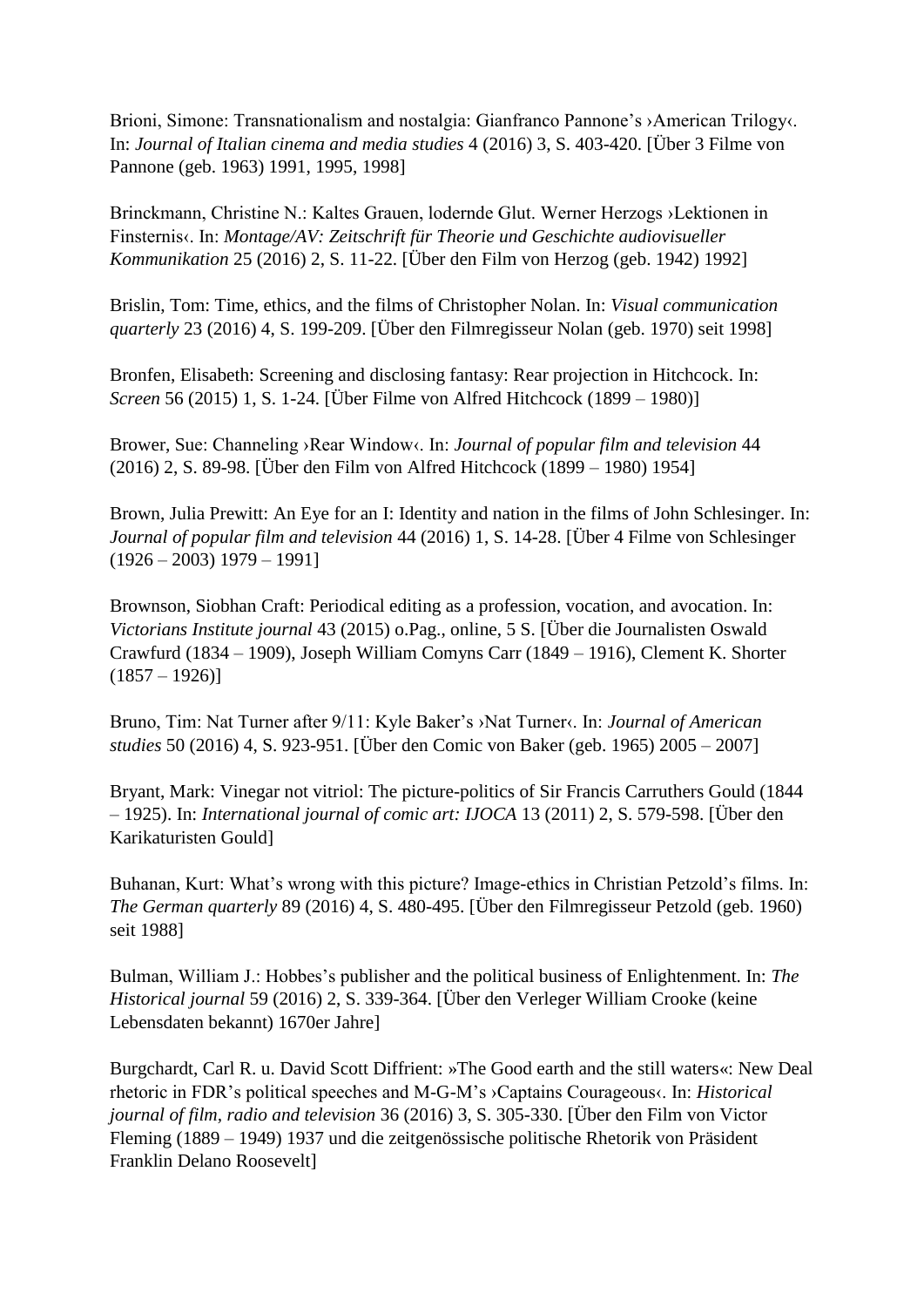Brioni, Simone: Transnationalism and nostalgia: Gianfranco Pannone's ›American Trilogy‹. In: *Journal of Italian cinema and media studies* 4 (2016) 3, S. 403-420. [Über 3 Filme von Pannone (geb. 1963) 1991, 1995, 1998]

Brinckmann, Christine N.: Kaltes Grauen, lodernde Glut. Werner Herzogs ›Lektionen in Finsternis‹. In: *Montage/AV: Zeitschrift für Theorie und Geschichte audiovisueller Kommunikation* 25 (2016) 2, S. 11-22. [Über den Film von Herzog (geb. 1942) 1992]

Brislin, Tom: Time, ethics, and the films of Christopher Nolan. In: *Visual communication quarterly* 23 (2016) 4, S. 199-209. [Über den Filmregisseur Nolan (geb. 1970) seit 1998]

Bronfen, Elisabeth: Screening and disclosing fantasy: Rear projection in Hitchcock. In: *Screen* 56 (2015) 1, S. 1-24. [Über Filme von Alfred Hitchcock (1899 – 1980)]

Brower, Sue: Channeling ›Rear Window‹. In: *Journal of popular film and television* 44 (2016) 2, S. 89-98. [Über den Film von Alfred Hitchcock (1899 – 1980) 1954]

Brown, Julia Prewitt: An Eye for an I: Identity and nation in the films of John Schlesinger. In: *Journal of popular film and television* 44 (2016) 1, S. 14-28. [Über 4 Filme von Schlesinger (1926 – 2003) 1979 – 1991]

Brownson, Siobhan Craft: Periodical editing as a profession, vocation, and avocation. In: *Victorians Institute journal* 43 (2015) o.Pag., online, 5 S. [Über die Journalisten Oswald Crawfurd (1834 – 1909), Joseph William Comyns Carr (1849 – 1916), Clement K. Shorter (1857 – 1926)]

Bruno, Tim: Nat Turner after 9/11: Kyle Baker's ›Nat Turner‹. In: *Journal of American studies* 50 (2016) 4, S. 923-951. [Über den Comic von Baker (geb. 1965) 2005 – 2007]

Bryant, Mark: Vinegar not vitriol: The picture-politics of Sir Francis Carruthers Gould (1844 – 1925). In: *International journal of comic art: IJOCA* 13 (2011) 2, S. 579-598. [Über den Karikaturisten Gould]

Buhanan, Kurt: What's wrong with this picture? Image-ethics in Christian Petzold's films. In: *The German quarterly* 89 (2016) 4, S. 480-495. [Über den Filmregisseur Petzold (geb. 1960) seit 1988]

Bulman, William J.: Hobbes's publisher and the political business of Enlightenment. In: *The Historical journal* 59 (2016) 2, S. 339-364. [Über den Verleger William Crooke (keine Lebensdaten bekannt) 1670er Jahre]

Burgchardt, Carl R. u. David Scott Diffrient: »The Good earth and the still waters«: New Deal rhetoric in FDR's political speeches and M-G-M's ›Captains Courageous‹. In: *Historical journal of film, radio and television* 36 (2016) 3, S. 305-330. [Über den Film von Victor Fleming (1889 – 1949) 1937 und die zeitgenössische politische Rhetorik von Präsident Franklin Delano Roosevelt]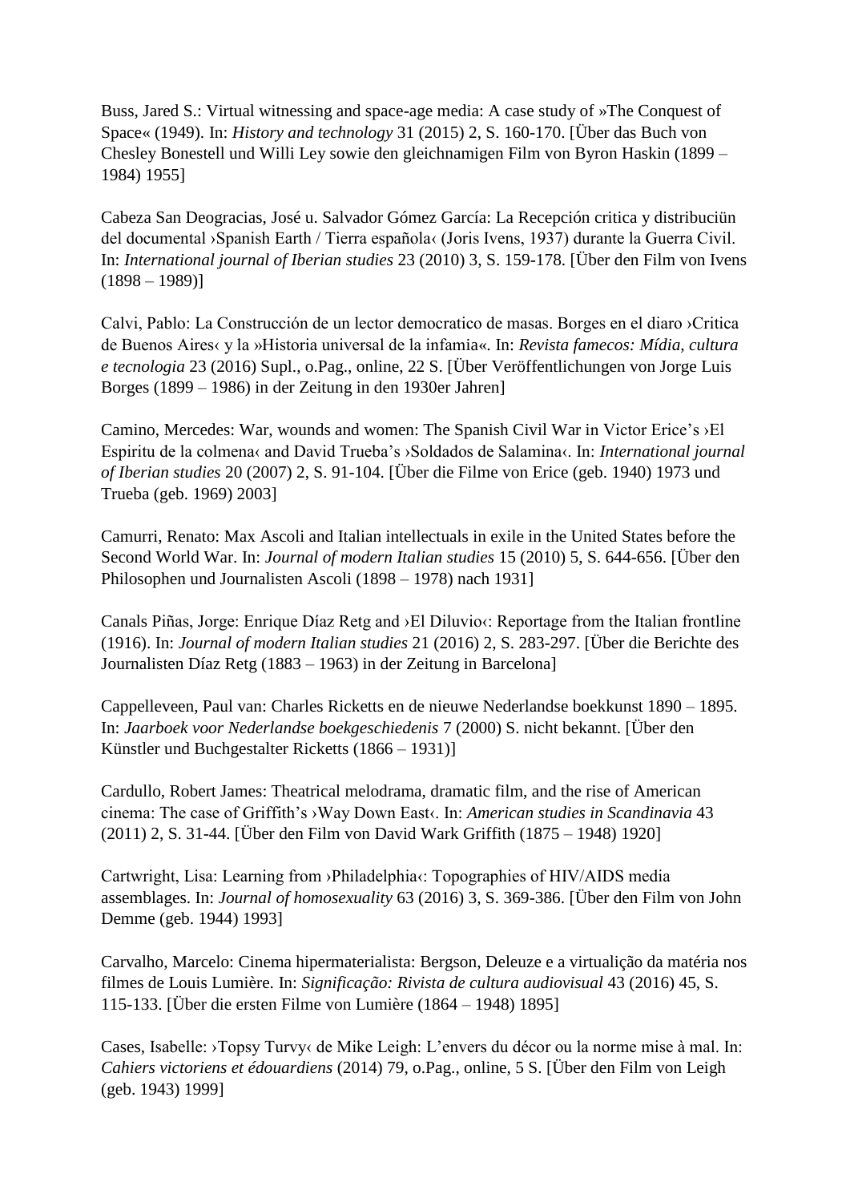Buss, Jared S.: Virtual witnessing and space-age media: A case study of »The Conquest of Space« (1949). In: *History and technology* 31 (2015) 2, S. 160-170. [Über das Buch von Chesley Bonestell und Willi Ley sowie den gleichnamigen Film von Byron Haskin (1899 – 1984) 1955]

Cabeza San Deogracias, José u. Salvador Gómez García: La Recepción critica y distribuciün del documental ›Spanish Earth / Tierra española‹ (Joris Ivens, 1937) durante la Guerra Civil. In: *International journal of Iberian studies* 23 (2010) 3, S. 159-178. [Über den Film von Ivens (1898 – 1989)]

Calvi, Pablo: La Construcción de un lector democratico de masas. Borges en el diaro ›Critica de Buenos Aires‹ y la »Historia universal de la infamia«. In: *Revista famecos: Mídia, cultura e tecnologia* 23 (2016) Supl., o.Pag., online, 22 S. [Über Veröffentlichungen von Jorge Luis Borges (1899 – 1986) in der Zeitung in den 1930er Jahren]

Camino, Mercedes: War, wounds and women: The Spanish Civil War in Victor Erice's ›El Espiritu de la colmena‹ and David Trueba's ›Soldados de Salamina‹. In: *International journal of Iberian studies* 20 (2007) 2, S. 91-104. [Über die Filme von Erice (geb. 1940) 1973 und Trueba (geb. 1969) 2003]

Camurri, Renato: Max Ascoli and Italian intellectuals in exile in the United States before the Second World War. In: *Journal of modern Italian studies* 15 (2010) 5, S. 644-656. [Über den Philosophen und Journalisten Ascoli (1898 – 1978) nach 1931]

Canals Piñas, Jorge: Enrique Díaz Retg and ›El Diluvio‹: Reportage from the Italian frontline (1916). In: *Journal of modern Italian studies* 21 (2016) 2, S. 283-297. [Über die Berichte des Journalisten Díaz Retg (1883 – 1963) in der Zeitung in Barcelona]

Cappelleveen, Paul van: Charles Ricketts en de nieuwe Nederlandse boekkunst 1890 – 1895. In: *Jaarboek voor Nederlandse boekgeschiedenis* 7 (2000) S. nicht bekannt. [Über den Künstler und Buchgestalter Ricketts (1866 – 1931)]

Cardullo, Robert James: Theatrical melodrama, dramatic film, and the rise of American cinema: The case of Griffith's ›Way Down East‹. In: *American studies in Scandinavia* 43 (2011) 2, S. 31-44. [Über den Film von David Wark Griffith (1875 – 1948) 1920]

Cartwright, Lisa: Learning from ›Philadelphia‹: Topographies of HIV/AIDS media assemblages. In: *Journal of homosexuality* 63 (2016) 3, S. 369-386. [Über den Film von John Demme (geb. 1944) 1993]

Carvalho, Marcelo: Cinema hipermaterialista: Bergson, Deleuze e a virtualição da matéria nos filmes de Louis Lumière. In: *Significação: Rivista de cultura audiovisual* 43 (2016) 45, S. 115-133. [Über die ersten Filme von Lumière (1864 – 1948) 1895]

Cases, Isabelle: ›Topsy Turvy‹ de Mike Leigh: L'envers du décor ou la norme mise à mal. In: *Cahiers victoriens et édouardiens* (2014) 79, o.Pag., online, 5 S. [Über den Film von Leigh (geb. 1943) 1999]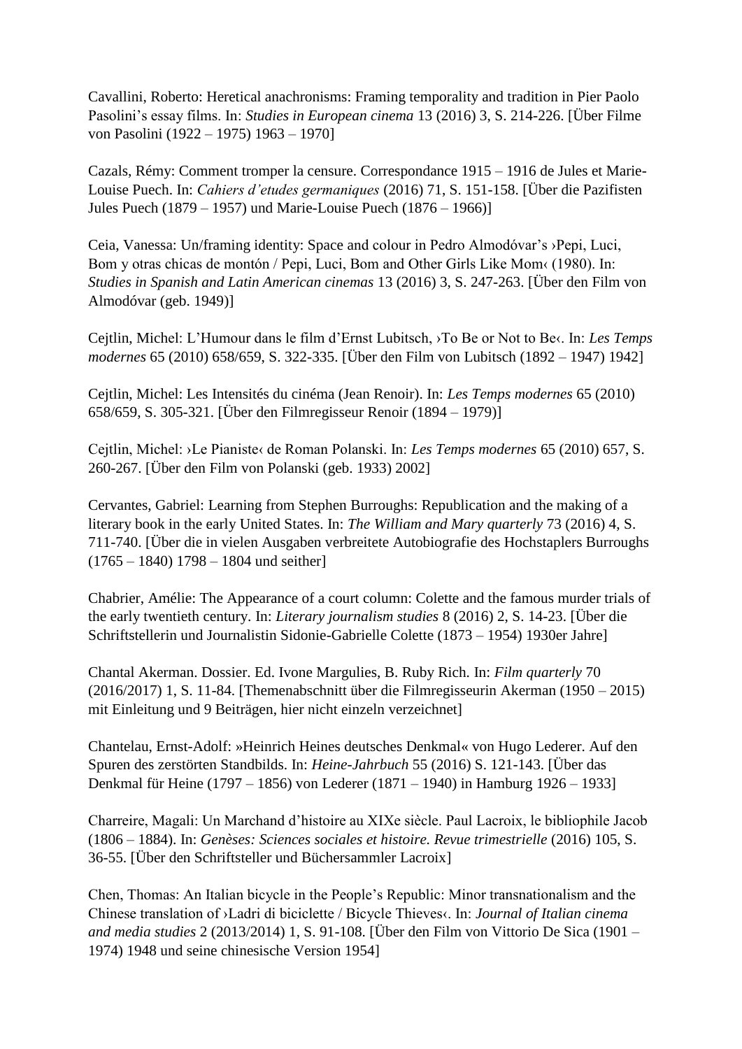Cavallini, Roberto: Heretical anachronisms: Framing temporality and tradition in Pier Paolo Pasolini's essay films. In: *Studies in European cinema* 13 (2016) 3, S. 214-226. [Über Filme von Pasolini (1922 – 1975) 1963 – 1970]

Cazals, Rémy: Comment tromper la censure. Correspondance 1915 – 1916 de Jules et Marie-Louise Puech. In: *Cahiers d'etudes germaniques* (2016) 71, S. 151-158. [Über die Pazifisten Jules Puech (1879 – 1957) und Marie-Louise Puech (1876 – 1966)]

Ceia, Vanessa: Un/framing identity: Space and colour in Pedro Almodóvar's ›Pepi, Luci, Bom y otras chicas de montón / Pepi, Luci, Bom and Other Girls Like Mom‹ (1980). In: *Studies in Spanish and Latin American cinemas* 13 (2016) 3, S. 247-263. [Über den Film von Almodóvar (geb. 1949)]

Cejtlin, Michel: L'Humour dans le film d'Ernst Lubitsch, ›To Be or Not to Be‹. In: *Les Temps modernes* 65 (2010) 658/659, S. 322-335. [Über den Film von Lubitsch (1892 – 1947) 1942]

Cejtlin, Michel: Les Intensités du cinéma (Jean Renoir). In: *Les Temps modernes* 65 (2010) 658/659, S. 305-321. [Über den Filmregisseur Renoir (1894 – 1979)]

Cejtlin, Michel: ›Le Pianiste‹ de Roman Polanski. In: *Les Temps modernes* 65 (2010) 657, S. 260-267. [Über den Film von Polanski (geb. 1933) 2002]

Cervantes, Gabriel: Learning from Stephen Burroughs: Republication and the making of a literary book in the early United States. In: *The William and Mary quarterly* 73 (2016) 4, S. 711-740. [Über die in vielen Ausgaben verbreitete Autobiografie des Hochstaplers Burroughs (1765 – 1840) 1798 – 1804 und seither]

Chabrier, Amélie: The Appearance of a court column: Colette and the famous murder trials of the early twentieth century. In: *Literary journalism studies* 8 (2016) 2, S. 14-23. [Über die Schriftstellerin und Journalistin Sidonie-Gabrielle Colette (1873 – 1954) 1930er Jahre]

Chantal Akerman. Dossier. Ed. Ivone Margulies, B. Ruby Rich. In: *Film quarterly* 70 (2016/2017) 1, S. 11-84. [Themenabschnitt über die Filmregisseurin Akerman (1950 – 2015) mit Einleitung und 9 Beiträgen, hier nicht einzeln verzeichnet]

Chantelau, Ernst-Adolf: »Heinrich Heines deutsches Denkmal« von Hugo Lederer. Auf den Spuren des zerstörten Standbilds. In: *Heine-Jahrbuch* 55 (2016) S. 121-143. [Über das Denkmal für Heine (1797 – 1856) von Lederer (1871 – 1940) in Hamburg 1926 – 1933]

Charreire, Magali: Un Marchand d'histoire au XIXe siècle. Paul Lacroix, le bibliophile Jacob (1806 – 1884). In: *Genèses: Sciences sociales et histoire. Revue trimestrielle* (2016) 105, S. 36-55. [Über den Schriftsteller und Büchersammler Lacroix]

Chen, Thomas: An Italian bicycle in the People's Republic: Minor transnationalism and the Chinese translation of ›Ladri di biciclette / Bicycle Thieves‹. In: *Journal of Italian cinema and media studies* 2 (2013/2014) 1, S. 91-108. [Über den Film von Vittorio De Sica (1901 – 1974) 1948 und seine chinesische Version 1954]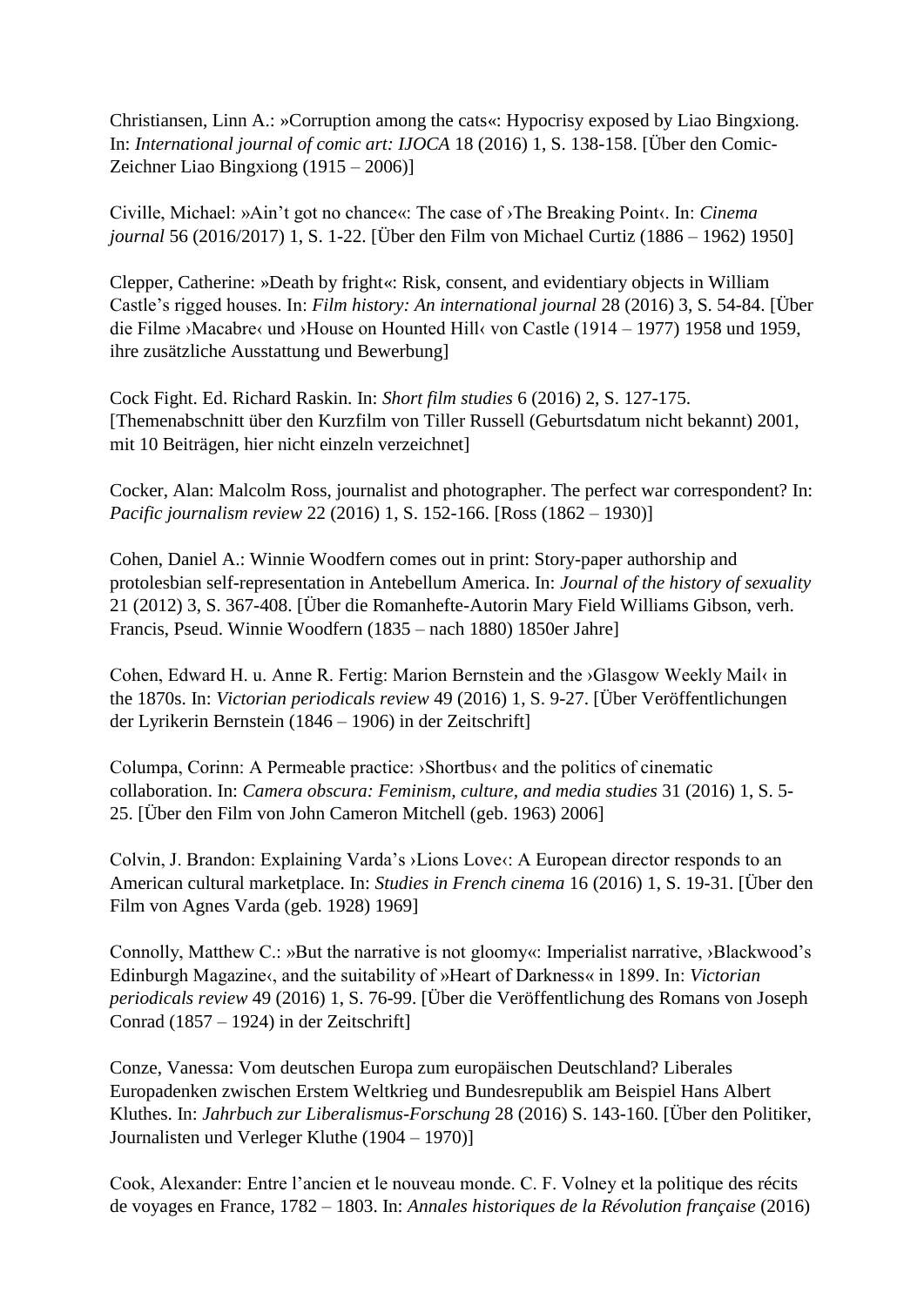Christiansen, Linn A.: »Corruption among the cats«: Hypocrisy exposed by Liao Bingxiong. In: *International journal of comic art: IJOCA* 18 (2016) 1, S. 138-158. [Über den Comic-Zeichner Liao Bingxiong (1915 – 2006)]

Civille, Michael: »Ain't got no chance«: The case of ›The Breaking Point‹. In: *Cinema journal* 56 (2016/2017) 1, S. 1-22. [Über den Film von Michael Curtiz (1886 – 1962) 1950]

Clepper, Catherine: »Death by fright«: Risk, consent, and evidentiary objects in William Castle's rigged houses. In: *Film history: An international journal* 28 (2016) 3, S. 54-84. [Über die Filme ›Macabre‹ und ›House on Hounted Hill‹ von Castle (1914 – 1977) 1958 und 1959, ihre zusätzliche Ausstattung und Bewerbung]

Cock Fight. Ed. Richard Raskin. In: *Short film studies* 6 (2016) 2, S. 127-175. [Themenabschnitt über den Kurzfilm von Tiller Russell (Geburtsdatum nicht bekannt) 2001, mit 10 Beiträgen, hier nicht einzeln verzeichnet]

Cocker, Alan: Malcolm Ross, journalist and photographer. The perfect war correspondent? In: *Pacific journalism review* 22 (2016) 1, S. 152-166. [Ross (1862 – 1930)]

Cohen, Daniel A.: Winnie Woodfern comes out in print: Story-paper authorship and protolesbian self-representation in Antebellum America. In: *Journal of the history of sexuality* 21 (2012) 3, S. 367-408. [Über die Romanhefte-Autorin Mary Field Williams Gibson, verh. Francis, Pseud. Winnie Woodfern (1835 – nach 1880) 1850er Jahre]

Cohen, Edward H. u. Anne R. Fertig: Marion Bernstein and the ›Glasgow Weekly Mail‹ in the 1870s. In: *Victorian periodicals review* 49 (2016) 1, S. 9-27. [Über Veröffentlichungen der Lyrikerin Bernstein (1846 – 1906) in der Zeitschrift]

Columpa, Corinn: A Permeable practice: ›Shortbus‹ and the politics of cinematic collaboration. In: *Camera obscura: Feminism, culture, and media studies* 31 (2016) 1, S. 5-25. [Über den Film von John Cameron Mitchell (geb. 1963) 2006]

Colvin, J. Brandon: Explaining Varda's ›Lions Love‹: A European director responds to an American cultural marketplace. In: *Studies in French cinema* 16 (2016) 1, S. 19-31. [Über den Film von Agnes Varda (geb. 1928) 1969]

Connolly, Matthew C.: »But the narrative is not gloomy«: Imperialist narrative, ›Blackwood's Edinburgh Magazine‹, and the suitability of »Heart of Darkness« in 1899. In: *Victorian periodicals review* 49 (2016) 1, S. 76-99. [Über die Veröffentlichung des Romans von Joseph Conrad (1857 – 1924) in der Zeitschrift]

Conze, Vanessa: Vom deutschen Europa zum europäischen Deutschland? Liberales Europadenken zwischen Erstem Weltkrieg und Bundesrepublik am Beispiel Hans Albert Kluthes. In: *Jahrbuch zur Liberalismus-Forschung* 28 (2016) S. 143-160. [Über den Politiker, Journalisten und Verleger Kluthe (1904 – 1970)]

Cook, Alexander: Entre l'ancien et le nouveau monde. C. F. Volney et la politique des récits de voyages en France, 1782 – 1803. In: *Annales historiques de la Révolution française* (2016)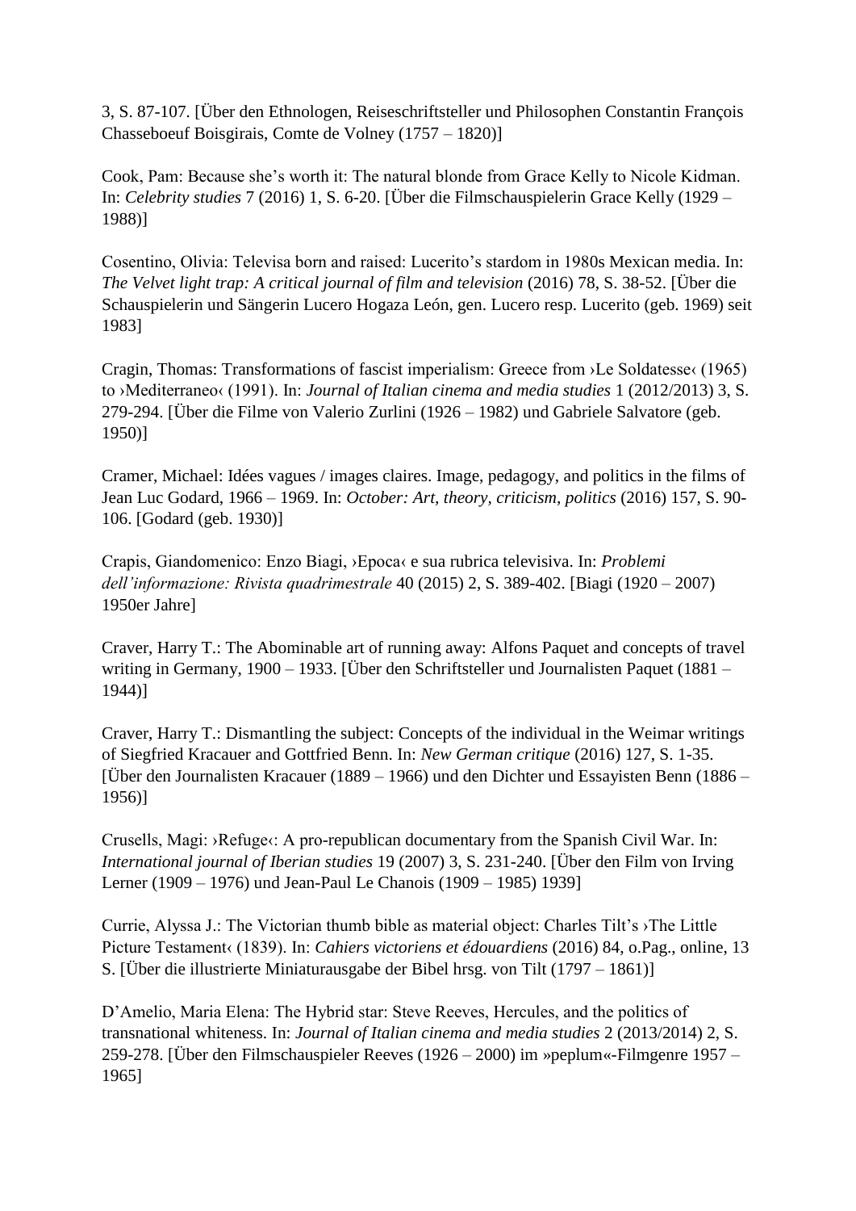3, S. 87-107. [Über den Ethnologen, Reiseschriftsteller und Philosophen Constantin François Chasseboeuf Boisgirais, Comte de Volney (1757 – 1820)]

Cook, Pam: Because she's worth it: The natural blonde from Grace Kelly to Nicole Kidman. In: *Celebrity studies* 7 (2016) 1, S. 6-20. [Über die Filmschauspielerin Grace Kelly (1929 – 1988)]

Cosentino, Olivia: Televisa born and raised: Lucerito's stardom in 1980s Mexican media. In: *The Velvet light trap: A critical journal of film and television* (2016) 78, S. 38-52. [Über die Schauspielerin und Sängerin Lucero Hogaza León, gen. Lucero resp. Lucerito (geb. 1969) seit 1983]

Cragin, Thomas: Transformations of fascist imperialism: Greece from ›Le Soldatesse‹ (1965) to ›Mediterraneo‹ (1991). In: *Journal of Italian cinema and media studies* 1 (2012/2013) 3, S. 279-294. [Über die Filme von Valerio Zurlini (1926 – 1982) und Gabriele Salvatore (geb. 1950)]

Cramer, Michael: Idées vagues / images claires. Image, pedagogy, and politics in the films of Jean Luc Godard, 1966 – 1969. In: *October: Art, theory, criticism, politics* (2016) 157, S. 90-106. [Godard (geb. 1930)]

Crapis, Giandomenico: Enzo Biagi, ›Epoca‹ e sua rubrica televisiva. In: *Problemi dell'informazione: Rivista quadrimestrale* 40 (2015) 2, S. 389-402. [Biagi (1920 – 2007) 1950er Jahre]

Craver, Harry T.: The Abominable art of running away: Alfons Paquet and concepts of travel writing in Germany, 1900 – 1933. [Über den Schriftsteller und Journalisten Paquet (1881 – 1944)]

Craver, Harry T.: Dismantling the subject: Concepts of the individual in the Weimar writings of Siegfried Kracauer and Gottfried Benn. In: *New German critique* (2016) 127, S. 1-35. [Über den Journalisten Kracauer (1889 – 1966) und den Dichter und Essayisten Benn (1886 – 1956)]

Crusells, Magi: ›Refuge‹: A pro-republican documentary from the Spanish Civil War. In: *International journal of Iberian studies* 19 (2007) 3, S. 231-240. [Über den Film von Irving Lerner (1909 – 1976) und Jean-Paul Le Chanois (1909 – 1985) 1939]

Currie, Alyssa J.: The Victorian thumb bible as material object: Charles Tilt's ›The Little Picture Testament‹ (1839). In: *Cahiers victoriens et édouardiens* (2016) 84, o.Pag., online, 13 S. [Über die illustrierte Miniaturausgabe der Bibel hrsg. von Tilt (1797 – 1861)]

D'Amelio, Maria Elena: The Hybrid star: Steve Reeves, Hercules, and the politics of transnational whiteness. In: *Journal of Italian cinema and media studies* 2 (2013/2014) 2, S. 259-278. [Über den Filmschauspieler Reeves (1926 – 2000) im »peplum«-Filmgenre 1957 – 1965]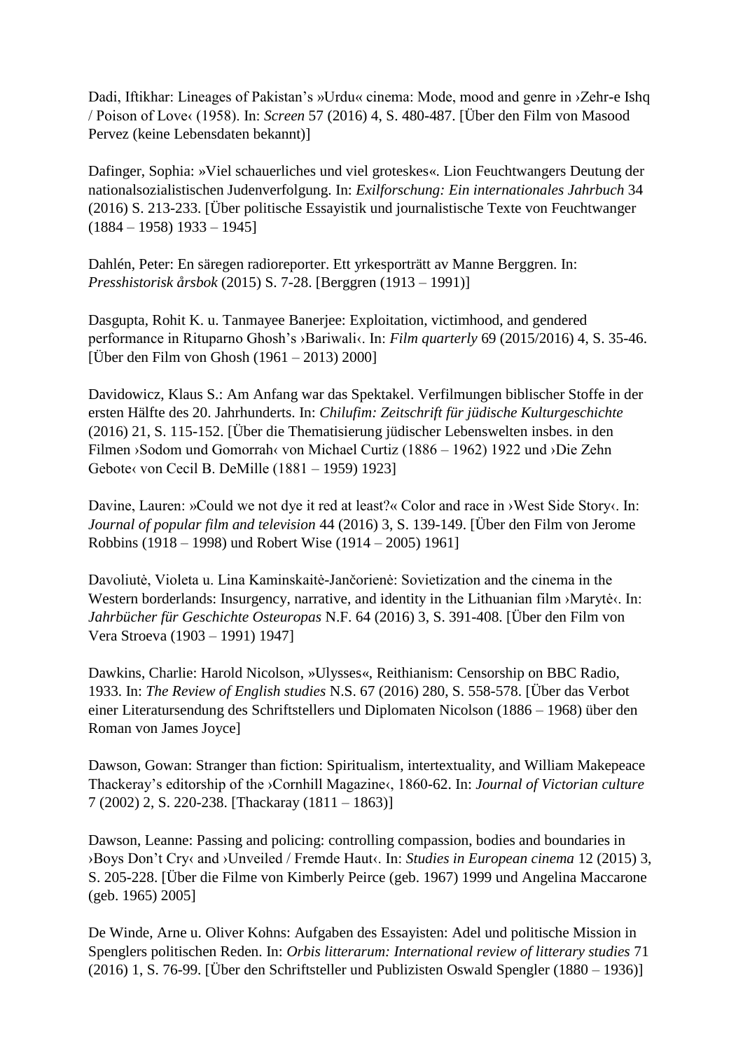Dadi, Iftikhar: Lineages of Pakistan's »Urdu« cinema: Mode, mood and genre in ›Zehr-e Ishq / Poison of Love‹ (1958). In: *Screen* 57 (2016) 4, S. 480-487. [Über den Film von Masood Pervez (keine Lebensdaten bekannt)]

Dafinger, Sophia: »Viel schauerliches und viel groteskes«. Lion Feuchtwangers Deutung der nationalsozialistischen Judenverfolgung. In: *Exilforschung: Ein internationales Jahrbuch* 34 (2016) S. 213-233. [Über politische Essayistik und journalistische Texte von Feuchtwanger (1884 – 1958) 1933 – 1945]

Dahlén, Peter: En säregen radioreporter. Ett yrkesporträtt av Manne Berggren. In: *Presshistorisk årsbok* (2015) S. 7-28. [Berggren (1913 – 1991)]

Dasgupta, Rohit K. u. Tanmayee Banerjee: Exploitation, victimhood, and gendered performance in Rituparno Ghosh's ›Bariwali‹. In: *Film quarterly* 69 (2015/2016) 4, S. 35-46. [Über den Film von Ghosh (1961 – 2013) 2000]

Davidowicz, Klaus S.: Am Anfang war das Spektakel. Verfilmungen biblischer Stoffe in der ersten Hälfte des 20. Jahrhunderts. In: *Chilufim: Zeitschrift für jüdische Kulturgeschichte* (2016) 21, S. 115-152. [Über die Thematisierung jüdischer Lebenswelten insbes. in den Filmen ›Sodom und Gomorrah‹ von Michael Curtiz (1886 – 1962) 1922 und ›Die Zehn Gebote‹ von Cecil B. DeMille (1881 – 1959) 1923]

Davine, Lauren: »Could we not dye it red at least?« Color and race in ›West Side Story‹. In: *Journal of popular film and television* 44 (2016) 3, S. 139-149. [Über den Film von Jerome Robbins (1918 – 1998) und Robert Wise (1914 – 2005) 1961]

Davoliutė, Violeta u. Lina Kaminskaitė-Jančorienė: Sovietization and the cinema in the Western borderlands: Insurgency, narrative, and identity in the Lithuanian film ›Marytė‹. In: *Jahrbücher für Geschichte Osteuropas* N.F. 64 (2016) 3, S. 391-408. [Über den Film von Vera Stroeva (1903 – 1991) 1947]

Dawkins, Charlie: Harold Nicolson, »Ulysses«, Reithianism: Censorship on BBC Radio, 1933. In: *The Review of English studies* N.S. 67 (2016) 280, S. 558-578. [Über das Verbot einer Literatursendung des Schriftstellers und Diplomaten Nicolson (1886 – 1968) über den Roman von James Joyce]

Dawson, Gowan: Stranger than fiction: Spiritualism, intertextuality, and William Makepeace Thackeray's editorship of the ›Cornhill Magazine‹, 1860-62. In: *Journal of Victorian culture* 7 (2002) 2, S. 220-238. [Thackaray (1811 – 1863)]

Dawson, Leanne: Passing and policing: controlling compassion, bodies and boundaries in ›Boys Don't Cry‹ and ›Unveiled / Fremde Haut‹. In: *Studies in European cinema* 12 (2015) 3, S. 205-228. [Über die Filme von Kimberly Peirce (geb. 1967) 1999 und Angelina Maccarone (geb. 1965) 2005]

De Winde, Arne u. Oliver Kohns: Aufgaben des Essayisten: Adel und politische Mission in Spenglers politischen Reden. In: *Orbis litterarum: International review of litterary studies* 71 (2016) 1, S. 76-99. [Über den Schriftsteller und Publizisten Oswald Spengler (1880 – 1936)]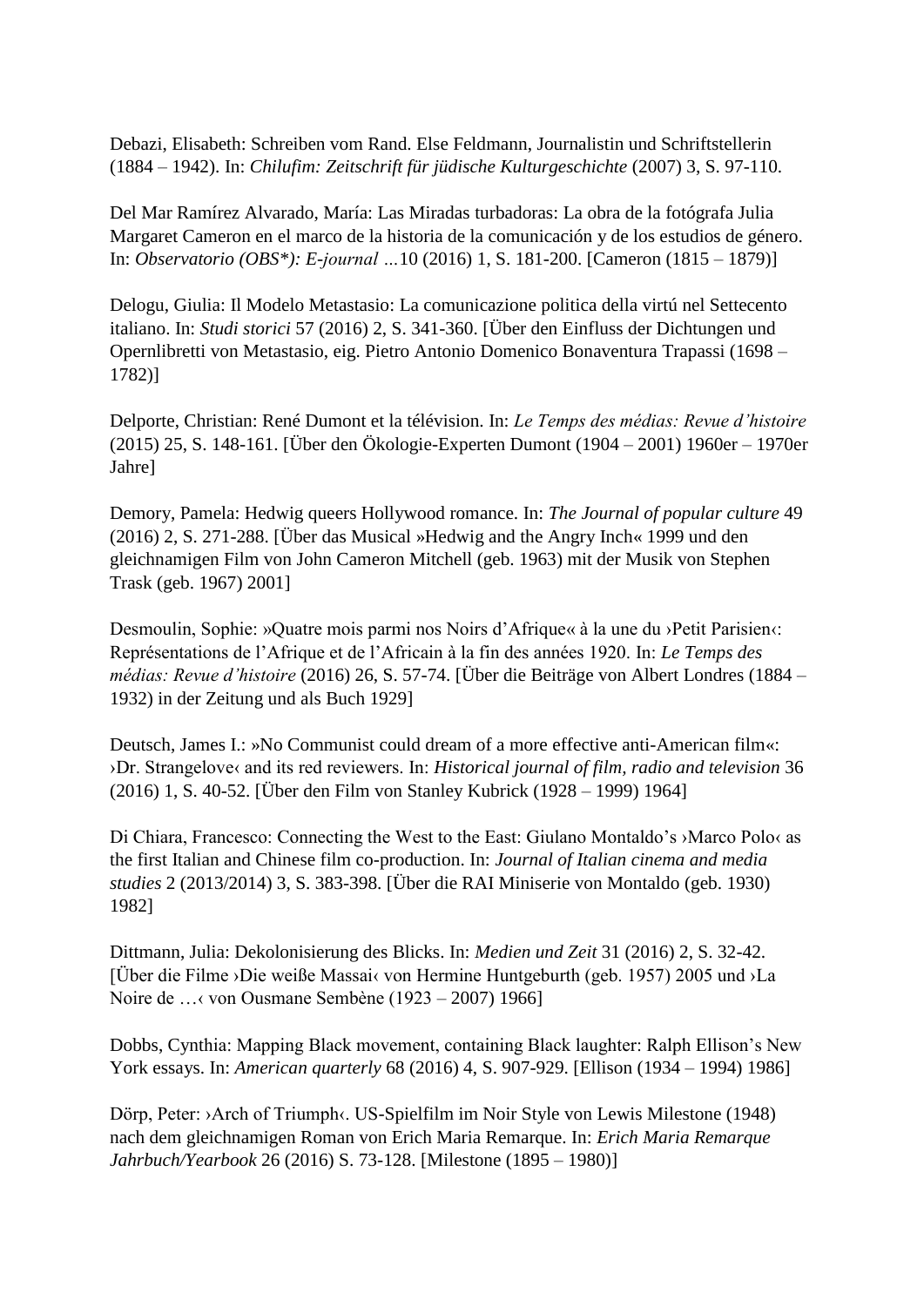Debazi, Elisabeth: Schreiben vom Rand. Else Feldmann, Journalistin und Schriftstellerin (1884 – 1942). In: *Chilufim: Zeitschrift für jüdische Kulturgeschichte* (2007) 3, S. 97-110.

Del Mar Ramírez Alvarado, María: Las Miradas turbadoras: La obra de la fotógrafa Julia Margaret Cameron en el marco de la historia de la comunicación y de los estudios de género. In: *Observatorio (OBS*): E-journal …*10 (2016) 1, S. 181-200. [Cameron (1815 – 1879)]

Delogu, Giulia: Il Modelo Metastasio: La comunicazione politica della virtú nel Settecento italiano. In: *Studi storici* 57 (2016) 2, S. 341-360. [Über den Einfluss der Dichtungen und Opernlibretti von Metastasio, eig. Pietro Antonio Domenico Bonaventura Trapassi (1698 – 1782)]

Delporte, Christian: René Dumont et la télévision. In: *Le Temps des médias: Revue d'histoire* (2015) 25, S. 148-161. [Über den Ökologie-Experten Dumont (1904 – 2001) 1960er – 1970er Jahre]

Demory, Pamela: Hedwig queers Hollywood romance. In: *The Journal of popular culture* 49 (2016) 2, S. 271-288. [Über das Musical »Hedwig and the Angry Inch« 1999 und den gleichnamigen Film von John Cameron Mitchell (geb. 1963) mit der Musik von Stephen Trask (geb. 1967) 2001]

Desmoulin, Sophie: »Quatre mois parmi nos Noirs d'Afrique« à la une du ›Petit Parisien‹: Représentations de l'Afrique et de l'Africain à la fin des années 1920. In: *Le Temps des médias: Revue d'histoire* (2016) 26, S. 57-74. [Über die Beiträge von Albert Londres (1884 – 1932) in der Zeitung und als Buch 1929]

Deutsch, James I.: »No Communist could dream of a more effective anti-American film«: ›Dr. Strangelove‹ and its red reviewers. In: *Historical journal of film, radio and television* 36 (2016) 1, S. 40-52. [Über den Film von Stanley Kubrick (1928 – 1999) 1964]

Di Chiara, Francesco: Connecting the West to the East: Giulano Montaldo's ›Marco Polo‹ as the first Italian and Chinese film co-production. In: *Journal of Italian cinema and media studies* 2 (2013/2014) 3, S. 383-398. [Über die RAI Miniserie von Montaldo (geb. 1930) 1982]

Dittmann, Julia: Dekolonisierung des Blicks. In: *Medien und Zeit* 31 (2016) 2, S. 32-42. [Über die Filme ›Die weiße Massai‹ von Hermine Huntgeburth (geb. 1957) 2005 und ›La Noire de …‹ von Ousmane Sembène (1923 – 2007) 1966]

Dobbs, Cynthia: Mapping Black movement, containing Black laughter: Ralph Ellison's New York essays. In: *American quarterly* 68 (2016) 4, S. 907-929. [Ellison (1934 – 1994) 1986]

Dörp, Peter: ›Arch of Triumph‹. US-Spielfilm im Noir Style von Lewis Milestone (1948) nach dem gleichnamigen Roman von Erich Maria Remarque. In: *Erich Maria Remarque Jahrbuch/Yearbook* 26 (2016) S. 73-128. [Milestone (1895 – 1980)]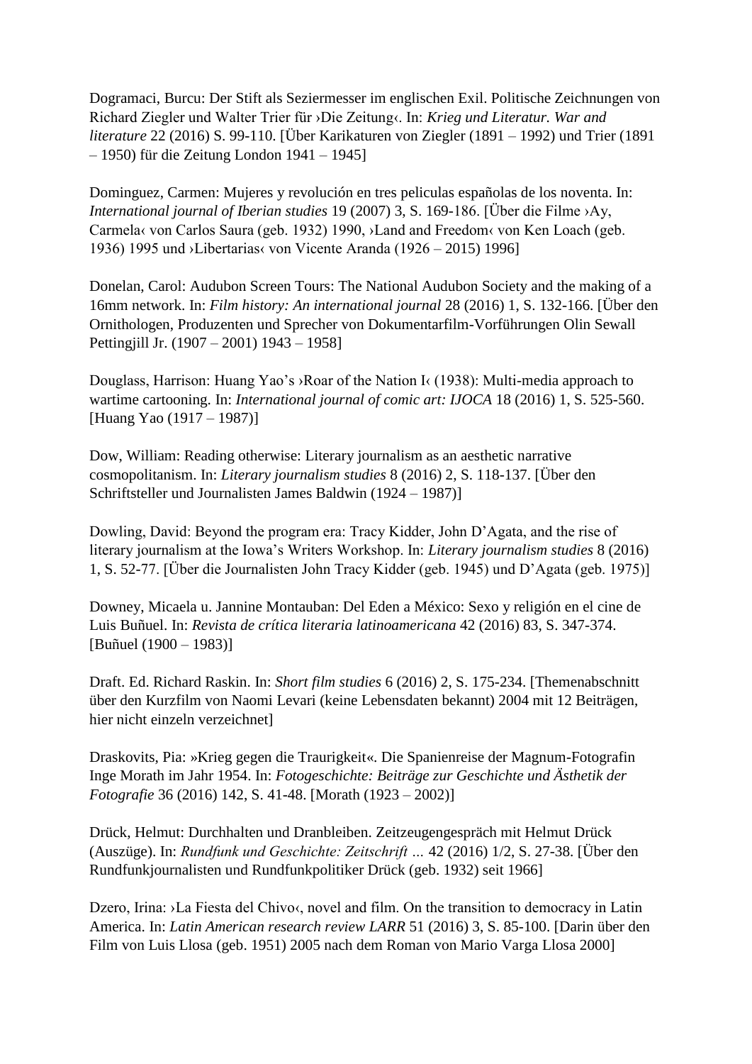Dogramaci, Burcu: Der Stift als Seziermesser im englischen Exil. Politische Zeichnungen von Richard Ziegler und Walter Trier für ›Die Zeitung‹. In: *Krieg und Literatur. War and literature* 22 (2016) S. 99-110. [Über Karikaturen von Ziegler (1891 – 1992) und Trier (1891 – 1950) für die Zeitung London 1941 – 1945]

Dominguez, Carmen: Mujeres y revolución en tres peliculas españolas de los noventa. In: *International journal of Iberian studies* 19 (2007) 3, S. 169-186. [Über die Filme ›Ay, Carmela‹ von Carlos Saura (geb. 1932) 1990, ›Land and Freedom‹ von Ken Loach (geb. 1936) 1995 und ›Libertarias‹ von Vicente Aranda (1926 – 2015) 1996]

Donelan, Carol: Audubon Screen Tours: The National Audubon Society and the making of a 16mm network. In: *Film history: An international journal* 28 (2016) 1, S. 132-166. [Über den Ornithologen, Produzenten und Sprecher von Dokumentarfilm-Vorführungen Olin Sewall Pettingjill Jr. (1907 – 2001) 1943 – 1958]

Douglass, Harrison: Huang Yao's ›Roar of the Nation I‹ (1938): Multi-media approach to wartime cartooning. In: *International journal of comic art: IJOCA* 18 (2016) 1, S. 525-560. [Huang Yao (1917 – 1987)]

Dow, William: Reading otherwise: Literary journalism as an aesthetic narrative cosmopolitanism. In: *Literary journalism studies* 8 (2016) 2, S. 118-137. [Über den Schriftsteller und Journalisten James Baldwin (1924 – 1987)]

Dowling, David: Beyond the program era: Tracy Kidder, John D'Agata, and the rise of literary journalism at the Iowa's Writers Workshop. In: *Literary journalism studies* 8 (2016) 1, S. 52-77. [Über die Journalisten John Tracy Kidder (geb. 1945) und D'Agata (geb. 1975)]

Downey, Micaela u. Jannine Montauban: Del Eden a México: Sexo y religión en el cine de Luis Buñuel. In: *Revista de crítica literaria latinoamericana* 42 (2016) 83, S. 347-374. [Buñuel (1900 – 1983)]

Draft. Ed. Richard Raskin. In: *Short film studies* 6 (2016) 2, S. 175-234. [Themenabschnitt über den Kurzfilm von Naomi Levari (keine Lebensdaten bekannt) 2004 mit 12 Beiträgen, hier nicht einzeln verzeichnet]

Draskovits, Pia: »Krieg gegen die Traurigkeit«. Die Spanienreise der Magnum-Fotografin Inge Morath im Jahr 1954. In: *Fotogeschichte: Beiträge zur Geschichte und Ästhetik der Fotografie* 36 (2016) 142, S. 41-48. [Morath (1923 – 2002)]

Drück, Helmut: Durchhalten und Dranbleiben. Zeitzeugengespräch mit Helmut Drück (Auszüge). In: *Rundfunk und Geschichte: Zeitschrift …* 42 (2016) 1/2, S. 27-38. [Über den Rundfunkjournalisten und Rundfunkpolitiker Drück (geb. 1932) seit 1966]

Dzero, Irina: ›La Fiesta del Chivo‹, novel and film. On the transition to democracy in Latin America. In: *Latin American research review LARR* 51 (2016) 3, S. 85-100. [Darin über den Film von Luis Llosa (geb. 1951) 2005 nach dem Roman von Mario Varga Llosa 2000]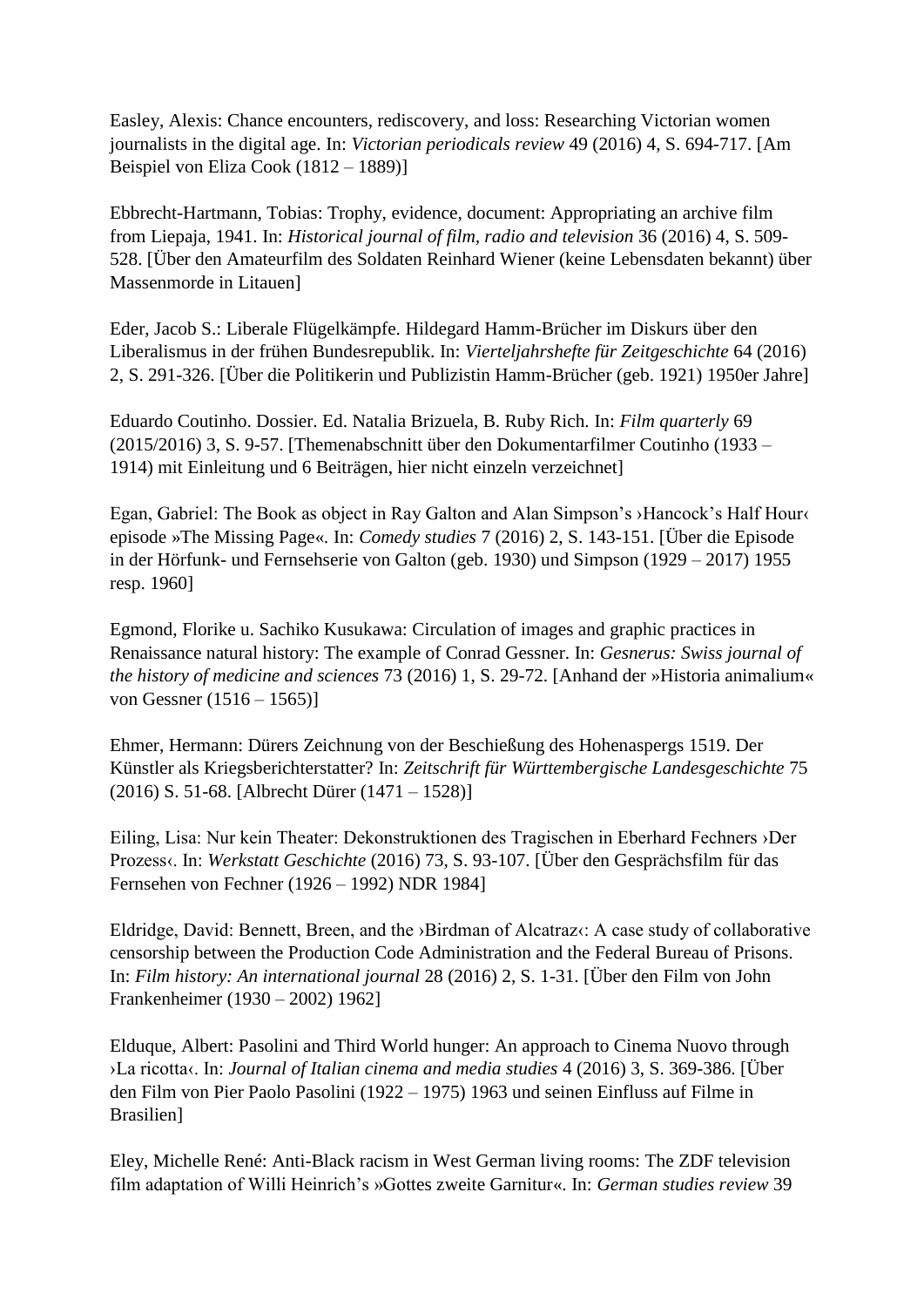Easley, Alexis: Chance encounters, rediscovery, and loss: Researching Victorian women journalists in the digital age. In: *Victorian periodicals review* 49 (2016) 4, S. 694-717. [Am Beispiel von Eliza Cook (1812 – 1889)]

Ebbrecht-Hartmann, Tobias: Trophy, evidence, document: Appropriating an archive film from Liepaja, 1941. In: *Historical journal of film, radio and television* 36 (2016) 4, S. 509-528. [Über den Amateurfilm des Soldaten Reinhard Wiener (keine Lebensdaten bekannt) über Massenmorde in Litauen]

Eder, Jacob S.: Liberale Flügelkämpfe. Hildegard Hamm-Brücher im Diskurs über den Liberalismus in der frühen Bundesrepublik. In: *Vierteljahrshefte für Zeitgeschichte* 64 (2016) 2, S. 291-326. [Über die Politikerin und Publizistin Hamm-Brücher (geb. 1921) 1950er Jahre]

Eduardo Coutinho. Dossier. Ed. Natalia Brizuela, B. Ruby Rich. In: *Film quarterly* 69 (2015/2016) 3, S. 9-57. [Themenabschnitt über den Dokumentarfilmer Coutinho (1933 – 1914) mit Einleitung und 6 Beiträgen, hier nicht einzeln verzeichnet]

Egan, Gabriel: The Book as object in Ray Galton and Alan Simpson's ›Hancock's Half Hour‹ episode »The Missing Page«. In: *Comedy studies* 7 (2016) 2, S. 143-151. [Über die Episode in der Hörfunk- und Fernsehserie von Galton (geb. 1930) und Simpson (1929 – 2017) 1955 resp. 1960]

Egmond, Florike u. Sachiko Kusukawa: Circulation of images and graphic practices in Renaissance natural history: The example of Conrad Gessner. In: *Gesnerus: Swiss journal of the history of medicine and sciences* 73 (2016) 1, S. 29-72. [Anhand der »Historia animalium« von Gessner (1516 – 1565)]

Ehmer, Hermann: Dürers Zeichnung von der Beschießung des Hohenaspergs 1519. Der Künstler als Kriegsberichterstatter? In: *Zeitschrift für Württembergische Landesgeschichte* 75 (2016) S. 51-68. [Albrecht Dürer (1471 – 1528)]

Eiling, Lisa: Nur kein Theater: Dekonstruktionen des Tragischen in Eberhard Fechners ›Der Prozess‹. In: *Werkstatt Geschichte* (2016) 73, S. 93-107. [Über den Gesprächsfilm für das Fernsehen von Fechner (1926 – 1992) NDR 1984]

Eldridge, David: Bennett, Breen, and the ›Birdman of Alcatraz‹: A case study of collaborative censorship between the Production Code Administration and the Federal Bureau of Prisons. In: *Film history: An international journal* 28 (2016) 2, S. 1-31. [Über den Film von John Frankenheimer (1930 – 2002) 1962]

Elduque, Albert: Pasolini and Third World hunger: An approach to Cinema Nuovo through ›La ricotta‹. In: *Journal of Italian cinema and media studies* 4 (2016) 3, S. 369-386. [Über den Film von Pier Paolo Pasolini (1922 – 1975) 1963 und seinen Einfluss auf Filme in Brasilien]

Eley, Michelle René: Anti-Black racism in West German living rooms: The ZDF television film adaptation of Willi Heinrich's »Gottes zweite Garnitur«. In: *German studies review* 39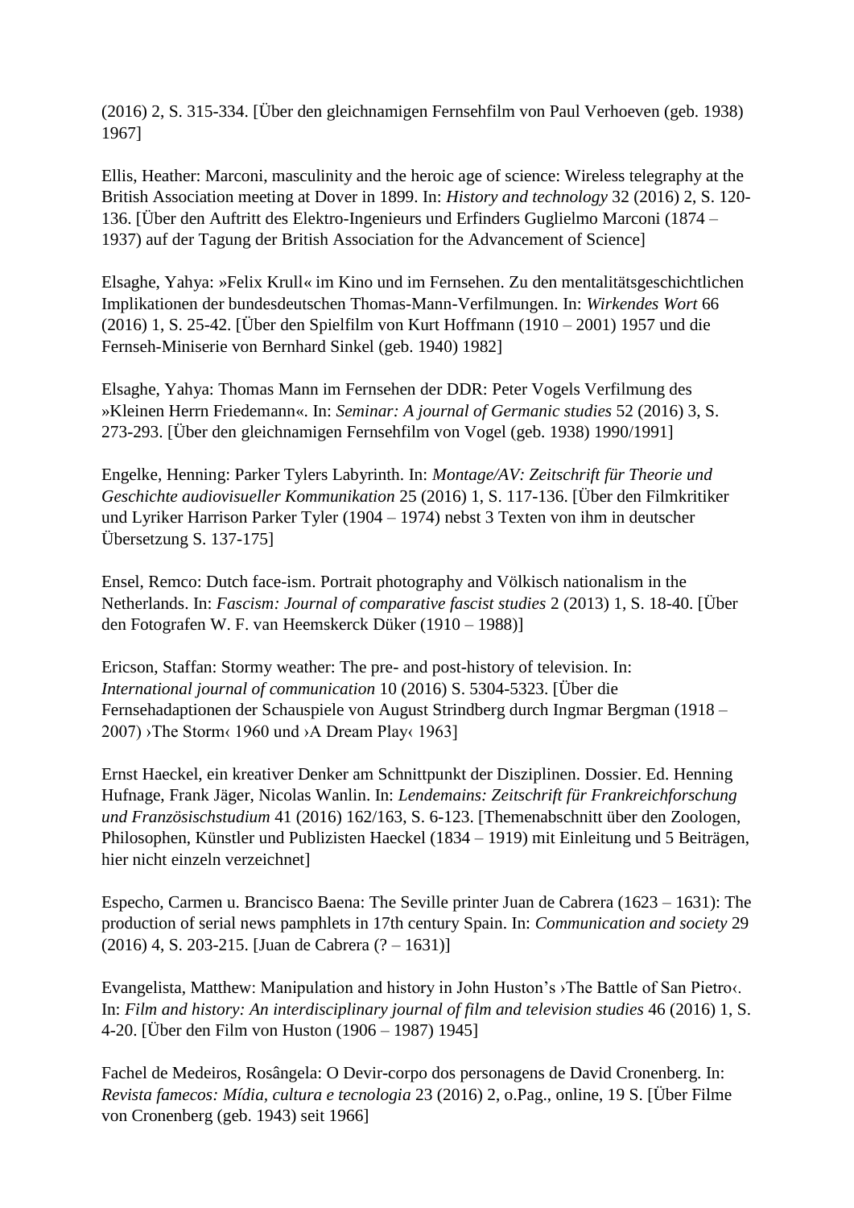(2016) 2, S. 315-334. [Über den gleichnamigen Fernsehfilm von Paul Verhoeven (geb. 1938) 1967]

Ellis, Heather: Marconi, masculinity and the heroic age of science: Wireless telegraphy at the British Association meeting at Dover in 1899. In: *History and technology* 32 (2016) 2, S. 120-136. [Über den Auftritt des Elektro-Ingenieurs und Erfinders Guglielmo Marconi (1874 – 1937) auf der Tagung der British Association for the Advancement of Science]

Elsaghe, Yahya: »Felix Krull« im Kino und im Fernsehen. Zu den mentalitätsgeschichtlichen Implikationen der bundesdeutschen Thomas-Mann-Verfilmungen. In: *Wirkendes Wort* 66 (2016) 1, S. 25-42. [Über den Spielfilm von Kurt Hoffmann (1910 – 2001) 1957 und die Fernseh-Miniserie von Bernhard Sinkel (geb. 1940) 1982]

Elsaghe, Yahya: Thomas Mann im Fernsehen der DDR: Peter Vogels Verfilmung des »Kleinen Herrn Friedemann«. In: *Seminar: A journal of Germanic studies* 52 (2016) 3, S. 273-293. [Über den gleichnamigen Fernsehfilm von Vogel (geb. 1938) 1990/1991]

Engelke, Henning: Parker Tylers Labyrinth. In: *Montage/AV: Zeitschrift für Theorie und Geschichte audiovisueller Kommunikation* 25 (2016) 1, S. 117-136. [Über den Filmkritiker und Lyriker Harrison Parker Tyler (1904 – 1974) nebst 3 Texten von ihm in deutscher Übersetzung S. 137-175]

Ensel, Remco: Dutch face-ism. Portrait photography and Völkisch nationalism in the Netherlands. In: *Fascism: Journal of comparative fascist studies* 2 (2013) 1, S. 18-40. [Über den Fotografen W. F. van Heemskerck Düker (1910 – 1988)]

Ericson, Staffan: Stormy weather: The pre- and post-history of television. In: *International journal of communication* 10 (2016) S. 5304-5323. [Über die Fernsehadaptionen der Schauspiele von August Strindberg durch Ingmar Bergman (1918 – 2007) ›The Storm‹ 1960 und ›A Dream Play‹ 1963]

Ernst Haeckel, ein kreativer Denker am Schnittpunkt der Disziplinen. Dossier. Ed. Henning Hufnage, Frank Jäger, Nicolas Wanlin. In: *Lendemains: Zeitschrift für Frankreichforschung und Französischstudium* 41 (2016) 162/163, S. 6-123. [Themenabschnitt über den Zoologen, Philosophen, Künstler und Publizisten Haeckel (1834 – 1919) mit Einleitung und 5 Beiträgen, hier nicht einzeln verzeichnet]

Especho, Carmen u. Brancisco Baena: The Seville printer Juan de Cabrera (1623 – 1631): The production of serial news pamphlets in 17th century Spain. In: *Communication and society* 29 (2016) 4, S. 203-215. [Juan de Cabrera (? – 1631)]

Evangelista, Matthew: Manipulation and history in John Huston's ›The Battle of San Pietro‹. In: *Film and history: An interdisciplinary journal of film and television studies* 46 (2016) 1, S. 4-20. [Über den Film von Huston (1906 – 1987) 1945]

Fachel de Medeiros, Rosângela: O Devir-corpo dos personagens de David Cronenberg. In: *Revista famecos: Mídia, cultura e tecnologia* 23 (2016) 2, o.Pag., online, 19 S. [Über Filme von Cronenberg (geb. 1943) seit 1966]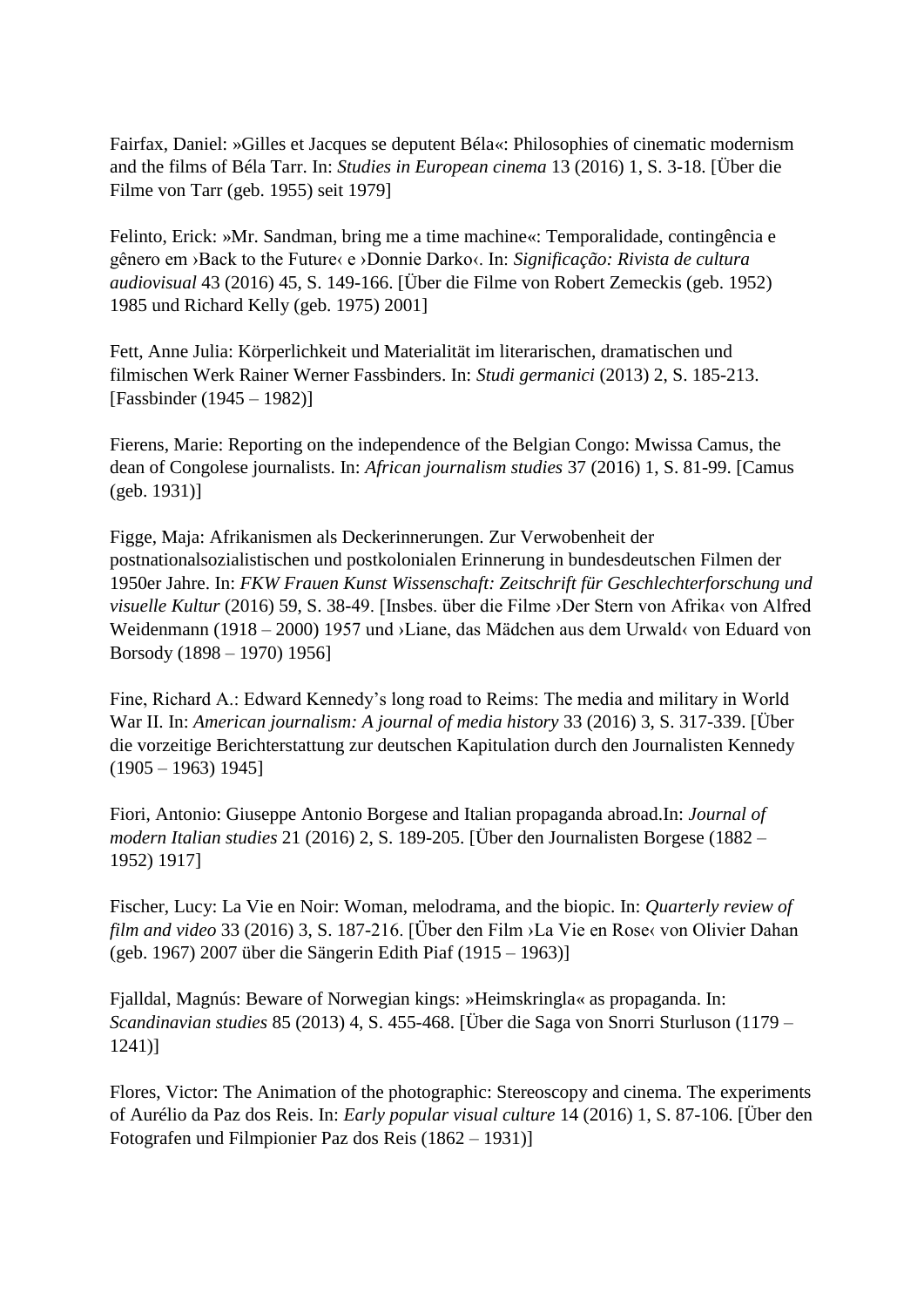Fairfax, Daniel: »Gilles et Jacques se deputent Béla«: Philosophies of cinematic modernism and the films of Béla Tarr. In: *Studies in European cinema* 13 (2016) 1, S. 3-18. [Über die Filme von Tarr (geb. 1955) seit 1979]

Felinto, Erick: »Mr. Sandman, bring me a time machine«: Temporalidade, contingência e gênero em ›Back to the Future‹ e ›Donnie Darko‹. In: *Significação: Rivista de cultura audiovisual* 43 (2016) 45, S. 149-166. [Über die Filme von Robert Zemeckis (geb. 1952) 1985 und Richard Kelly (geb. 1975) 2001]

Fett, Anne Julia: Körperlichkeit und Materialität im literarischen, dramatischen und filmischen Werk Rainer Werner Fassbinders. In: *Studi germanici* (2013) 2, S. 185-213. [Fassbinder (1945 – 1982)]

Fierens, Marie: Reporting on the independence of the Belgian Congo: Mwissa Camus, the dean of Congolese journalists. In: *African journalism studies* 37 (2016) 1, S. 81-99. [Camus (geb. 1931)]

Figge, Maja: Afrikanismen als Deckerinnerungen. Zur Verwobenheit der postnationalsozialistischen und postkolonialen Erinnerung in bundesdeutschen Filmen der 1950er Jahre. In: *FKW Frauen Kunst Wissenschaft: Zeitschrift für Geschlechterforschung und visuelle Kultur* (2016) 59, S. 38-49. [Insbes. über die Filme ›Der Stern von Afrika‹ von Alfred Weidenmann (1918 – 2000) 1957 und ›Liane, das Mädchen aus dem Urwald‹ von Eduard von Borsody (1898 – 1970) 1956]

Fine, Richard A.: Edward Kennedy's long road to Reims: The media and military in World War II. In: *American journalism: A journal of media history* 33 (2016) 3, S. 317-339. [Über die vorzeitige Berichterstattung zur deutschen Kapitulation durch den Journalisten Kennedy (1905 – 1963) 1945]

Fiori, Antonio: Giuseppe Antonio Borgese and Italian propaganda abroad.In: *Journal of modern Italian studies* 21 (2016) 2, S. 189-205. [Über den Journalisten Borgese (1882 – 1952) 1917]

Fischer, Lucy: La Vie en Noir: Woman, melodrama, and the biopic. In: *Quarterly review of film and video* 33 (2016) 3, S. 187-216. [Über den Film ›La Vie en Rose‹ von Olivier Dahan (geb. 1967) 2007 über die Sängerin Edith Piaf (1915 – 1963)]

Fjalldal, Magnús: Beware of Norwegian kings: »Heimskringla« as propaganda. In: *Scandinavian studies* 85 (2013) 4, S. 455-468. [Über die Saga von Snorri Sturluson (1179 – 1241)]

Flores, Victor: The Animation of the photographic: Stereoscopy and cinema. The experiments of Aurélio da Paz dos Reis. In: *Early popular visual culture* 14 (2016) 1, S. 87-106. [Über den Fotografen und Filmpionier Paz dos Reis (1862 – 1931)]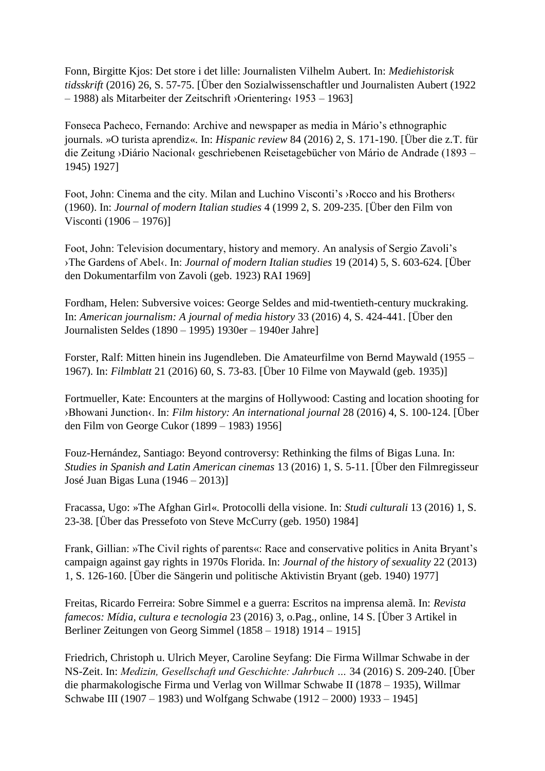Fonn, Birgitte Kjos: Det store i det lille: Journalisten Vilhelm Aubert. In: *Mediehistorisk tidsskrift* (2016) 26, S. 57-75. [Über den Sozialwissenschaftler und Journalisten Aubert (1922 – 1988) als Mitarbeiter der Zeitschrift ›Orientering‹ 1953 – 1963]

Fonseca Pacheco, Fernando: Archive and newspaper as media in Mário's ethnographic journals. »O turista aprendiz«. In: *Hispanic review* 84 (2016) 2, S. 171-190. [Über die z.T. für die Zeitung ›Diário Nacional‹ geschriebenen Reisetagebücher von Mário de Andrade (1893 – 1945) 1927]

Foot, John: Cinema and the city. Milan and Luchino Visconti's ›Rocco and his Brothers‹ (1960). In: *Journal of modern Italian studies* 4 (1999 2, S. 209-235. [Über den Film von Visconti (1906 – 1976)]

Foot, John: Television documentary, history and memory. An analysis of Sergio Zavoli's ›The Gardens of Abel‹. In: *Journal of modern Italian studies* 19 (2014) 5, S. 603-624. [Über den Dokumentarfilm von Zavoli (geb. 1923) RAI 1969]

Fordham, Helen: Subversive voices: George Seldes and mid-twentieth-century muckraking. In: *American journalism: A journal of media history* 33 (2016) 4, S. 424-441. [Über den Journalisten Seldes (1890 – 1995) 1930er – 1940er Jahre]

Forster, Ralf: Mitten hinein ins Jugendleben. Die Amateurfilme von Bernd Maywald (1955 – 1967). In: *Filmblatt* 21 (2016) 60, S. 73-83. [Über 10 Filme von Maywald (geb. 1935)]

Fortmueller, Kate: Encounters at the margins of Hollywood: Casting and location shooting for ›Bhowani Junction‹. In: *Film history: An international journal* 28 (2016) 4, S. 100-124. [Über den Film von George Cukor (1899 – 1983) 1956]

Fouz-Hernández, Santiago: Beyond controversy: Rethinking the films of Bigas Luna. In: *Studies in Spanish and Latin American cinemas* 13 (2016) 1, S. 5-11. [Über den Filmregisseur José Juan Bigas Luna (1946 – 2013)]

Fracassa, Ugo: »The Afghan Girl«. Protocolli della visione. In: *Studi culturali* 13 (2016) 1, S. 23-38. [Über das Pressefoto von Steve McCurry (geb. 1950) 1984]

Frank, Gillian: »The Civil rights of parents«: Race and conservative politics in Anita Bryant's campaign against gay rights in 1970s Florida. In: *Journal of the history of sexuality* 22 (2013) 1, S. 126-160. [Über die Sängerin und politische Aktivistin Bryant (geb. 1940) 1977]

Freitas, Ricardo Ferreira: Sobre Simmel e a guerra: Escritos na imprensa alemã. In: *Revista famecos: Mídia, cultura e tecnologia* 23 (2016) 3, o.Pag., online, 14 S. [Über 3 Artikel in Berliner Zeitungen von Georg Simmel (1858 – 1918) 1914 – 1915]

Friedrich, Christoph u. Ulrich Meyer, Caroline Seyfang: Die Firma Willmar Schwabe in der NS-Zeit. In: *Medizin, Gesellschaft und Geschichte: Jahrbuch …* 34 (2016) S. 209-240. [Über die pharmakologische Firma und Verlag von Willmar Schwabe II (1878 – 1935), Willmar Schwabe III (1907 – 1983) und Wolfgang Schwabe (1912 – 2000) 1933 – 1945]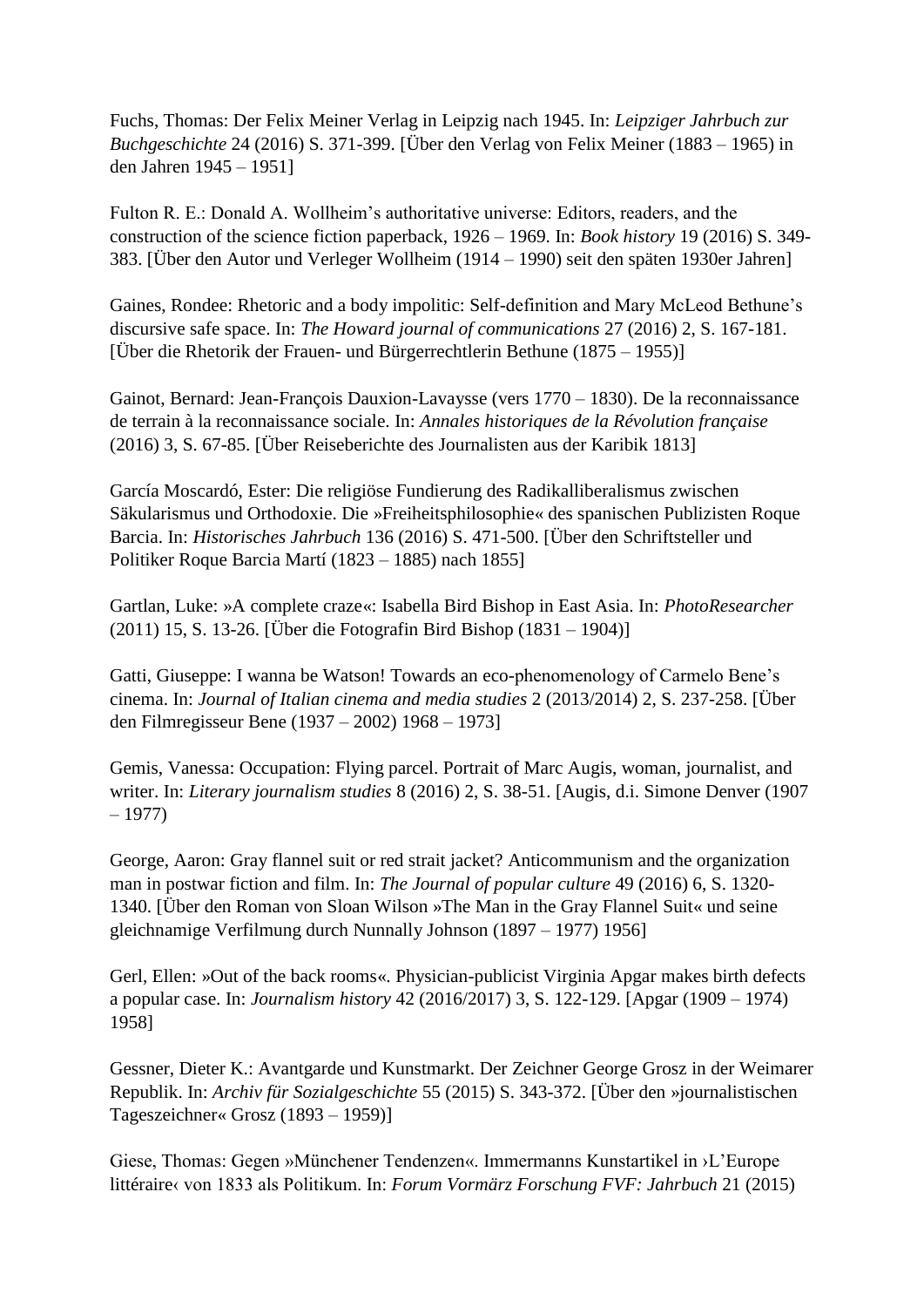Fuchs, Thomas: Der Felix Meiner Verlag in Leipzig nach 1945. In: *Leipziger Jahrbuch zur Buchgeschichte* 24 (2016) S. 371-399. [Über den Verlag von Felix Meiner (1883 – 1965) in den Jahren 1945 – 1951]

Fulton R. E.: Donald A. Wollheim's authoritative universe: Editors, readers, and the construction of the science fiction paperback, 1926 – 1969. In: *Book history* 19 (2016) S. 349-383. [Über den Autor und Verleger Wollheim (1914 – 1990) seit den späten 1930er Jahren]

Gaines, Rondee: Rhetoric and a body impolitic: Self-definition and Mary McLeod Bethune's discursive safe space. In: *The Howard journal of communications* 27 (2016) 2, S. 167-181. [Über die Rhetorik der Frauen- und Bürgerrechtlerin Bethune (1875 – 1955)]

Gainot, Bernard: Jean-François Dauxion-Lavaysse (vers 1770 – 1830). De la reconnaissance de terrain à la reconnaissance sociale. In: *Annales historiques de la Révolution française* (2016) 3, S. 67-85. [Über Reiseberichte des Journalisten aus der Karibik 1813]

García Moscardó, Ester: Die religiöse Fundierung des Radikalliberalismus zwischen Säkularismus und Orthodoxie. Die »Freiheitsphilosophie« des spanischen Publizisten Roque Barcia. In: *Historisches Jahrbuch* 136 (2016) S. 471-500. [Über den Schriftsteller und Politiker Roque Barcia Martí (1823 – 1885) nach 1855]

Gartlan, Luke: »A complete craze«: Isabella Bird Bishop in East Asia. In: *PhotoResearcher* (2011) 15, S. 13-26. [Über die Fotografin Bird Bishop (1831 – 1904)]

Gatti, Giuseppe: I wanna be Watson! Towards an eco-phenomenology of Carmelo Bene's cinema. In: *Journal of Italian cinema and media studies* 2 (2013/2014) 2, S. 237-258. [Über den Filmregisseur Bene (1937 – 2002) 1968 – 1973]

Gemis, Vanessa: Occupation: Flying parcel. Portrait of Marc Augis, woman, journalist, and writer. In: *Literary journalism studies* 8 (2016) 2, S. 38-51. [Augis, d.i. Simone Denver (1907 – 1977)

George, Aaron: Gray flannel suit or red strait jacket? Anticommunism and the organization man in postwar fiction and film. In: *The Journal of popular culture* 49 (2016) 6, S. 1320-1340. [Über den Roman von Sloan Wilson »The Man in the Gray Flannel Suit« und seine gleichnamige Verfilmung durch Nunnally Johnson (1897 – 1977) 1956]

Gerl, Ellen: »Out of the back rooms«. Physician-publicist Virginia Apgar makes birth defects a popular case. In: *Journalism history* 42 (2016/2017) 3, S. 122-129. [Apgar (1909 – 1974) 1958]

Gessner, Dieter K.: Avantgarde und Kunstmarkt. Der Zeichner George Grosz in der Weimarer Republik. In: *Archiv für Sozialgeschichte* 55 (2015) S. 343-372. [Über den »journalistischen Tageszeichner« Grosz (1893 – 1959)]

Giese, Thomas: Gegen »Münchener Tendenzen«. Immermanns Kunstartikel in ›L'Europe littéraire‹ von 1833 als Politikum. In: *Forum Vormärz Forschung FVF: Jahrbuch* 21 (2015)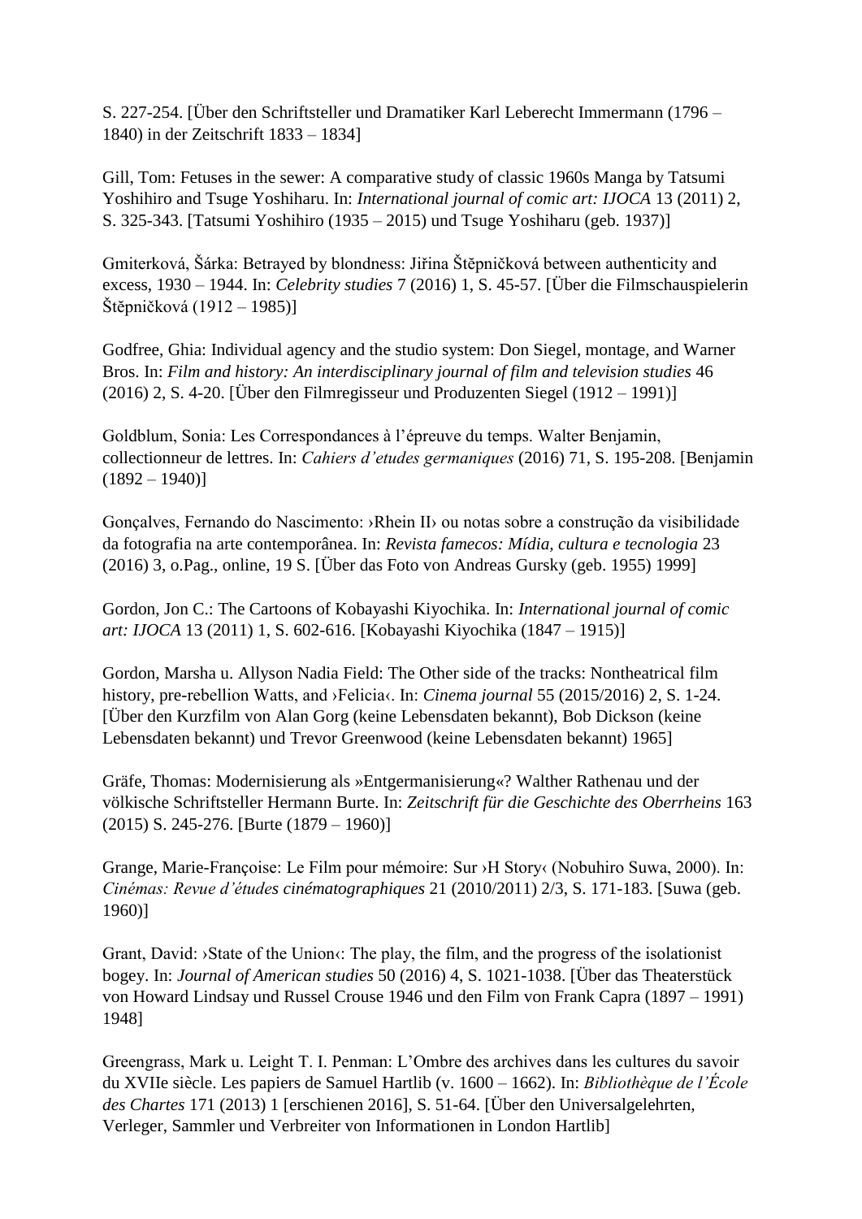S. 227-254. [Über den Schriftsteller und Dramatiker Karl Leberecht Immermann (1796 – 1840) in der Zeitschrift 1833 – 1834]

Gill, Tom: Fetuses in the sewer: A comparative study of classic 1960s Manga by Tatsumi Yoshihiro and Tsuge Yoshiharu. In: *International journal of comic art: IJOCA* 13 (2011) 2, S. 325-343. [Tatsumi Yoshihiro (1935 – 2015) und Tsuge Yoshiharu (geb. 1937)]

Gmiterková, Šárka: Betrayed by blondness: Jiřina Štěpničková between authenticity and excess, 1930 – 1944. In: *Celebrity studies* 7 (2016) 1, S. 45-57. [Über die Filmschauspielerin Štěpničková (1912 – 1985)]

Godfree, Ghia: Individual agency and the studio system: Don Siegel, montage, and Warner Bros. In: *Film and history: An interdisciplinary journal of film and television studies* 46 (2016) 2, S. 4-20. [Über den Filmregisseur und Produzenten Siegel (1912 – 1991)]

Goldblum, Sonia: Les Correspondances à l'épreuve du temps. Walter Benjamin, collectionneur de lettres. In: *Cahiers d'etudes germaniques* (2016) 71, S. 195-208. [Benjamin (1892 – 1940)]

Gonçalves, Fernando do Nascimento: ›Rhein II‹ ou notas sobre a construção da visibilidade da fotografia na arte contemporânea. In: *Revista famecos: Mídia, cultura e tecnologia* 23 (2016) 3, o.Pag., online, 19 S. [Über das Foto von Andreas Gursky (geb. 1955) 1999]

Gordon, Jon C.: The Cartoons of Kobayashi Kiyochika. In: *International journal of comic art: IJOCA* 13 (2011) 1, S. 602-616. [Kobayashi Kiyochika (1847 – 1915)]

Gordon, Marsha u. Allyson Nadia Field: The Other side of the tracks: Nontheatrical film history, pre-rebellion Watts, and ›Felicia‹. In: *Cinema journal* 55 (2015/2016) 2, S. 1-24. [Über den Kurzfilm von Alan Gorg (keine Lebensdaten bekannt), Bob Dickson (keine Lebensdaten bekannt) und Trevor Greenwood (keine Lebensdaten bekannt) 1965]

Gräfe, Thomas: Modernisierung als »Entgermanisierung«? Walther Rathenau und der völkische Schriftsteller Hermann Burte. In: *Zeitschrift für die Geschichte des Oberrheins* 163 (2015) S. 245-276. [Burte (1879 – 1960)]

Grange, Marie-Françoise: Le Film pour mémoire: Sur ›H Story‹ (Nobuhiro Suwa, 2000). In: *Cinémas: Revue d'études cinématographiques* 21 (2010/2011) 2/3, S. 171-183. [Suwa (geb. 1960)]

Grant, David: ›State of the Union‹: The play, the film, and the progress of the isolationist bogey. In: *Journal of American studies* 50 (2016) 4, S. 1021-1038. [Über das Theaterstück von Howard Lindsay und Russel Crouse 1946 und den Film von Frank Capra (1897 – 1991) 1948]

Greengrass, Mark u. Leight T. I. Penman: L'Ombre des archives dans les cultures du savoir du XVIIe siècle. Les papiers de Samuel Hartlib (v. 1600 – 1662). In: *Bibliothèque de l'École des Chartes* 171 (2013) 1 [erschienen 2016], S. 51-64. [Über den Universalgelehrten, Verleger, Sammler und Verbreiter von Informationen in London Hartlib]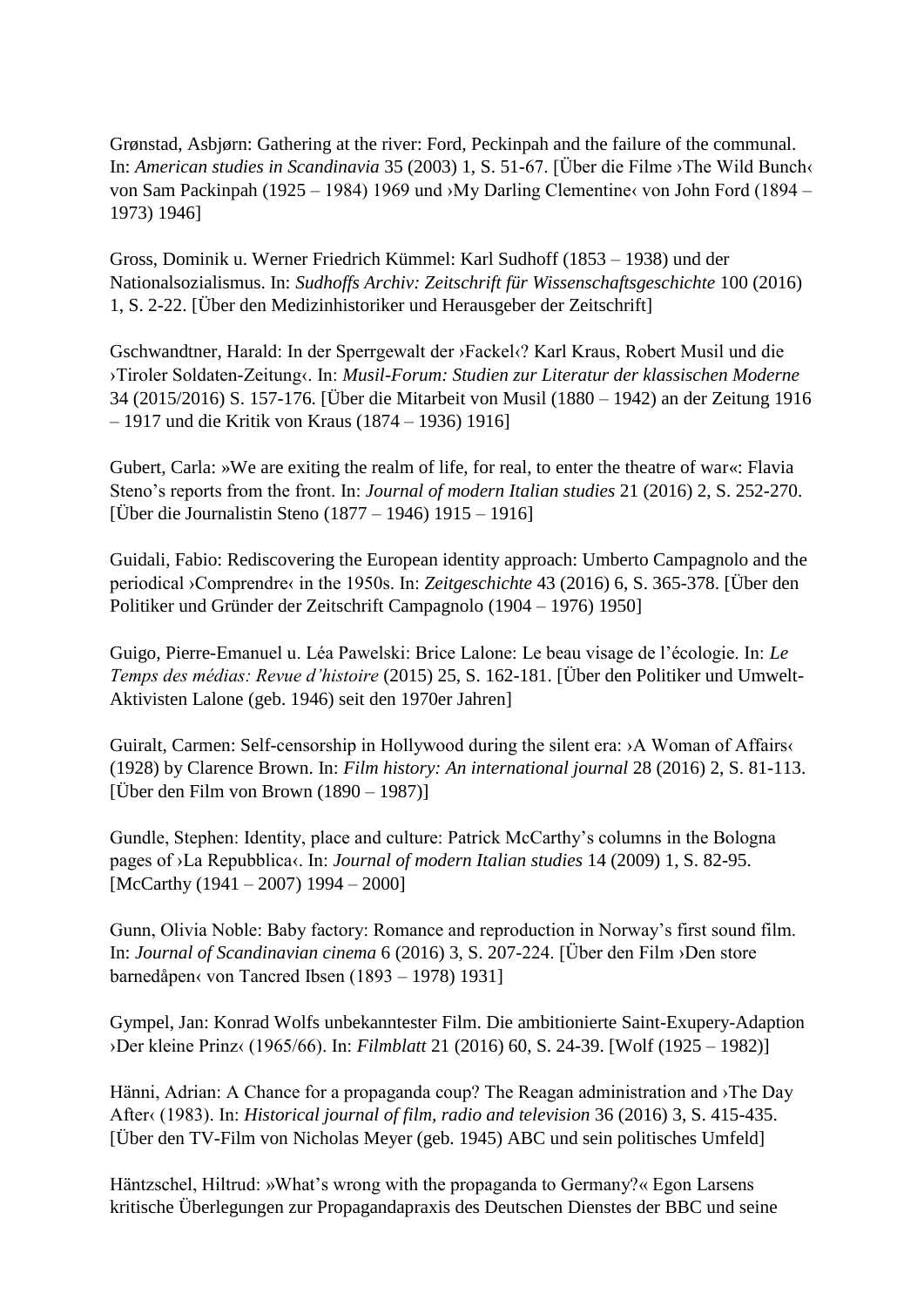Grønstad, Asbjørn: Gathering at the river: Ford, Peckinpah and the failure of the communal. In: *American studies in Scandinavia* 35 (2003) 1, S. 51-67. [Über die Filme ›The Wild Bunch‹ von Sam Packinpah (1925 – 1984) 1969 und ›My Darling Clementine‹ von John Ford (1894 – 1973) 1946]

Gross, Dominik u. Werner Friedrich Kümmel: Karl Sudhoff (1853 – 1938) und der Nationalsozialismus. In: *Sudhoffs Archiv: Zeitschrift für Wissenschaftsgeschichte* 100 (2016) 1, S. 2-22. [Über den Medizinhistoriker und Herausgeber der Zeitschrift]

Gschwandtner, Harald: In der Sperrgewalt der ›Fackel‹? Karl Kraus, Robert Musil und die ›Tiroler Soldaten-Zeitung‹. In: *Musil-Forum: Studien zur Literatur der klassischen Moderne* 34 (2015/2016) S. 157-176. [Über die Mitarbeit von Musil (1880 – 1942) an der Zeitung 1916 – 1917 und die Kritik von Kraus (1874 – 1936) 1916]

Gubert, Carla: »We are exiting the realm of life, for real, to enter the theatre of war«: Flavia Steno's reports from the front. In: *Journal of modern Italian studies* 21 (2016) 2, S. 252-270. [Über die Journalistin Steno (1877 – 1946) 1915 – 1916]

Guidali, Fabio: Rediscovering the European identity approach: Umberto Campagnolo and the periodical ›Comprendre‹ in the 1950s. In: *Zeitgeschichte* 43 (2016) 6, S. 365-378. [Über den Politiker und Gründer der Zeitschrift Campagnolo (1904 – 1976) 1950]

Guigo, Pierre-Emanuel u. Léa Pawelski: Brice Lalone: Le beau visage de l'écologie. In: *Le Temps des médias: Revue d'histoire* (2015) 25, S. 162-181. [Über den Politiker und Umwelt-Aktivisten Lalone (geb. 1946) seit den 1970er Jahren]

Guiralt, Carmen: Self-censorship in Hollywood during the silent era: ›A Woman of Affairs‹ (1928) by Clarence Brown. In: *Film history: An international journal* 28 (2016) 2, S. 81-113. [Über den Film von Brown (1890 – 1987)]

Gundle, Stephen: Identity, place and culture: Patrick McCarthy's columns in the Bologna pages of ›La Repubblica‹. In: *Journal of modern Italian studies* 14 (2009) 1, S. 82-95. [McCarthy (1941 – 2007) 1994 – 2000]

Gunn, Olivia Noble: Baby factory: Romance and reproduction in Norway's first sound film. In: *Journal of Scandinavian cinema* 6 (2016) 3, S. 207-224. [Über den Film ›Den store barnedåpen‹ von Tancred Ibsen (1893 – 1978) 1931]

Gympel, Jan: Konrad Wolfs unbekanntester Film. Die ambitionierte Saint-Exupery-Adaption ›Der kleine Prinz‹ (1965/66). In: *Filmblatt* 21 (2016) 60, S. 24-39. [Wolf (1925 – 1982)]

Hänni, Adrian: A Chance for a propaganda coup? The Reagan administration and ›The Day After‹ (1983). In: *Historical journal of film, radio and television* 36 (2016) 3, S. 415-435. [Über den TV-Film von Nicholas Meyer (geb. 1945) ABC und sein politisches Umfeld]

Häntzschel, Hiltrud: »What's wrong with the propaganda to Germany?« Egon Larsens kritische Überlegungen zur Propagandapraxis des Deutschen Dienstes der BBC und seine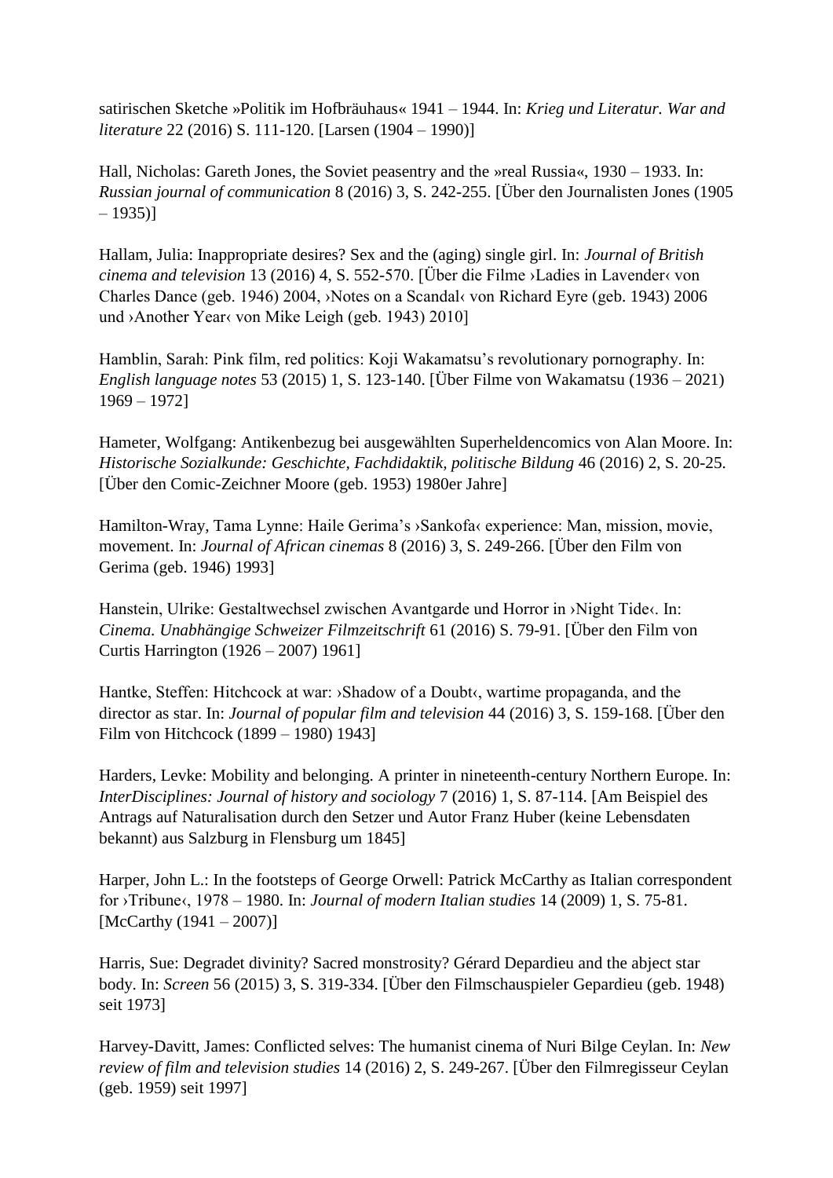satirischen Sketche »Politik im Hofbräuhaus« 1941 – 1944. In: *Krieg und Literatur. War and literature* 22 (2016) S. 111-120. [Larsen (1904 – 1990)]

Hall, Nicholas: Gareth Jones, the Soviet peasentry and the »real Russia«, 1930 – 1933. In: *Russian journal of communication* 8 (2016) 3, S. 242-255. [Über den Journalisten Jones (1905 – 1935)]

Hallam, Julia: Inappropriate desires? Sex and the (aging) single girl. In: *Journal of British cinema and television* 13 (2016) 4, S. 552-570. [Über die Filme ›Ladies in Lavender‹ von Charles Dance (geb. 1946) 2004, ›Notes on a Scandal‹ von Richard Eyre (geb. 1943) 2006 und ›Another Year‹ von Mike Leigh (geb. 1943) 2010]

Hamblin, Sarah: Pink film, red politics: Koji Wakamatsu's revolutionary pornography. In: *English language notes* 53 (2015) 1, S. 123-140. [Über Filme von Wakamatsu (1936 – 2021) 1969 – 1972]

Hameter, Wolfgang: Antikenbezug bei ausgewählten Superheldencomics von Alan Moore. In: *Historische Sozialkunde: Geschichte, Fachdidaktik, politische Bildung* 46 (2016) 2, S. 20-25. [Über den Comic-Zeichner Moore (geb. 1953) 1980er Jahre]

Hamilton-Wray, Tama Lynne: Haile Gerima's ›Sankofa‹ experience: Man, mission, movie, movement. In: *Journal of African cinemas* 8 (2016) 3, S. 249-266. [Über den Film von Gerima (geb. 1946) 1993]

Hanstein, Ulrike: Gestaltwechsel zwischen Avantgarde und Horror in ›Night Tide‹. In: *Cinema. Unabhängige Schweizer Filmzeitschrift* 61 (2016) S. 79-91. [Über den Film von Curtis Harrington (1926 – 2007) 1961]

Hantke, Steffen: Hitchcock at war: ›Shadow of a Doubt‹, wartime propaganda, and the director as star. In: *Journal of popular film and television* 44 (2016) 3, S. 159-168. [Über den Film von Hitchcock (1899 – 1980) 1943]

Harders, Levke: Mobility and belonging. A printer in nineteenth-century Northern Europe. In: *InterDisciplines: Journal of history and sociology* 7 (2016) 1, S. 87-114. [Am Beispiel des Antrags auf Naturalisation durch den Setzer und Autor Franz Huber (keine Lebensdaten bekannt) aus Salzburg in Flensburg um 1845]

Harper, John L.: In the footsteps of George Orwell: Patrick McCarthy as Italian correspondent for ›Tribune‹, 1978 – 1980. In: *Journal of modern Italian studies* 14 (2009) 1, S. 75-81. [McCarthy (1941 – 2007)]

Harris, Sue: Degradet divinity? Sacred monstrosity? Gérard Depardieu and the abject star body. In: *Screen* 56 (2015) 3, S. 319-334. [Über den Filmschauspieler Gepardieu (geb. 1948) seit 1973]

Harvey-Davitt, James: Conflicted selves: The humanist cinema of Nuri Bilge Ceylan. In: *New review of film and television studies* 14 (2016) 2, S. 249-267. [Über den Filmregisseur Ceylan (geb. 1959) seit 1997]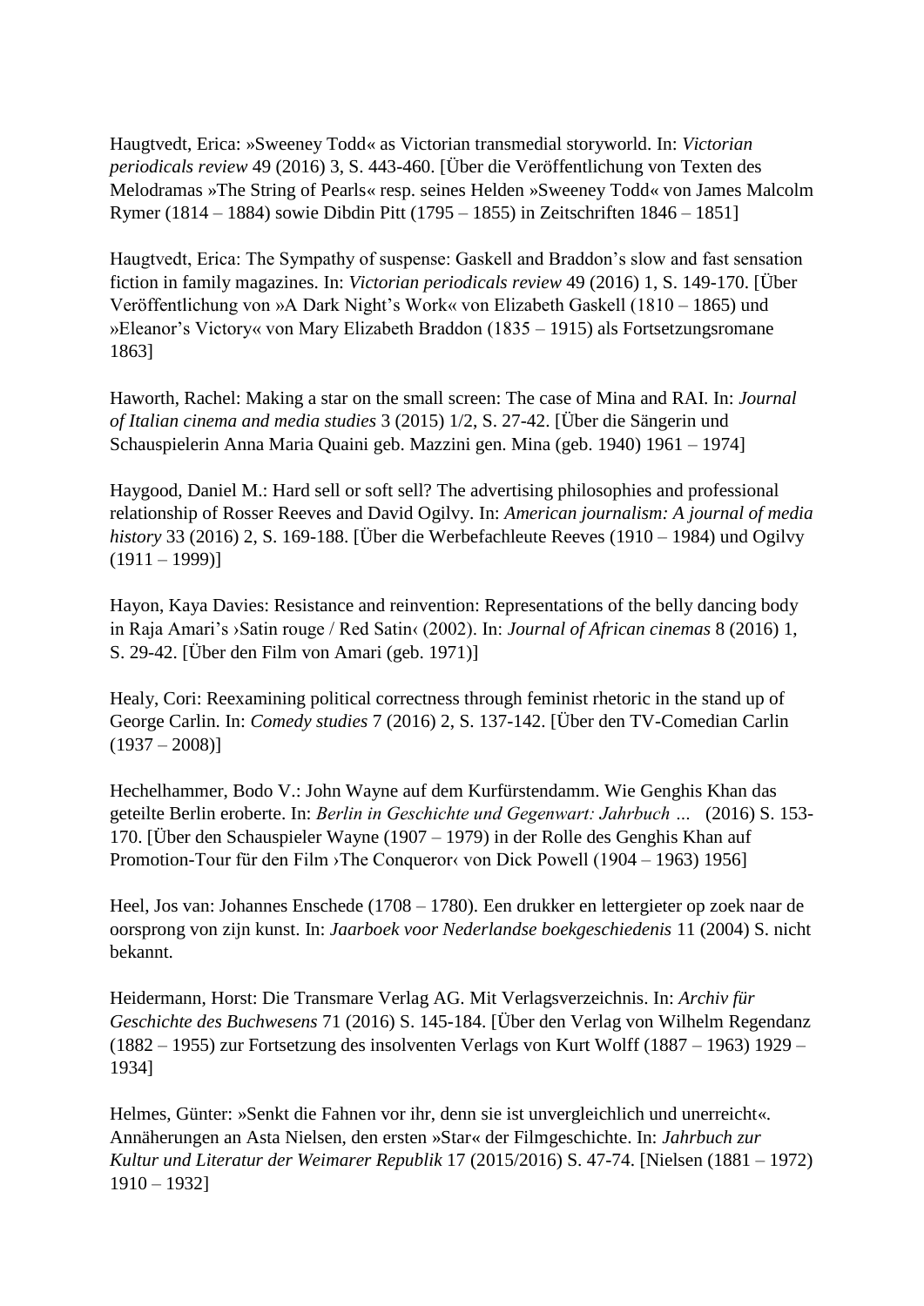Haugtvedt, Erica: »Sweeney Todd« as Victorian transmedial storyworld. In: *Victorian periodicals review* 49 (2016) 3, S. 443-460. [Über die Veröffentlichung von Texten des Melodramas »The String of Pearls« resp. seines Helden »Sweeney Todd« von James Malcolm Rymer (1814 – 1884) sowie Dibdin Pitt (1795 – 1855) in Zeitschriften 1846 – 1851]

Haugtvedt, Erica: The Sympathy of suspense: Gaskell and Braddon's slow and fast sensation fiction in family magazines. In: *Victorian periodicals review* 49 (2016) 1, S. 149-170. [Über Veröffentlichung von »A Dark Night's Work« von Elizabeth Gaskell (1810 – 1865) und »Eleanor's Victory« von Mary Elizabeth Braddon (1835 – 1915) als Fortsetzungsromane 1863]

Haworth, Rachel: Making a star on the small screen: The case of Mina and RAI. In: *Journal of Italian cinema and media studies* 3 (2015) 1/2, S. 27-42. [Über die Sängerin und Schauspielerin Anna Maria Quaini geb. Mazzini gen. Mina (geb. 1940) 1961 – 1974]

Haygood, Daniel M.: Hard sell or soft sell? The advertising philosophies and professional relationship of Rosser Reeves and David Ogilvy. In: *American journalism: A journal of media history* 33 (2016) 2, S. 169-188. [Über die Werbefachleute Reeves (1910 – 1984) und Ogilvy (1911 – 1999)]

Hayon, Kaya Davies: Resistance and reinvention: Representations of the belly dancing body in Raja Amari's ›Satin rouge / Red Satin‹ (2002). In: *Journal of African cinemas* 8 (2016) 1, S. 29-42. [Über den Film von Amari (geb. 1971)]

Healy, Cori: Reexamining political correctness through feminist rhetoric in the stand up of George Carlin. In: *Comedy studies* 7 (2016) 2, S. 137-142. [Über den TV-Comedian Carlin (1937 – 2008)]

Hechelhammer, Bodo V.: John Wayne auf dem Kurfürstendamm. Wie Genghis Khan das geteilte Berlin eroberte. In: *Berlin in Geschichte und Gegenwart: Jahrbuch …* (2016) S. 153-170. [Über den Schauspieler Wayne (1907 – 1979) in der Rolle des Genghis Khan auf Promotion-Tour für den Film ›The Conqueror‹ von Dick Powell (1904 – 1963) 1956]

Heel, Jos van: Johannes Enschede (1708 – 1780). Een drukker en lettergieter op zoek naar de oorsprong von zijn kunst. In: *Jaarboek voor Nederlandse boekgeschiedenis* 11 (2004) S. nicht bekannt.

Heidermann, Horst: Die Transmare Verlag AG. Mit Verlagsverzeichnis. In: *Archiv für Geschichte des Buchwesens* 71 (2016) S. 145-184. [Über den Verlag von Wilhelm Regendanz (1882 – 1955) zur Fortsetzung des insolventen Verlags von Kurt Wolff (1887 – 1963) 1929 – 1934]

Helmes, Günter: »Senkt die Fahnen vor ihr, denn sie ist unvergleichlich und unerreicht«. Annäherungen an Asta Nielsen, den ersten »Star« der Filmgeschichte. In: *Jahrbuch zur Kultur und Literatur der Weimarer Republik* 17 (2015/2016) S. 47-74. [Nielsen (1881 – 1972) 1910 – 1932]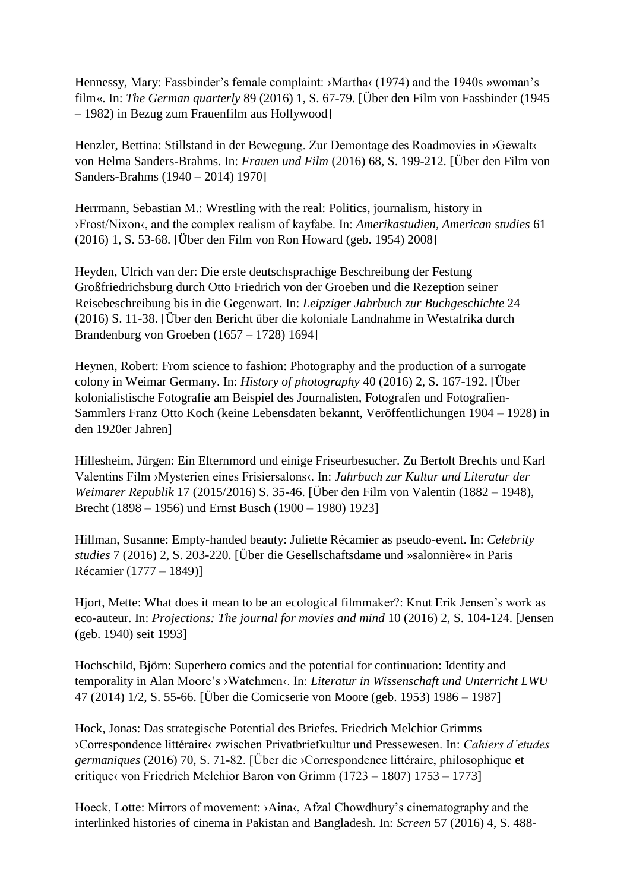Hennessy, Mary: Fassbinder's female complaint: ›Martha‹ (1974) and the 1940s »woman's film«. In: *The German quarterly* 89 (2016) 1, S. 67-79. [Über den Film von Fassbinder (1945 – 1982) in Bezug zum Frauenfilm aus Hollywood]

Henzler, Bettina: Stillstand in der Bewegung. Zur Demontage des Roadmovies in ›Gewalt‹ von Helma Sanders-Brahms. In: *Frauen und Film* (2016) 68, S. 199-212. [Über den Film von Sanders-Brahms (1940 – 2014) 1970]

Herrmann, Sebastian M.: Wrestling with the real: Politics, journalism, history in ›Frost/Nixon‹, and the complex realism of kayfabe. In: *Amerikastudien, American studies* 61 (2016) 1, S. 53-68. [Über den Film von Ron Howard (geb. 1954) 2008]

Heyden, Ulrich van der: Die erste deutschsprachige Beschreibung der Festung Großfriedrichsburg durch Otto Friedrich von der Groeben und die Rezeption seiner Reisebeschreibung bis in die Gegenwart. In: *Leipziger Jahrbuch zur Buchgeschichte* 24 (2016) S. 11-38. [Über den Bericht über die koloniale Landnahme in Westafrika durch Brandenburg von Groeben (1657 – 1728) 1694]

Heynen, Robert: From science to fashion: Photography and the production of a surrogate colony in Weimar Germany. In: *History of photography* 40 (2016) 2, S. 167-192. [Über kolonialistische Fotografie am Beispiel des Journalisten, Fotografen und Fotografien-Sammlers Franz Otto Koch (keine Lebensdaten bekannt, Veröffentlichungen 1904 – 1928) in den 1920er Jahren]

Hillesheim, Jürgen: Ein Elternmord und einige Friseurbesucher. Zu Bertolt Brechts und Karl Valentins Film ›Mysterien eines Frisiersalons‹. In: *Jahrbuch zur Kultur und Literatur der Weimarer Republik* 17 (2015/2016) S. 35-46. [Über den Film von Valentin (1882 – 1948), Brecht (1898 – 1956) und Ernst Busch (1900 – 1980) 1923]

Hillman, Susanne: Empty-handed beauty: Juliette Récamier as pseudo-event. In: *Celebrity studies* 7 (2016) 2, S. 203-220. [Über die Gesellschaftsdame und »salonnière« in Paris Récamier (1777 – 1849)]

Hjort, Mette: What does it mean to be an ecological filmmaker?: Knut Erik Jensen's work as eco-auteur. In: *Projections: The journal for movies and mind* 10 (2016) 2, S. 104-124. [Jensen (geb. 1940) seit 1993]

Hochschild, Björn: Superhero comics and the potential for continuation: Identity and temporality in Alan Moore's ›Watchmen‹. In: *Literatur in Wissenschaft und Unterricht LWU* 47 (2014) 1/2, S. 55-66. [Über die Comicserie von Moore (geb. 1953) 1986 – 1987]

Hock, Jonas: Das strategische Potential des Briefes. Friedrich Melchior Grimms ›Correspondence littéraire‹ zwischen Privatbriefkultur und Pressewesen. In: *Cahiers d'etudes germaniques* (2016) 70, S. 71-82. [Über die ›Correspondence littéraire, philosophique et critique‹ von Friedrich Melchior Baron von Grimm (1723 – 1807) 1753 – 1773]

Hoeck, Lotte: Mirrors of movement: ›Aina‹, Afzal Chowdhury's cinematography and the interlinked histories of cinema in Pakistan and Bangladesh. In: *Screen* 57 (2016) 4, S. 488-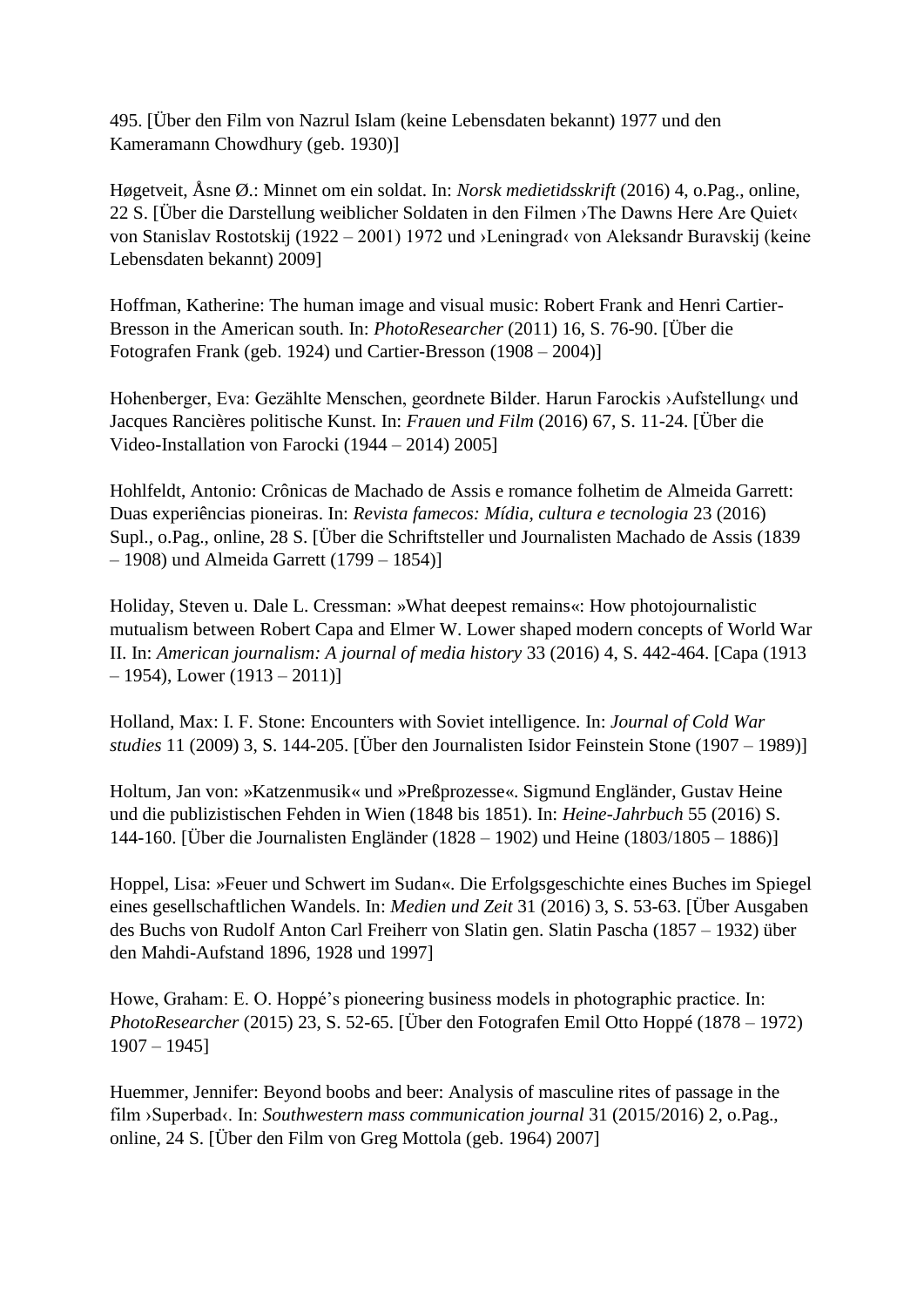495. [Über den Film von Nazrul Islam (keine Lebensdaten bekannt) 1977 und den Kameramann Chowdhury (geb. 1930)]

Høgetveit, Åsne Ø.: Minnet om ein soldat. In: *Norsk medietidsskrift* (2016) 4, o.Pag., online, 22 S. [Über die Darstellung weiblicher Soldaten in den Filmen ›The Dawns Here Are Quiet‹ von Stanislav Rostotskij (1922 – 2001) 1972 und ›Leningrad‹ von Aleksandr Buravskij (keine Lebensdaten bekannt) 2009]

Hoffman, Katherine: The human image and visual music: Robert Frank and Henri Cartier-Bresson in the American south. In: *PhotoResearcher* (2011) 16, S. 76-90. [Über die Fotografen Frank (geb. 1924) und Cartier-Bresson (1908 – 2004)]

Hohenberger, Eva: Gezählte Menschen, geordnete Bilder. Harun Farockis ›Aufstellung‹ und Jacques Rancières politische Kunst. In: *Frauen und Film* (2016) 67, S. 11-24. [Über die Video-Installation von Farocki (1944 – 2014) 2005]

Hohlfeldt, Antonio: Crônicas de Machado de Assis e romance folhetim de Almeida Garrett: Duas experiências pioneiras. In: *Revista famecos: Mídia, cultura e tecnologia* 23 (2016) Supl., o.Pag., online, 28 S. [Über die Schriftsteller und Journalisten Machado de Assis (1839 – 1908) und Almeida Garrett (1799 – 1854)]

Holiday, Steven u. Dale L. Cressman: »What deepest remains«: How photojournalistic mutualism between Robert Capa and Elmer W. Lower shaped modern concepts of World War II. In: *American journalism: A journal of media history* 33 (2016) 4, S. 442-464. [Capa (1913 – 1954), Lower (1913 – 2011)]

Holland, Max: I. F. Stone: Encounters with Soviet intelligence. In: *Journal of Cold War studies* 11 (2009) 3, S. 144-205. [Über den Journalisten Isidor Feinstein Stone (1907 – 1989)]

Holtum, Jan von: »Katzenmusik« und »Preßprozesse«. Sigmund Engländer, Gustav Heine und die publizistischen Fehden in Wien (1848 bis 1851). In: *Heine-Jahrbuch* 55 (2016) S. 144-160. [Über die Journalisten Engländer (1828 – 1902) und Heine (1803/1805 – 1886)]

Hoppel, Lisa: »Feuer und Schwert im Sudan«. Die Erfolgsgeschichte eines Buches im Spiegel eines gesellschaftlichen Wandels. In: *Medien und Zeit* 31 (2016) 3, S. 53-63. [Über Ausgaben des Buchs von Rudolf Anton Carl Freiherr von Slatin gen. Slatin Pascha (1857 – 1932) über den Mahdi-Aufstand 1896, 1928 und 1997]

Howe, Graham: E. O. Hoppé's pioneering business models in photographic practice. In: *PhotoResearcher* (2015) 23, S. 52-65. [Über den Fotografen Emil Otto Hoppé (1878 – 1972) 1907 – 1945]

Huemmer, Jennifer: Beyond boobs and beer: Analysis of masculine rites of passage in the film ›Superbad‹. In: *Southwestern mass communication journal* 31 (2015/2016) 2, o.Pag., online, 24 S. [Über den Film von Greg Mottola (geb. 1964) 2007]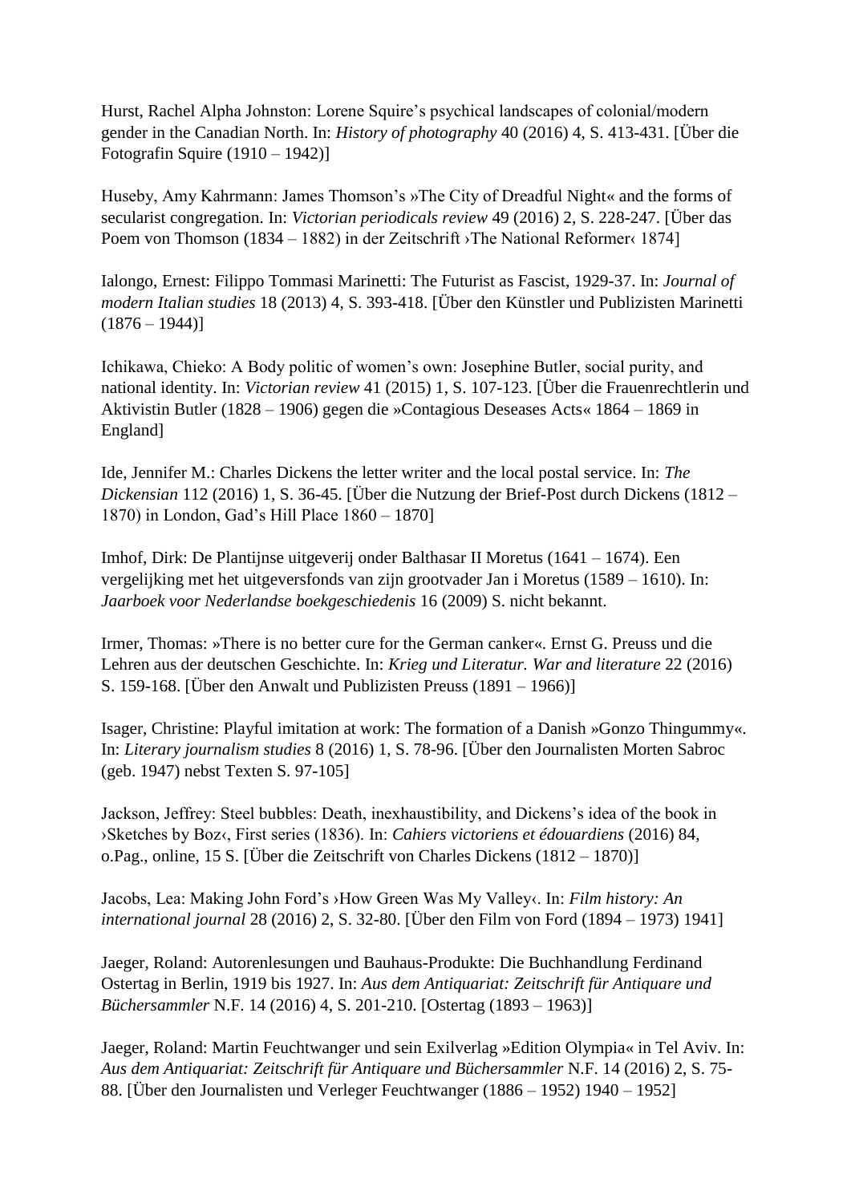Hurst, Rachel Alpha Johnston: Lorene Squire's psychical landscapes of colonial/modern gender in the Canadian North. In: *History of photography* 40 (2016) 4, S. 413-431. [Über die Fotografin Squire (1910 – 1942)]

Huseby, Amy Kahrmann: James Thomson's »The City of Dreadful Night« and the forms of secularist congregation. In: *Victorian periodicals review* 49 (2016) 2, S. 228-247. [Über das Poem von Thomson (1834 – 1882) in der Zeitschrift ›The National Reformer‹ 1874]

Ialongo, Ernest: Filippo Tommasi Marinetti: The Futurist as Fascist, 1929-37. In: *Journal of modern Italian studies* 18 (2013) 4, S. 393-418. [Über den Künstler und Publizisten Marinetti (1876 – 1944)]

Ichikawa, Chieko: A Body politic of women's own: Josephine Butler, social purity, and national identity. In: *Victorian review* 41 (2015) 1, S. 107-123. [Über die Frauenrechtlerin und Aktivistin Butler (1828 – 1906) gegen die »Contagious Deseases Acts« 1864 – 1869 in England]

Ide, Jennifer M.: Charles Dickens the letter writer and the local postal service. In: *The Dickensian* 112 (2016) 1, S. 36-45. [Über die Nutzung der Brief-Post durch Dickens (1812 – 1870) in London, Gad's Hill Place 1860 – 1870]

Imhof, Dirk: De Plantijnse uitgeverij onder Balthasar II Moretus (1641 – 1674). Een vergelijking met het uitgeversfonds van zijn grootvader Jan i Moretus (1589 – 1610). In: *Jaarboek voor Nederlandse boekgeschiedenis* 16 (2009) S. nicht bekannt.

Irmer, Thomas: »There is no better cure for the German canker«. Ernst G. Preuss und die Lehren aus der deutschen Geschichte. In: *Krieg und Literatur. War and literature* 22 (2016) S. 159-168. [Über den Anwalt und Publizisten Preuss (1891 – 1966)]

Isager, Christine: Playful imitation at work: The formation of a Danish »Gonzo Thingummy«. In: *Literary journalism studies* 8 (2016) 1, S. 78-96. [Über den Journalisten Morten Sabroc (geb. 1947) nebst Texten S. 97-105]

Jackson, Jeffrey: Steel bubbles: Death, inexhaustibility, and Dickens's idea of the book in ›Sketches by Boz‹, First series (1836). In: *Cahiers victoriens et édouardiens* (2016) 84, o.Pag., online, 15 S. [Über die Zeitschrift von Charles Dickens (1812 – 1870)]

Jacobs, Lea: Making John Ford's ›How Green Was My Valley‹. In: *Film history: An international journal* 28 (2016) 2, S. 32-80. [Über den Film von Ford (1894 – 1973) 1941]

Jaeger, Roland: Autorenlesungen und Bauhaus-Produkte: Die Buchhandlung Ferdinand Ostertag in Berlin, 1919 bis 1927. In: *Aus dem Antiquariat: Zeitschrift für Antiquare und Büchersammler* N.F. 14 (2016) 4, S. 201-210. [Ostertag (1893 – 1963)]

Jaeger, Roland: Martin Feuchtwanger und sein Exilverlag »Edition Olympia« in Tel Aviv. In: *Aus dem Antiquariat: Zeitschrift für Antiquare und Büchersammler* N.F. 14 (2016) 2, S. 75-88. [Über den Journalisten und Verleger Feuchtwanger (1886 – 1952) 1940 – 1952]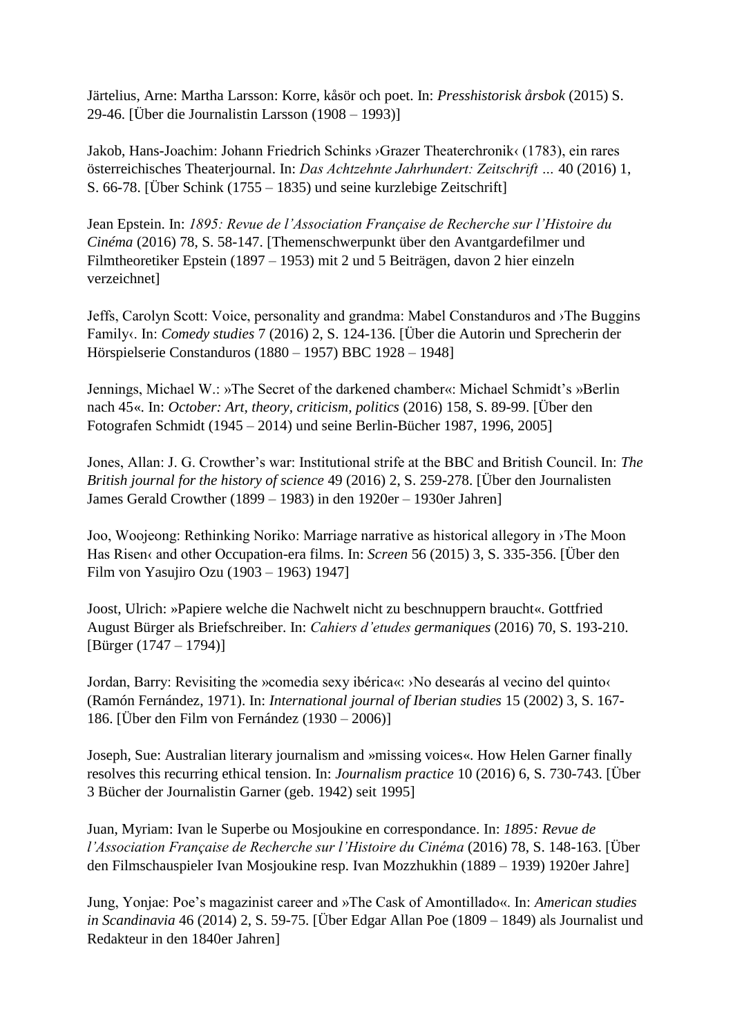Järtelius, Arne: Martha Larsson: Korre, kåsör och poet. In: *Presshistorisk årsbok* (2015) S. 29-46. [Über die Journalistin Larsson (1908 – 1993)]

Jakob, Hans-Joachim: Johann Friedrich Schinks ›Grazer Theaterchronik‹ (1783), ein rares österreichisches Theaterjournal. In: *Das Achtzehnte Jahrhundert: Zeitschrift …* 40 (2016) 1, S. 66-78. [Über Schink (1755 – 1835) und seine kurzlebige Zeitschrift]

Jean Epstein. In: *1895: Revue de l'Association Française de Recherche sur l'Histoire du Cinéma* (2016) 78, S. 58-147. [Themenschwerpunkt über den Avantgardefilmer und Filmtheoretiker Epstein (1897 – 1953) mit 2 und 5 Beiträgen, davon 2 hier einzeln verzeichnet]

Jeffs, Carolyn Scott: Voice, personality and grandma: Mabel Constanduros and ›The Buggins Family‹. In: *Comedy studies* 7 (2016) 2, S. 124-136. [Über die Autorin und Sprecherin der Hörspielserie Constanduros (1880 – 1957) BBC 1928 – 1948]

Jennings, Michael W.: »The Secret of the darkened chamber«: Michael Schmidt's »Berlin nach 45«. In: *October: Art, theory, criticism, politics* (2016) 158, S. 89-99. [Über den Fotografen Schmidt (1945 – 2014) und seine Berlin-Bücher 1987, 1996, 2005]

Jones, Allan: J. G. Crowther's war: Institutional strife at the BBC and British Council. In: *The British journal for the history of science* 49 (2016) 2, S. 259-278. [Über den Journalisten James Gerald Crowther (1899 – 1983) in den 1920er – 1930er Jahren]

Joo, Woojeong: Rethinking Noriko: Marriage narrative as historical allegory in ›The Moon Has Risen‹ and other Occupation-era films. In: *Screen* 56 (2015) 3, S. 335-356. [Über den Film von Yasujiro Ozu (1903 – 1963) 1947]

Joost, Ulrich: »Papiere welche die Nachwelt nicht zu beschnuppern braucht«. Gottfried August Bürger als Briefschreiber. In: *Cahiers d'etudes germaniques* (2016) 70, S. 193-210. [Bürger (1747 – 1794)]

Jordan, Barry: Revisiting the »comedia sexy ibérica«: ›No desearás al vecino del quinto‹ (Ramón Fernández, 1971). In: *International journal of Iberian studies* 15 (2002) 3, S. 167-186. [Über den Film von Fernández (1930 – 2006)]

Joseph, Sue: Australian literary journalism and »missing voices«. How Helen Garner finally resolves this recurring ethical tension. In: *Journalism practice* 10 (2016) 6, S. 730-743. [Über 3 Bücher der Journalistin Garner (geb. 1942) seit 1995]

Juan, Myriam: Ivan le Superbe ou Mosjoukine en correspondance. In: *1895: Revue de l'Association Française de Recherche sur l'Histoire du Cinéma* (2016) 78, S. 148-163. [Über den Filmschauspieler Ivan Mosjoukine resp. Ivan Mozzhukhin (1889 – 1939) 1920er Jahre]

Jung, Yonjae: Poe's magazinist career and »The Cask of Amontillado«. In: *American studies in Scandinavia* 46 (2014) 2, S. 59-75. [Über Edgar Allan Poe (1809 – 1849) als Journalist und Redakteur in den 1840er Jahren]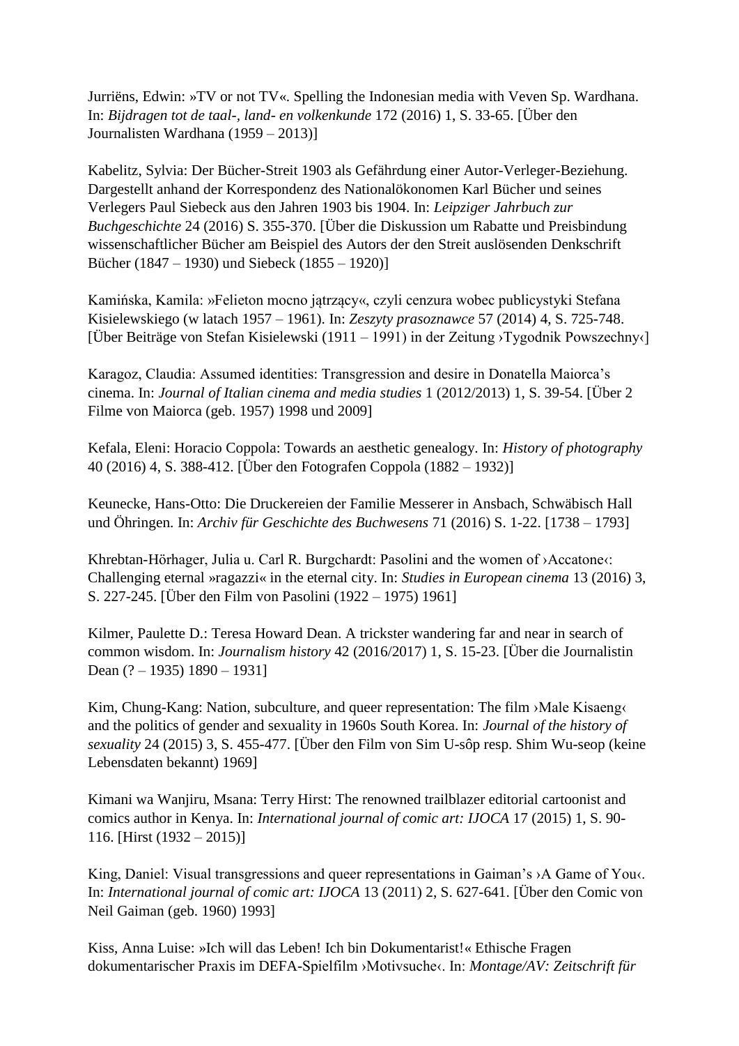Jurriëns, Edwin: »TV or not TV«. Spelling the Indonesian media with Veven Sp. Wardhana. In: *Bijdragen tot de taal-, land- en volkenkunde* 172 (2016) 1, S. 33-65. [Über den Journalisten Wardhana (1959 – 2013)]

Kabelitz, Sylvia: Der Bücher-Streit 1903 als Gefährdung einer Autor-Verleger-Beziehung. Dargestellt anhand der Korrespondenz des Nationalökonomen Karl Bücher und seines Verlegers Paul Siebeck aus den Jahren 1903 bis 1904. In: *Leipziger Jahrbuch zur Buchgeschichte* 24 (2016) S. 355-370. [Über die Diskussion um Rabatte und Preisbindung wissenschaftlicher Bücher am Beispiel des Autors der den Streit auslösenden Denkschrift Bücher (1847 – 1930) und Siebeck (1855 – 1920)]

Kamińska, Kamila: »Felieton mocno jątrzący«, czyli cenzura wobec publicystyki Stefana Kisielewskiego (w latach 1957 – 1961). In: *Zeszyty prasoznawce* 57 (2014) 4, S. 725-748. [Über Beiträge von Stefan Kisielewski (1911 – 1991) in der Zeitung ›Tygodnik Powszechny‹]

Karagoz, Claudia: Assumed identities: Transgression and desire in Donatella Maiorca's cinema. In: *Journal of Italian cinema and media studies* 1 (2012/2013) 1, S. 39-54. [Über 2 Filme von Maiorca (geb. 1957) 1998 und 2009]

Kefala, Eleni: Horacio Coppola: Towards an aesthetic genealogy. In: *History of photography* 40 (2016) 4, S. 388-412. [Über den Fotografen Coppola (1882 – 1932)]

Keunecke, Hans-Otto: Die Druckereien der Familie Messerer in Ansbach, Schwäbisch Hall und Öhringen. In: *Archiv für Geschichte des Buchwesens* 71 (2016) S. 1-22. [1738 – 1793]

Khrebtan-Hörhager, Julia u. Carl R. Burgchardt: Pasolini and the women of ›Accatone‹: Challenging eternal »ragazzi« in the eternal city. In: *Studies in European cinema* 13 (2016) 3, S. 227-245. [Über den Film von Pasolini (1922 – 1975) 1961]

Kilmer, Paulette D.: Teresa Howard Dean. A trickster wandering far and near in search of common wisdom. In: *Journalism history* 42 (2016/2017) 1, S. 15-23. [Über die Journalistin Dean (? – 1935) 1890 – 1931]

Kim, Chung-Kang: Nation, subculture, and queer representation: The film ›Male Kisaeng‹ and the politics of gender and sexuality in 1960s South Korea. In: *Journal of the history of sexuality* 24 (2015) 3, S. 455-477. [Über den Film von Sim U-sôp resp. Shim Wu-seop (keine Lebensdaten bekannt) 1969]

Kimani wa Wanjiru, Msana: Terry Hirst: The renowned trailblazer editorial cartoonist and comics author in Kenya. In: *International journal of comic art: IJOCA* 17 (2015) 1, S. 90-116. [Hirst (1932 – 2015)]

King, Daniel: Visual transgressions and queer representations in Gaiman's ›A Game of You‹. In: *International journal of comic art: IJOCA* 13 (2011) 2, S. 627-641. [Über den Comic von Neil Gaiman (geb. 1960) 1993]

Kiss, Anna Luise: »Ich will das Leben! Ich bin Dokumentarist!« Ethische Fragen dokumentarischer Praxis im DEFA-Spielfilm ›Motivsuche‹. In: *Montage/AV: Zeitschrift für*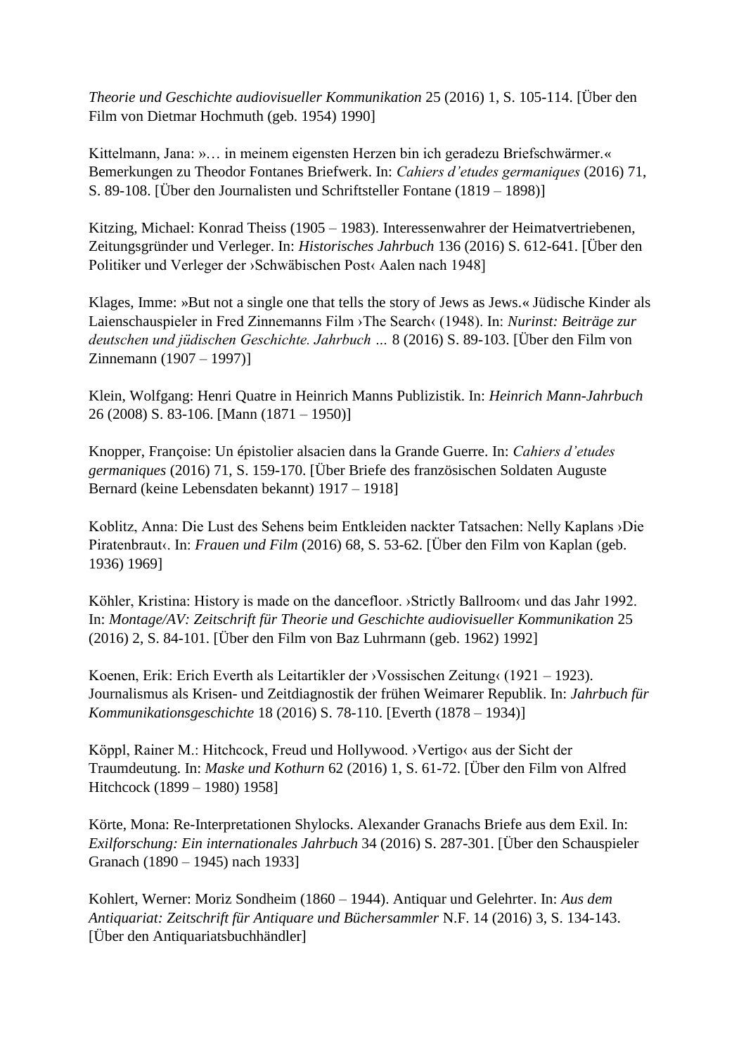*Theorie und Geschichte audiovisueller Kommunikation* 25 (2016) 1, S. 105-114. [Über den Film von Dietmar Hochmuth (geb. 1954) 1990]

Kittelmann, Jana: »… in meinem eigensten Herzen bin ich geradezu Briefschwärmer.« Bemerkungen zu Theodor Fontanes Briefwerk. In: *Cahiers d'etudes germaniques* (2016) 71, S. 89-108. [Über den Journalisten und Schriftsteller Fontane (1819 – 1898)]

Kitzing, Michael: Konrad Theiss (1905 – 1983). Interessenwahrer der Heimatvertriebenen, Zeitungsgründer und Verleger. In: *Historisches Jahrbuch* 136 (2016) S. 612-641. [Über den Politiker und Verleger der ›Schwäbischen Post‹ Aalen nach 1948]

Klages, Imme: »But not a single one that tells the story of Jews as Jews.« Jüdische Kinder als Laienschauspieler in Fred Zinnemanns Film ›The Search‹ (1948). In: *Nurinst: Beiträge zur deutschen und jüdischen Geschichte. Jahrbuch …* 8 (2016) S. 89-103. [Über den Film von Zinnemann (1907 – 1997)]

Klein, Wolfgang: Henri Quatre in Heinrich Manns Publizistik. In: *Heinrich Mann-Jahrbuch* 26 (2008) S. 83-106. [Mann (1871 – 1950)]

Knopper, Françoise: Un épistolier alsacien dans la Grande Guerre. In: *Cahiers d'etudes germaniques* (2016) 71, S. 159-170. [Über Briefe des französischen Soldaten Auguste Bernard (keine Lebensdaten bekannt) 1917 – 1918]

Koblitz, Anna: Die Lust des Sehens beim Entkleiden nackter Tatsachen: Nelly Kaplans ›Die Piratenbraut‹. In: *Frauen und Film* (2016) 68, S. 53-62. [Über den Film von Kaplan (geb. 1936) 1969]

Köhler, Kristina: History is made on the dancefloor. ›Strictly Ballroom‹ und das Jahr 1992. In: *Montage/AV: Zeitschrift für Theorie und Geschichte audiovisueller Kommunikation* 25 (2016) 2, S. 84-101. [Über den Film von Baz Luhrmann (geb. 1962) 1992]

Koenen, Erik: Erich Everth als Leitartikler der ›Vossischen Zeitung‹ (1921 – 1923). Journalismus als Krisen- und Zeitdiagnostik der frühen Weimarer Republik. In: *Jahrbuch für Kommunikationsgeschichte* 18 (2016) S. 78-110. [Everth (1878 – 1934)]

Köppl, Rainer M.: Hitchcock, Freud und Hollywood. ›Vertigo‹ aus der Sicht der Traumdeutung. In: *Maske und Kothurn* 62 (2016) 1, S. 61-72. [Über den Film von Alfred Hitchcock (1899 – 1980) 1958]

Körte, Mona: Re-Interpretationen Shylocks. Alexander Granachs Briefe aus dem Exil. In: *Exilforschung: Ein internationales Jahrbuch* 34 (2016) S. 287-301. [Über den Schauspieler Granach (1890 – 1945) nach 1933]

Kohlert, Werner: Moriz Sondheim (1860 – 1944). Antiquar und Gelehrter. In: *Aus dem Antiquariat: Zeitschrift für Antiquare und Büchersammler* N.F. 14 (2016) 3, S. 134-143. [Über den Antiquariatsbuchhändler]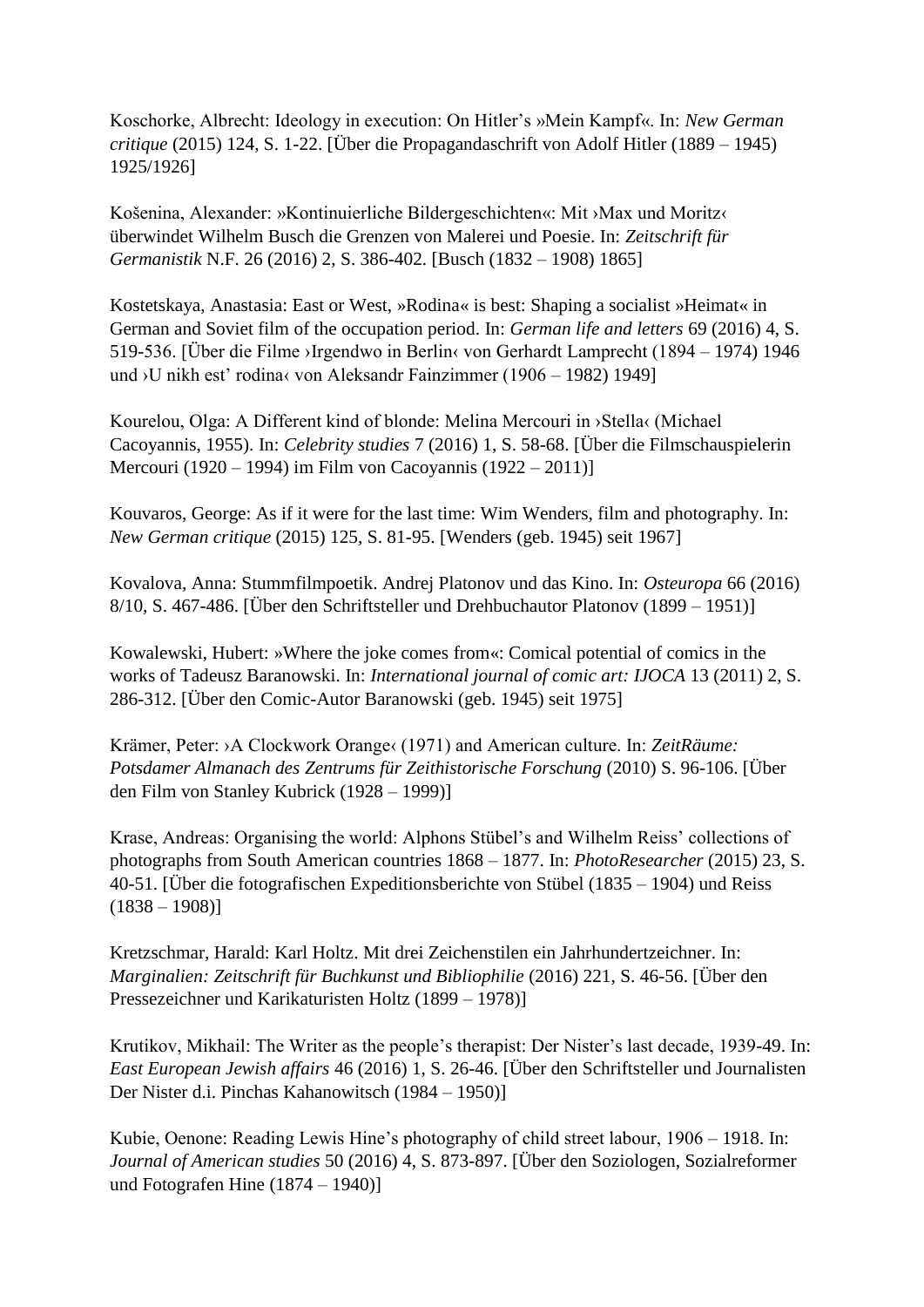Koschorke, Albrecht: Ideology in execution: On Hitler's »Mein Kampf«. In: *New German critique* (2015) 124, S. 1-22. [Über die Propagandaschrift von Adolf Hitler (1889 – 1945) 1925/1926]

Košenina, Alexander: »Kontinuierliche Bildergeschichten«: Mit ›Max und Moritz‹ überwindet Wilhelm Busch die Grenzen von Malerei und Poesie. In: *Zeitschrift für Germanistik* N.F. 26 (2016) 2, S. 386-402. [Busch (1832 – 1908) 1865]

Kostetskaya, Anastasia: East or West, »Rodina« is best: Shaping a socialist »Heimat« in German and Soviet film of the occupation period. In: *German life and letters* 69 (2016) 4, S. 519-536. [Über die Filme ›Irgendwo in Berlin‹ von Gerhardt Lamprecht (1894 – 1974) 1946 und ›U nikh est' rodina‹ von Aleksandr Fainzimmer (1906 – 1982) 1949]

Kourelou, Olga: A Different kind of blonde: Melina Mercouri in ›Stella‹ (Michael Cacoyannis, 1955). In: *Celebrity studies* 7 (2016) 1, S. 58-68. [Über die Filmschauspielerin Mercouri (1920 – 1994) im Film von Cacoyannis (1922 – 2011)]

Kouvaros, George: As if it were for the last time: Wim Wenders, film and photography. In: *New German critique* (2015) 125, S. 81-95. [Wenders (geb. 1945) seit 1967]

Kovalova, Anna: Stummfilmpoetik. Andrej Platonov und das Kino. In: *Osteuropa* 66 (2016) 8/10, S. 467-486. [Über den Schriftsteller und Drehbuchautor Platonov (1899 – 1951)]

Kowalewski, Hubert: »Where the joke comes from«: Comical potential of comics in the works of Tadeusz Baranowski. In: *International journal of comic art: IJOCA* 13 (2011) 2, S. 286-312. [Über den Comic-Autor Baranowski (geb. 1945) seit 1975]

Krämer, Peter: ›A Clockwork Orange‹ (1971) and American culture. In: *ZeitRäume: Potsdamer Almanach des Zentrums für Zeithistorische Forschung* (2010) S. 96-106. [Über den Film von Stanley Kubrick (1928 – 1999)]

Krase, Andreas: Organising the world: Alphons Stübel's and Wilhelm Reiss' collections of photographs from South American countries 1868 – 1877. In: *PhotoResearcher* (2015) 23, S. 40-51. [Über die fotografischen Expeditionsberichte von Stübel (1835 – 1904) und Reiss (1838 – 1908)]

Kretzschmar, Harald: Karl Holtz. Mit drei Zeichenstilen ein Jahrhundertzeichner. In: *Marginalien: Zeitschrift für Buchkunst und Bibliophilie* (2016) 221, S. 46-56. [Über den Pressezeichner und Karikaturisten Holtz (1899 – 1978)]

Krutikov, Mikhail: The Writer as the people's therapist: Der Nister's last decade, 1939-49. In: *East European Jewish affairs* 46 (2016) 1, S. 26-46. [Über den Schriftsteller und Journalisten Der Nister d.i. Pinchas Kahanowitsch (1984 – 1950)]

Kubie, Oenone: Reading Lewis Hine's photography of child street labour, 1906 – 1918. In: *Journal of American studies* 50 (2016) 4, S. 873-897. [Über den Soziologen, Sozialreformer und Fotografen Hine (1874 – 1940)]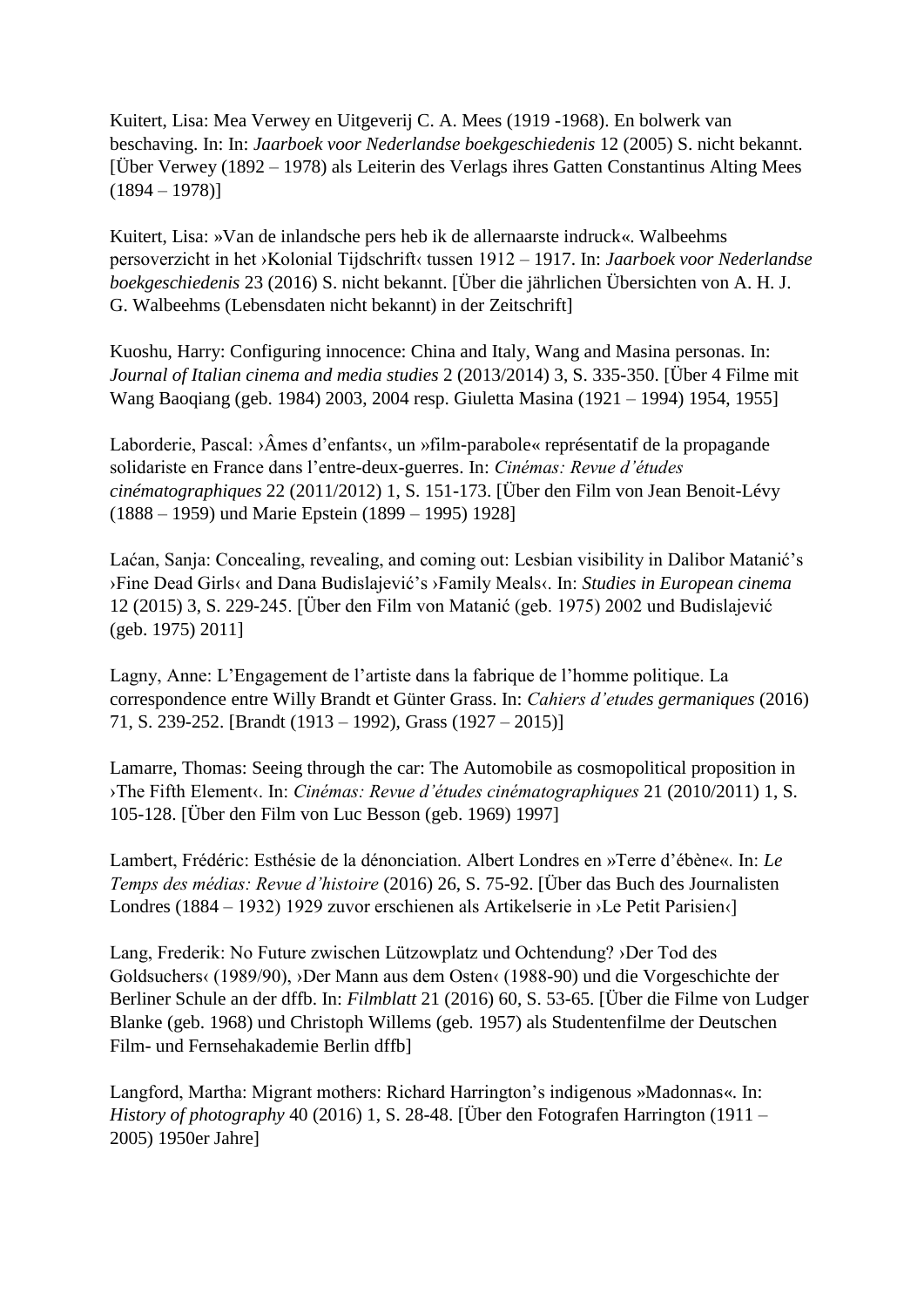Kuitert, Lisa: Mea Verwey en Uitgeverij C. A. Mees (1919 -1968). En bolwerk van beschaving. In: In: *Jaarboek voor Nederlandse boekgeschiedenis* 12 (2005) S. nicht bekannt. [Über Verwey (1892 – 1978) als Leiterin des Verlags ihres Gatten Constantinus Alting Mees (1894 – 1978)]

Kuitert, Lisa: »Van de inlandsche pers heb ik de allernaarste indruck«. Walbeehms persoverzicht in het ›Kolonial Tijdschrift‹ tussen 1912 – 1917. In: *Jaarboek voor Nederlandse boekgeschiedenis* 23 (2016) S. nicht bekannt. [Über die jährlichen Übersichten von A. H. J. G. Walbeehms (Lebensdaten nicht bekannt) in der Zeitschrift]

Kuoshu, Harry: Configuring innocence: China and Italy, Wang and Masina personas. In: *Journal of Italian cinema and media studies* 2 (2013/2014) 3, S. 335-350. [Über 4 Filme mit Wang Baoqiang (geb. 1984) 2003, 2004 resp. Giuletta Masina (1921 – 1994) 1954, 1955]

Laborderie, Pascal: ›Âmes d'enfants‹, un »film-parabole« représentatif de la propagande solidariste en France dans l'entre-deux-guerres. In: *Cinémas: Revue d'études cinématographiques* 22 (2011/2012) 1, S. 151-173. [Über den Film von Jean Benoit-Lévy (1888 – 1959) und Marie Epstein (1899 – 1995) 1928]

Laćan, Sanja: Concealing, revealing, and coming out: Lesbian visibility in Dalibor Matanić's ›Fine Dead Girls‹ and Dana Budislajević's ›Family Meals‹. In: *Studies in European cinema* 12 (2015) 3, S. 229-245. [Über den Film von Matanić (geb. 1975) 2002 und Budislajević (geb. 1975) 2011]

Lagny, Anne: L'Engagement de l'artiste dans la fabrique de l'homme politique. La correspondence entre Willy Brandt et Günter Grass. In: *Cahiers d'etudes germaniques* (2016) 71, S. 239-252. [Brandt (1913 – 1992), Grass (1927 – 2015)]

Lamarre, Thomas: Seeing through the car: The Automobile as cosmopolitical proposition in ›The Fifth Element‹. In: *Cinémas: Revue d'études cinématographiques* 21 (2010/2011) 1, S. 105-128. [Über den Film von Luc Besson (geb. 1969) 1997]

Lambert, Frédéric: Esthésie de la dénonciation. Albert Londres en »Terre d'ébène«. In: *Le Temps des médias: Revue d'histoire* (2016) 26, S. 75-92. [Über das Buch des Journalisten Londres (1884 – 1932) 1929 zuvor erschienen als Artikelserie in ›Le Petit Parisien‹]

Lang, Frederik: No Future zwischen Lützowplatz und Ochtendung? ›Der Tod des Goldsuchers‹ (1989/90), ›Der Mann aus dem Osten‹ (1988-90) und die Vorgeschichte der Berliner Schule an der dffb. In: *Filmblatt* 21 (2016) 60, S. 53-65. [Über die Filme von Ludger Blanke (geb. 1968) und Christoph Willems (geb. 1957) als Studentenfilme der Deutschen Film- und Fernsehakademie Berlin dffb]

Langford, Martha: Migrant mothers: Richard Harrington's indigenous »Madonnas«. In: *History of photography* 40 (2016) 1, S. 28-48. [Über den Fotografen Harrington (1911 – 2005) 1950er Jahre]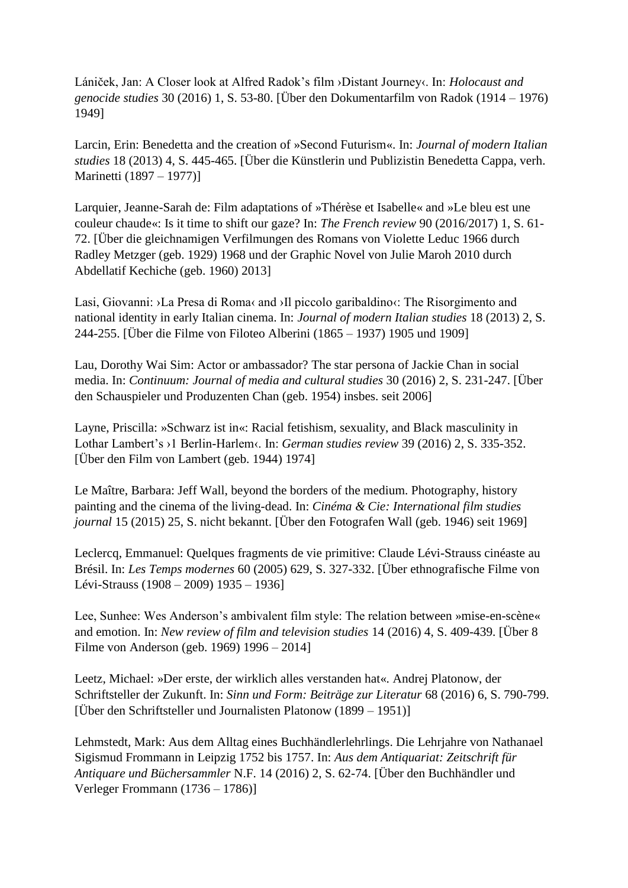Láníček, Jan: A Closer look at Alfred Radok's film ›Distant Journey‹. In: *Holocaust and genocide studies* 30 (2016) 1, S. 53-80. [Über den Dokumentarfilm von Radok (1914 – 1976) 1949]

Larcin, Erin: Benedetta and the creation of »Second Futurism«. In: *Journal of modern Italian studies* 18 (2013) 4, S. 445-465. [Über die Künstlerin und Publizistin Benedetta Cappa, verh. Marinetti (1897 – 1977)]

Larquier, Jeanne-Sarah de: Film adaptations of »Thérèse et Isabelle« and »Le bleu est une couleur chaude«: Is it time to shift our gaze? In: *The French review* 90 (2016/2017) 1, S. 61-72. [Über die gleichnamigen Verfilmungen des Romans von Violette Leduc 1966 durch Radley Metzger (geb. 1929) 1968 und der Graphic Novel von Julie Maroh 2010 durch Abdellatif Kechiche (geb. 1960) 2013]

Lasi, Giovanni: ›La Presa di Roma‹ and ›Il piccolo garibaldino‹: The Risorgimento and national identity in early Italian cinema. In: *Journal of modern Italian studies* 18 (2013) 2, S. 244-255. [Über die Filme von Filoteo Alberini (1865 – 1937) 1905 und 1909]

Lau, Dorothy Wai Sim: Actor or ambassador? The star persona of Jackie Chan in social media. In: *Continuum: Journal of media and cultural studies* 30 (2016) 2, S. 231-247. [Über den Schauspieler und Produzenten Chan (geb. 1954) insbes. seit 2006]

Layne, Priscilla: »Schwarz ist in«: Racial fetishism, sexuality, and Black masculinity in Lothar Lambert's ›1 Berlin-Harlem‹. In: *German studies review* 39 (2016) 2, S. 335-352. [Über den Film von Lambert (geb. 1944) 1974]

Le Maître, Barbara: Jeff Wall, beyond the borders of the medium. Photography, history painting and the cinema of the living-dead. In: *Cinéma & Cie: International film studies journal* 15 (2015) 25, S. nicht bekannt. [Über den Fotografen Wall (geb. 1946) seit 1969]

Leclercq, Emmanuel: Quelques fragments de vie primitive: Claude Lévi-Strauss cinéaste au Brésil. In: *Les Temps modernes* 60 (2005) 629, S. 327-332. [Über ethnografische Filme von Lévi-Strauss (1908 – 2009) 1935 – 1936]

Lee, Sunhee: Wes Anderson's ambivalent film style: The relation between »mise-en-scène« and emotion. In: *New review of film and television studies* 14 (2016) 4, S. 409-439. [Über 8 Filme von Anderson (geb. 1969) 1996 – 2014]

Leetz, Michael: »Der erste, der wirklich alles verstanden hat«. Andrej Platonow, der Schriftsteller der Zukunft. In: *Sinn und Form: Beiträge zur Literatur* 68 (2016) 6, S. 790-799. [Über den Schriftsteller und Journalisten Platonow (1899 – 1951)]

Lehmstedt, Mark: Aus dem Alltag eines Buchhändlerlehrlings. Die Lehrjahre von Nathanael Sigismud Frommann in Leipzig 1752 bis 1757. In: *Aus dem Antiquariat: Zeitschrift für Antiquare und Büchersammler* N.F. 14 (2016) 2, S. 62-74. [Über den Buchhändler und Verleger Frommann (1736 – 1786)]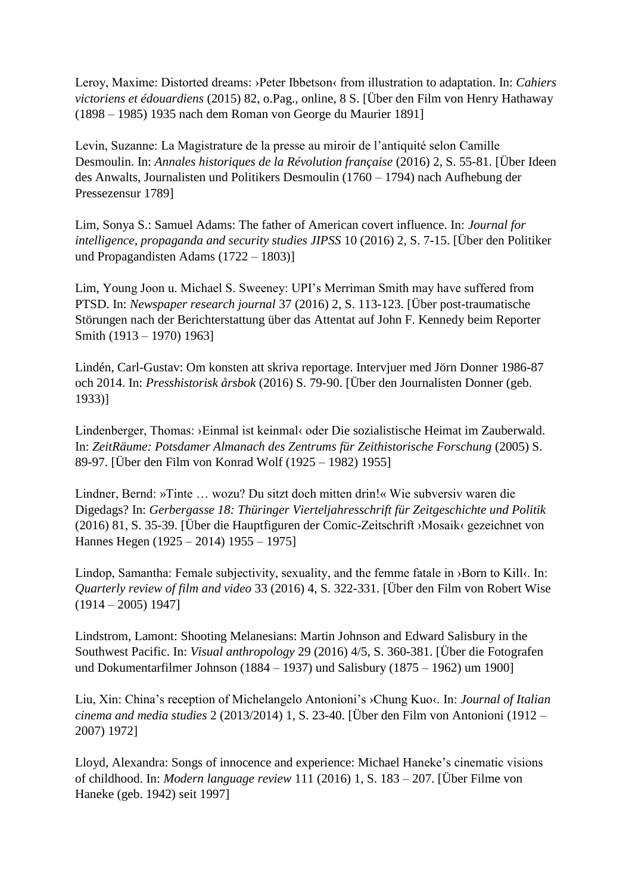Leroy, Maxime: Distorted dreams: ›Peter Ibbetson‹ from illustration to adaptation. In: *Cahiers victoriens et édouardiens* (2015) 82, o.Pag., online, 8 S. [Über den Film von Henry Hathaway (1898 – 1985) 1935 nach dem Roman von George du Maurier 1891]

Levin, Suzanne: La Magistrature de la presse au miroir de l'antiquité selon Camille Desmoulin. In: *Annales historiques de la Révolution française* (2016) 2, S. 55-81. [Über Ideen des Anwalts, Journalisten und Politikers Desmoulin (1760 – 1794) nach Aufhebung der Pressezensur 1789]

Lim, Sonya S.: Samuel Adams: The father of American covert influence. In: *Journal for intelligence, propaganda and security studies JIPSS* 10 (2016) 2, S. 7-15. [Über den Politiker und Propagandisten Adams (1722 – 1803)]

Lim, Young Joon u. Michael S. Sweeney: UPI's Merriman Smith may have suffered from PTSD. In: *Newspaper research journal* 37 (2016) 2, S. 113-123. [Über post-traumatische Störungen nach der Berichterstattung über das Attentat auf John F. Kennedy beim Reporter Smith (1913 – 1970) 1963]

Lindén, Carl-Gustav: Om konsten att skriva reportage. Intervjuer med Jörn Donner 1986-87 och 2014. In: *Presshistorisk årsbok* (2016) S. 79-90. [Über den Journalisten Donner (geb. 1933)]

Lindenberger, Thomas: ›Einmal ist keinmal‹ oder Die sozialistische Heimat im Zauberwald. In: *ZeitRäume: Potsdamer Almanach des Zentrums für Zeithistorische Forschung* (2005) S. 89-97. [Über den Film von Konrad Wolf (1925 – 1982) 1955]

Lindner, Bernd: »Tinte … wozu? Du sitzt doch mitten drin!« Wie subversiv waren die Digedags? In: *Gerbergasse 18: Thüringer Vierteljahresschrift für Zeitgeschichte und Politik* (2016) 81, S. 35-39. [Über die Hauptfiguren der Comic-Zeitschrift ›Mosaik‹ gezeichnet von Hannes Hegen (1925 – 2014) 1955 – 1975]

Lindop, Samantha: Female subjectivity, sexuality, and the femme fatale in ›Born to Kill‹. In: *Quarterly review of film and video* 33 (2016) 4, S. 322-331. [Über den Film von Robert Wise (1914 – 2005) 1947]

Lindstrom, Lamont: Shooting Melanesians: Martin Johnson and Edward Salisbury in the Southwest Pacific. In: *Visual anthropology* 29 (2016) 4/5, S. 360-381. [Über die Fotografen und Dokumentarfilmer Johnson (1884 – 1937) und Salisbury (1875 – 1962) um 1900]

Liu, Xin: China's reception of Michelangelo Antonioni's ›Chung Kuo‹. In: *Journal of Italian cinema and media studies* 2 (2013/2014) 1, S. 23-40. [Über den Film von Antonioni (1912 – 2007) 1972]

Lloyd, Alexandra: Songs of innocence and experience: Michael Haneke's cinematic visions of childhood. In: *Modern language review* 111 (2016) 1, S. 183 – 207. [Über Filme von Haneke (geb. 1942) seit 1997]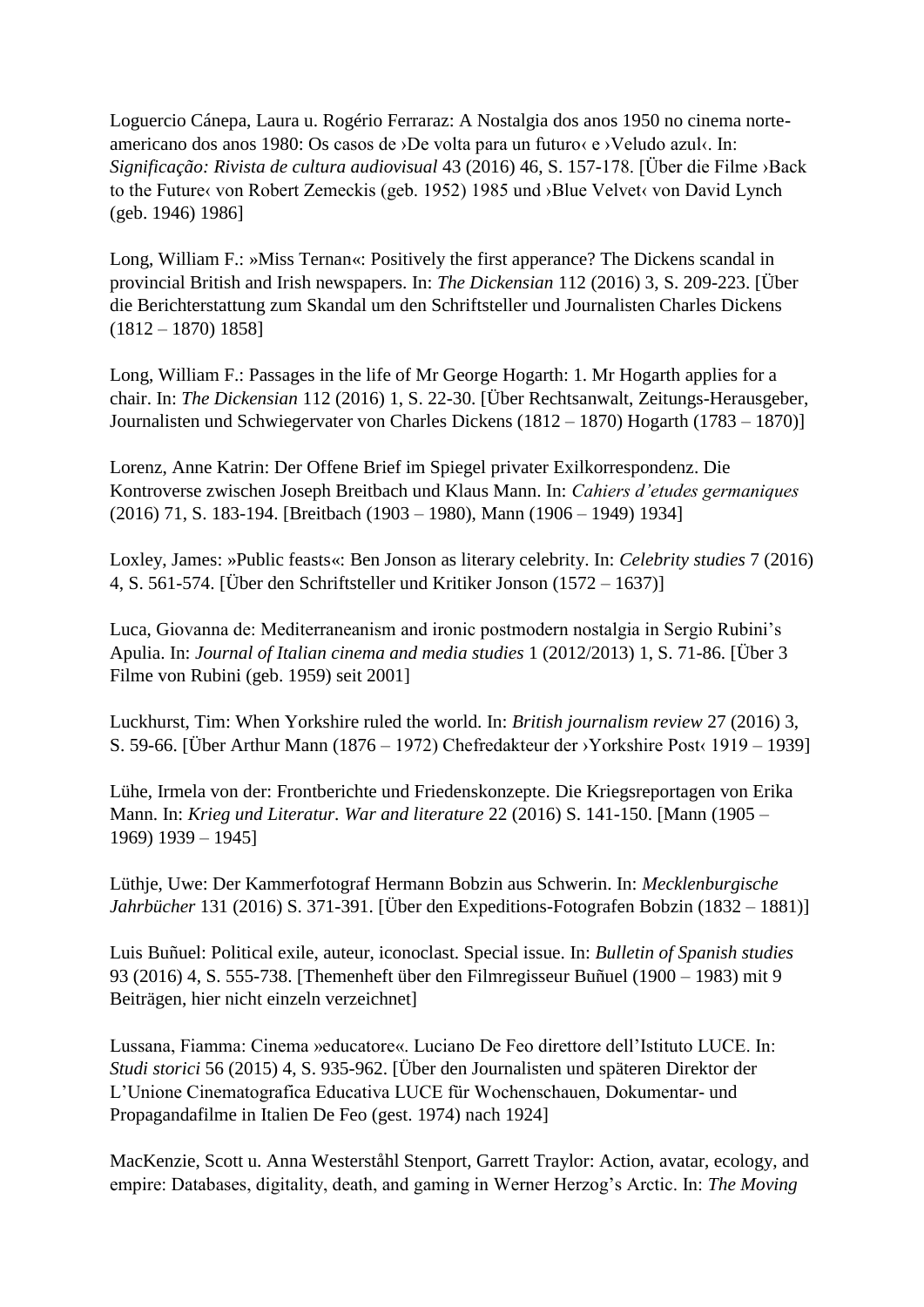Loguercio Cánepa, Laura u. Rogério Ferraraz: A Nostalgia dos anos 1950 no cinema norte-americano dos anos 1980: Os casos de ›De volta para un futuro‹ e ›Veludo azul‹. In: *Significação: Rivista de cultura audiovisual* 43 (2016) 46, S. 157-178. [Über die Filme ›Back to the Future‹ von Robert Zemeckis (geb. 1952) 1985 und ›Blue Velvet‹ von David Lynch (geb. 1946) 1986]

Long, William F.: »Miss Ternan«: Positively the first apperance? The Dickens scandal in provincial British and Irish newspapers. In: *The Dickensian* 112 (2016) 3, S. 209-223. [Über die Berichterstattung zum Skandal um den Schriftsteller und Journalisten Charles Dickens (1812 – 1870) 1858]

Long, William F.: Passages in the life of Mr George Hogarth: 1. Mr Hogarth applies for a chair. In: *The Dickensian* 112 (2016) 1, S. 22-30. [Über Rechtsanwalt, Zeitungs-Herausgeber, Journalisten und Schwiegervater von Charles Dickens (1812 – 1870) Hogarth (1783 – 1870)]

Lorenz, Anne Katrin: Der Offene Brief im Spiegel privater Exilkorrespondenz. Die Kontroverse zwischen Joseph Breitbach und Klaus Mann. In: *Cahiers d'etudes germaniques* (2016) 71, S. 183-194. [Breitbach (1903 – 1980), Mann (1906 – 1949) 1934]

Loxley, James: »Public feasts«: Ben Jonson as literary celebrity. In: *Celebrity studies* 7 (2016) 4, S. 561-574. [Über den Schriftsteller und Kritiker Jonson (1572 – 1637)]

Luca, Giovanna de: Mediterraneanism and ironic postmodern nostalgia in Sergio Rubini's Apulia. In: *Journal of Italian cinema and media studies* 1 (2012/2013) 1, S. 71-86. [Über 3 Filme von Rubini (geb. 1959) seit 2001]

Luckhurst, Tim: When Yorkshire ruled the world. In: *British journalism review* 27 (2016) 3, S. 59-66. [Über Arthur Mann (1876 – 1972) Chefredakteur der ›Yorkshire Post‹ 1919 – 1939]

Lühe, Irmela von der: Frontberichte und Friedenskonzepte. Die Kriegsreportagen von Erika Mann. In: *Krieg und Literatur. War and literature* 22 (2016) S. 141-150. [Mann (1905 – 1969) 1939 – 1945]

Lüthje, Uwe: Der Kammerfotograf Hermann Bobzin aus Schwerin. In: *Mecklenburgische Jahrbücher* 131 (2016) S. 371-391. [Über den Expeditions-Fotografen Bobzin (1832 – 1881)]

Luis Buñuel: Political exile, auteur, iconoclast. Special issue. In: *Bulletin of Spanish studies* 93 (2016) 4, S. 555-738. [Themenheft über den Filmregisseur Buñuel (1900 – 1983) mit 9 Beiträgen, hier nicht einzeln verzeichnet]

Lussana, Fiamma: Cinema »educatore«. Luciano De Feo direttore dell'Istituto LUCE. In: *Studi storici* 56 (2015) 4, S. 935-962. [Über den Journalisten und späteren Direktor der L'Unione Cinematografica Educativa LUCE für Wochenschauen, Dokumentar- und Propagandafilme in Italien De Feo (gest. 1974) nach 1924]

MacKenzie, Scott u. Anna Westerståhl Stenport, Garrett Traylor: Action, avatar, ecology, and empire: Databases, digitality, death, and gaming in Werner Herzog's Arctic. In: *The Moving*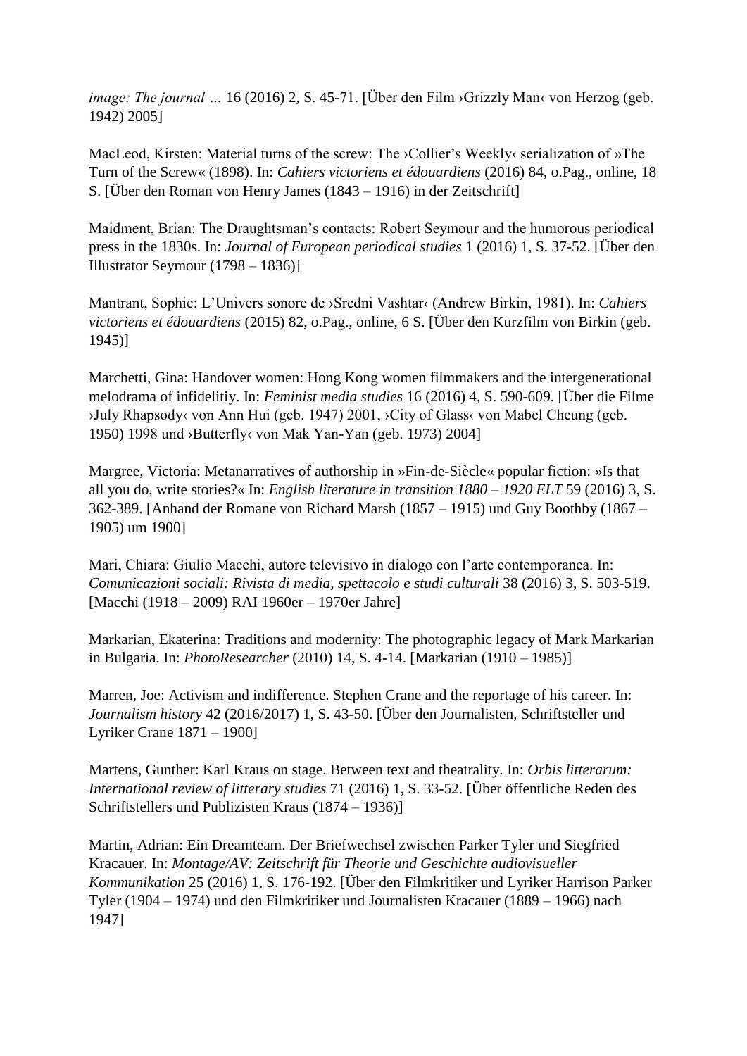*image: The journal …* 16 (2016) 2, S. 45-71. [Über den Film ›Grizzly Man‹ von Herzog (geb. 1942) 2005]

MacLeod, Kirsten: Material turns of the screw: The ›Collier's Weekly‹ serialization of »The Turn of the Screw« (1898). In: *Cahiers victoriens et édouardiens* (2016) 84, o.Pag., online, 18 S. [Über den Roman von Henry James (1843 – 1916) in der Zeitschrift]

Maidment, Brian: The Draughtsman's contacts: Robert Seymour and the humorous periodical press in the 1830s. In: *Journal of European periodical studies* 1 (2016) 1, S. 37-52. [Über den Illustrator Seymour (1798 – 1836)]

Mantrant, Sophie: L'Univers sonore de ›Sredni Vashtar‹ (Andrew Birkin, 1981). In: *Cahiers victoriens et édouardiens* (2015) 82, o.Pag., online, 6 S. [Über den Kurzfilm von Birkin (geb. 1945)]

Marchetti, Gina: Handover women: Hong Kong women filmmakers and the intergenerational melodrama of infidelitiy. In: *Feminist media studies* 16 (2016) 4, S. 590-609. [Über die Filme ›July Rhapsody‹ von Ann Hui (geb. 1947) 2001, ›City of Glass‹ von Mabel Cheung (geb. 1950) 1998 und ›Butterfly‹ von Mak Yan-Yan (geb. 1973) 2004]

Margree, Victoria: Metanarratives of authorship in »Fin-de-Siècle« popular fiction: »Is that all you do, write stories?« In: *English literature in transition 1880 – 1920 ELT* 59 (2016) 3, S. 362-389. [Anhand der Romane von Richard Marsh (1857 – 1915) und Guy Boothby (1867 – 1905) um 1900]

Mari, Chiara: Giulio Macchi, autore televisivo in dialogo con l'arte contemporanea. In: *Comunicazioni sociali: Rivista di media, spettacolo e studi culturali* 38 (2016) 3, S. 503-519. [Macchi (1918 – 2009) RAI 1960er – 1970er Jahre]

Markarian, Ekaterina: Traditions and modernity: The photographic legacy of Mark Markarian in Bulgaria. In: *PhotoResearcher* (2010) 14, S. 4-14. [Markarian (1910 – 1985)]

Marren, Joe: Activism and indifference. Stephen Crane and the reportage of his career. In: *Journalism history* 42 (2016/2017) 1, S. 43-50. [Über den Journalisten, Schriftsteller und Lyriker Crane 1871 – 1900]

Martens, Gunther: Karl Kraus on stage. Between text and theatrality. In: *Orbis litterarum: International review of litterary studies* 71 (2016) 1, S. 33-52. [Über öffentliche Reden des Schriftstellers und Publizisten Kraus (1874 – 1936)]

Martin, Adrian: Ein Dreamteam. Der Briefwechsel zwischen Parker Tyler und Siegfried Kracauer. In: *Montage/AV: Zeitschrift für Theorie und Geschichte audiovisueller Kommunikation* 25 (2016) 1, S. 176-192. [Über den Filmkritiker und Lyriker Harrison Parker Tyler (1904 – 1974) und den Filmkritiker und Journalisten Kracauer (1889 – 1966) nach 1947]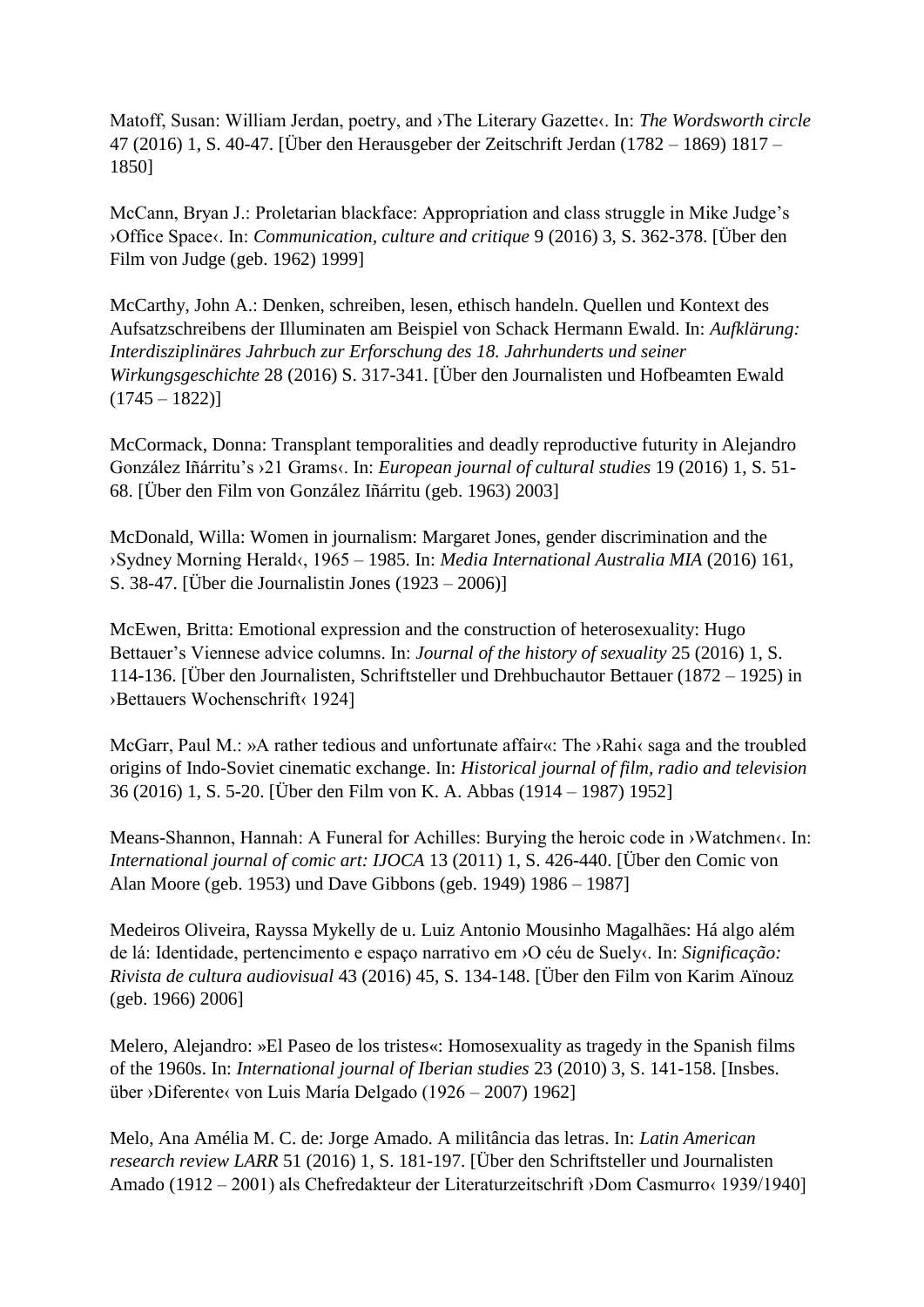Matoff, Susan: William Jerdan, poetry, and ›The Literary Gazette‹. In: *The Wordsworth circle* 47 (2016) 1, S. 40-47. [Über den Herausgeber der Zeitschrift Jerdan (1782 – 1869) 1817 – 1850]

McCann, Bryan J.: Proletarian blackface: Appropriation and class struggle in Mike Judge's ›Office Space‹. In: *Communication, culture and critique* 9 (2016) 3, S. 362-378. [Über den Film von Judge (geb. 1962) 1999]

McCarthy, John A.: Denken, schreiben, lesen, ethisch handeln. Quellen und Kontext des Aufsatzschreibens der Illuminaten am Beispiel von Schack Hermann Ewald. In: *Aufklärung: Interdisziplinäres Jahrbuch zur Erforschung des 18. Jahrhunderts und seiner Wirkungsgeschichte* 28 (2016) S. 317-341. [Über den Journalisten und Hofbeamten Ewald (1745 – 1822)]

McCormack, Donna: Transplant temporalities and deadly reproductive futurity in Alejandro González Iñárritu's ›21 Grams‹. In: *European journal of cultural studies* 19 (2016) 1, S. 51-68. [Über den Film von González Iñárritu (geb. 1963) 2003]

McDonald, Willa: Women in journalism: Margaret Jones, gender discrimination and the ›Sydney Morning Herald‹, 1965 – 1985. In: *Media International Australia MIA* (2016) 161, S. 38-47. [Über die Journalistin Jones (1923 – 2006)]

McEwen, Britta: Emotional expression and the construction of heterosexuality: Hugo Bettauer's Viennese advice columns. In: *Journal of the history of sexuality* 25 (2016) 1, S. 114-136. [Über den Journalisten, Schriftsteller und Drehbuchautor Bettauer (1872 – 1925) in ›Bettauers Wochenschrift‹ 1924]

McGarr, Paul M.: »A rather tedious and unfortunate affair«: The ›Rahi‹ saga and the troubled origins of Indo-Soviet cinematic exchange. In: *Historical journal of film, radio and television* 36 (2016) 1, S. 5-20. [Über den Film von K. A. Abbas (1914 – 1987) 1952]

Means-Shannon, Hannah: A Funeral for Achilles: Burying the heroic code in ›Watchmen‹. In: *International journal of comic art: IJOCA* 13 (2011) 1, S. 426-440. [Über den Comic von Alan Moore (geb. 1953) und Dave Gibbons (geb. 1949) 1986 – 1987]

Medeiros Oliveira, Rayssa Mykelly de u. Luiz Antonio Mousinho Magalhães: Há algo além de lá: Identidade, pertencimento e espaço narrativo em ›O céu de Suely‹. In: *Significação: Rivista de cultura audiovisual* 43 (2016) 45, S. 134-148. [Über den Film von Karim Aïnouz (geb. 1966) 2006]

Melero, Alejandro: »El Paseo de los tristes«: Homosexuality as tragedy in the Spanish films of the 1960s. In: *International journal of Iberian studies* 23 (2010) 3, S. 141-158. [Insbes. über ›Diferente‹ von Luis María Delgado (1926 – 2007) 1962]

Melo, Ana Amélia M. C. de: Jorge Amado. A militância das letras. In: *Latin American research review LARR* 51 (2016) 1, S. 181-197. [Über den Schriftsteller und Journalisten Amado (1912 – 2001) als Chefredakteur der Literaturzeitschrift ›Dom Casmurro‹ 1939/1940]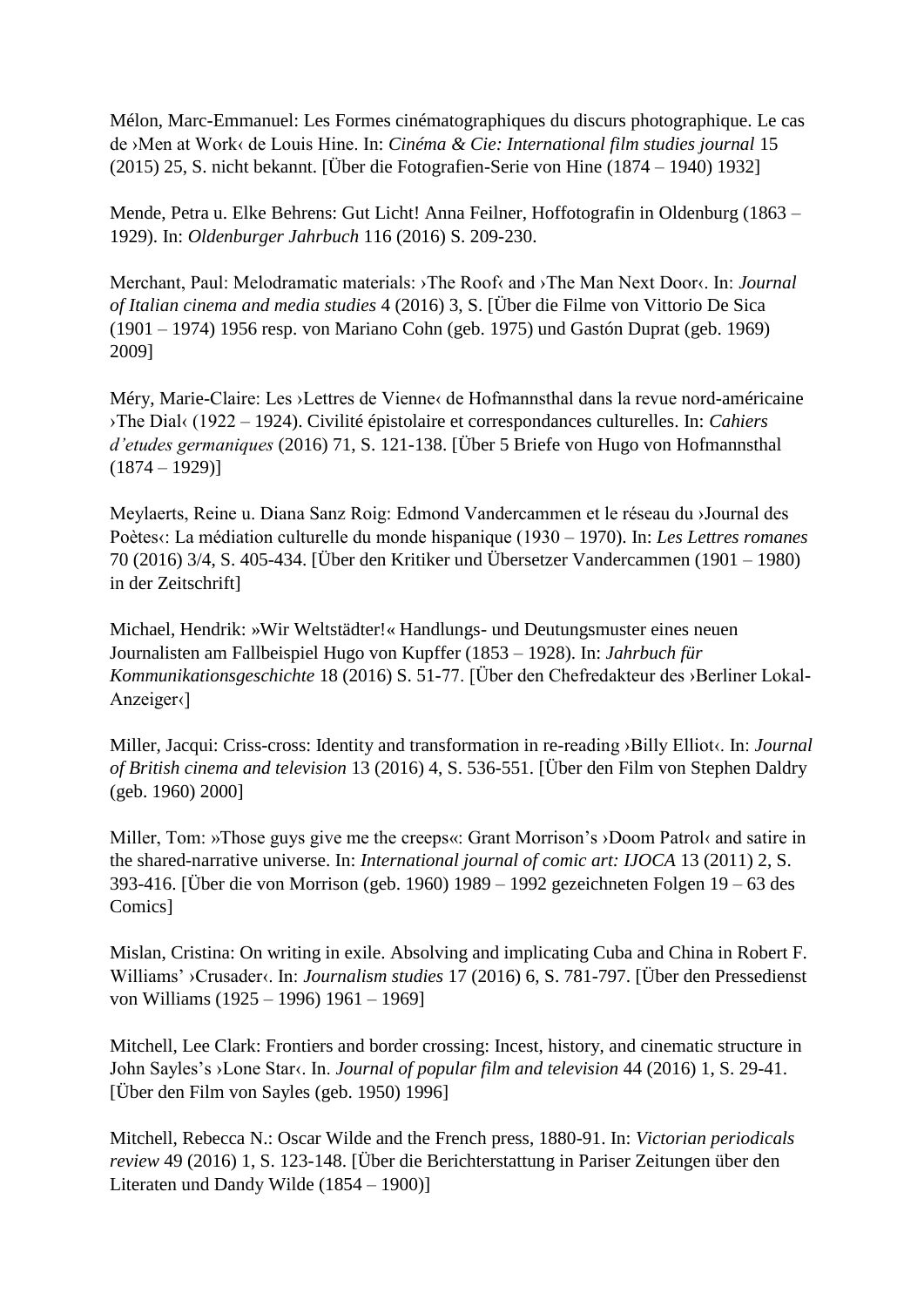Mélon, Marc-Emmanuel: Les Formes cinématographiques du discurs photographique. Le cas de ›Men at Work‹ de Louis Hine. In: *Cinéma & Cie: International film studies journal* 15 (2015) 25, S. nicht bekannt. [Über die Fotografien-Serie von Hine (1874 – 1940) 1932]

Mende, Petra u. Elke Behrens: Gut Licht! Anna Feilner, Hoffotografin in Oldenburg (1863 – 1929). In: *Oldenburger Jahrbuch* 116 (2016) S. 209-230.

Merchant, Paul: Melodramatic materials: ›The Roof‹ and ›The Man Next Door‹. In: *Journal of Italian cinema and media studies* 4 (2016) 3, S. [Über die Filme von Vittorio De Sica (1901 – 1974) 1956 resp. von Mariano Cohn (geb. 1975) und Gastón Duprat (geb. 1969) 2009]

Méry, Marie-Claire: Les ›Lettres de Vienne‹ de Hofmannsthal dans la revue nord-américaine ›The Dial‹ (1922 – 1924). Civilité épistolaire et correspondances culturelles. In: *Cahiers d'etudes germaniques* (2016) 71, S. 121-138. [Über 5 Briefe von Hugo von Hofmannsthal (1874 – 1929)]

Meylaerts, Reine u. Diana Sanz Roig: Edmond Vandercammen et le réseau du ›Journal des Poètes‹: La médiation culturelle du monde hispanique (1930 – 1970). In: *Les Lettres romanes* 70 (2016) 3/4, S. 405-434. [Über den Kritiker und Übersetzer Vandercammen (1901 – 1980) in der Zeitschrift]

Michael, Hendrik: »Wir Weltstädter!« Handlungs- und Deutungsmuster eines neuen Journalisten am Fallbeispiel Hugo von Kupffer (1853 – 1928). In: *Jahrbuch für Kommunikationsgeschichte* 18 (2016) S. 51-77. [Über den Chefredakteur des ›Berliner Lokal-Anzeiger‹]

Miller, Jacqui: Criss-cross: Identity and transformation in re-reading ›Billy Elliot‹. In: *Journal of British cinema and television* 13 (2016) 4, S. 536-551. [Über den Film von Stephen Daldry (geb. 1960) 2000]

Miller, Tom: »Those guys give me the creeps«: Grant Morrison's ›Doom Patrol‹ and satire in the shared-narrative universe. In: *International journal of comic art: IJOCA* 13 (2011) 2, S. 393-416. [Über die von Morrison (geb. 1960) 1989 – 1992 gezeichneten Folgen 19 – 63 des Comics]

Mislan, Cristina: On writing in exile. Absolving and implicating Cuba and China in Robert F. Williams' ›Crusader‹. In: *Journalism studies* 17 (2016) 6, S. 781-797. [Über den Pressedienst von Williams (1925 – 1996) 1961 – 1969]

Mitchell, Lee Clark: Frontiers and border crossing: Incest, history, and cinematic structure in John Sayles's ›Lone Star‹. In. *Journal of popular film and television* 44 (2016) 1, S. 29-41. [Über den Film von Sayles (geb. 1950) 1996]

Mitchell, Rebecca N.: Oscar Wilde and the French press, 1880-91. In: *Victorian periodicals review* 49 (2016) 1, S. 123-148. [Über die Berichterstattung in Pariser Zeitungen über den Literaten und Dandy Wilde (1854 – 1900)]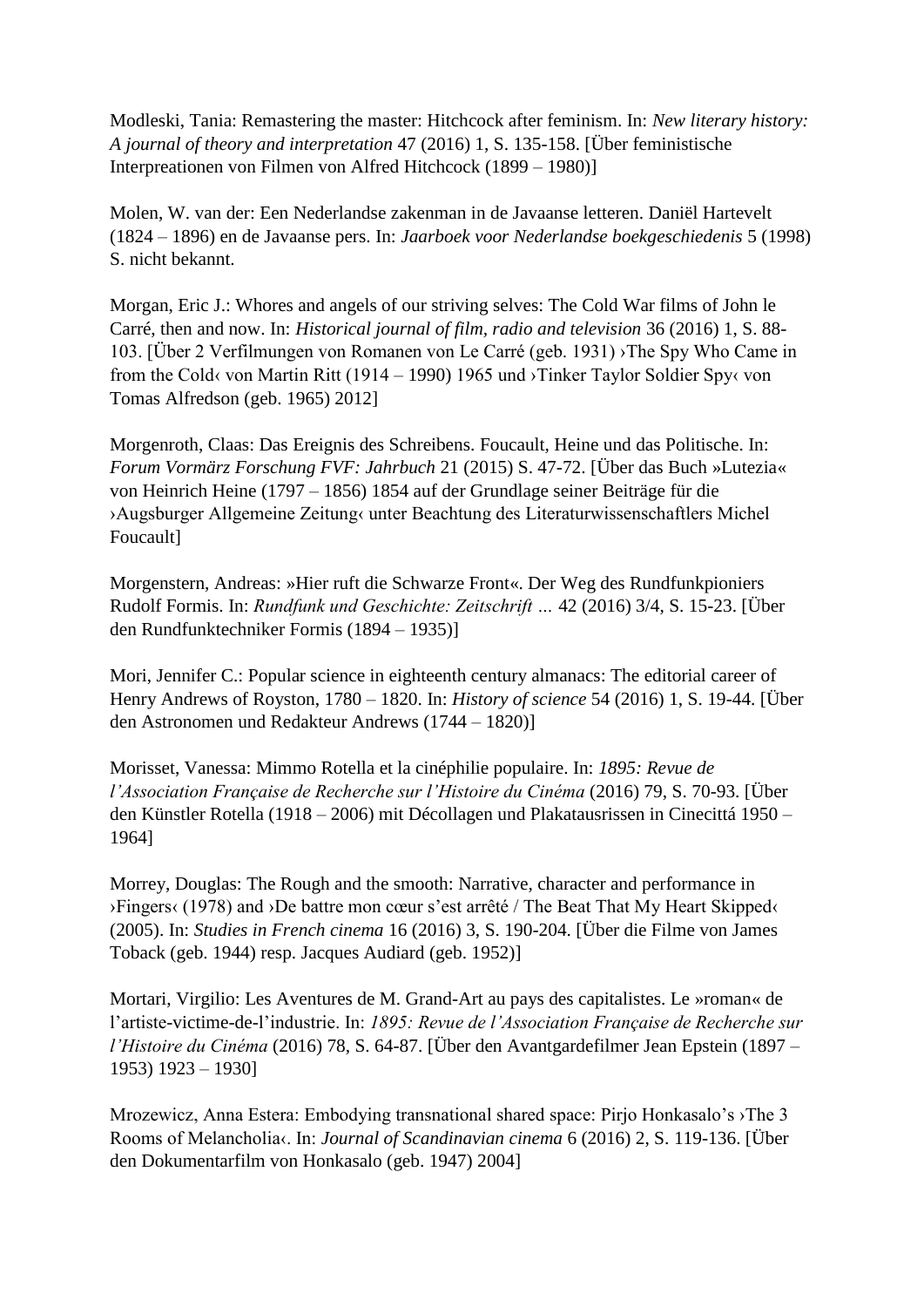Modleski, Tania: Remastering the master: Hitchcock after feminism. In: *New literary history: A journal of theory and interpretation* 47 (2016) 1, S. 135-158. [Über feministische Interpreationen von Filmen von Alfred Hitchcock (1899 – 1980)]

Molen, W. van der: Een Nederlandse zakenman in de Javaanse letteren. Daniël Hartevelt (1824 – 1896) en de Javaanse pers. In: *Jaarboek voor Nederlandse boekgeschiedenis* 5 (1998) S. nicht bekannt.

Morgan, Eric J.: Whores and angels of our striving selves: The Cold War films of John le Carré, then and now. In: *Historical journal of film, radio and television* 36 (2016) 1, S. 88-103. [Über 2 Verfilmungen von Romanen von Le Carré (geb. 1931) ›The Spy Who Came in from the Cold‹ von Martin Ritt (1914 – 1990) 1965 und ›Tinker Taylor Soldier Spy‹ von Tomas Alfredson (geb. 1965) 2012]

Morgenroth, Claas: Das Ereignis des Schreibens. Foucault, Heine und das Politische. In: *Forum Vormärz Forschung FVF: Jahrbuch* 21 (2015) S. 47-72. [Über das Buch »Lutezia« von Heinrich Heine (1797 – 1856) 1854 auf der Grundlage seiner Beiträge für die ›Augsburger Allgemeine Zeitung‹ unter Beachtung des Literaturwissenschaftlers Michel Foucault]

Morgenstern, Andreas: »Hier ruft die Schwarze Front«. Der Weg des Rundfunkpioniers Rudolf Formis. In: *Rundfunk und Geschichte: Zeitschrift …* 42 (2016) 3/4, S. 15-23. [Über den Rundfunktechniker Formis (1894 – 1935)]

Mori, Jennifer C.: Popular science in eighteenth century almanacs: The editorial career of Henry Andrews of Royston, 1780 – 1820. In: *History of science* 54 (2016) 1, S. 19-44. [Über den Astronomen und Redakteur Andrews (1744 – 1820)]

Morisset, Vanessa: Mimmo Rotella et la cinéphilie populaire. In: *1895: Revue de l'Association Française de Recherche sur l'Histoire du Cinéma* (2016) 79, S. 70-93. [Über den Künstler Rotella (1918 – 2006) mit Décollagen und Plakatausrissen in Cinecittá 1950 – 1964]

Morrey, Douglas: The Rough and the smooth: Narrative, character and performance in ›Fingers‹ (1978) and ›De battre mon cœur s'est arrêté / The Beat That My Heart Skipped‹ (2005). In: *Studies in French cinema* 16 (2016) 3, S. 190-204. [Über die Filme von James Toback (geb. 1944) resp. Jacques Audiard (geb. 1952)]

Mortari, Virgilio: Les Aventures de M. Grand-Art au pays des capitalistes. Le »roman« de l'artiste-victime-de-l'industrie. In: *1895: Revue de l'Association Française de Recherche sur l'Histoire du Cinéma* (2016) 78, S. 64-87. [Über den Avantgardefilmer Jean Epstein (1897 – 1953) 1923 – 1930]

Mrozewicz, Anna Estera: Embodying transnational shared space: Pirjo Honkasalo's ›The 3 Rooms of Melancholia‹. In: *Journal of Scandinavian cinema* 6 (2016) 2, S. 119-136. [Über den Dokumentarfilm von Honkasalo (geb. 1947) 2004]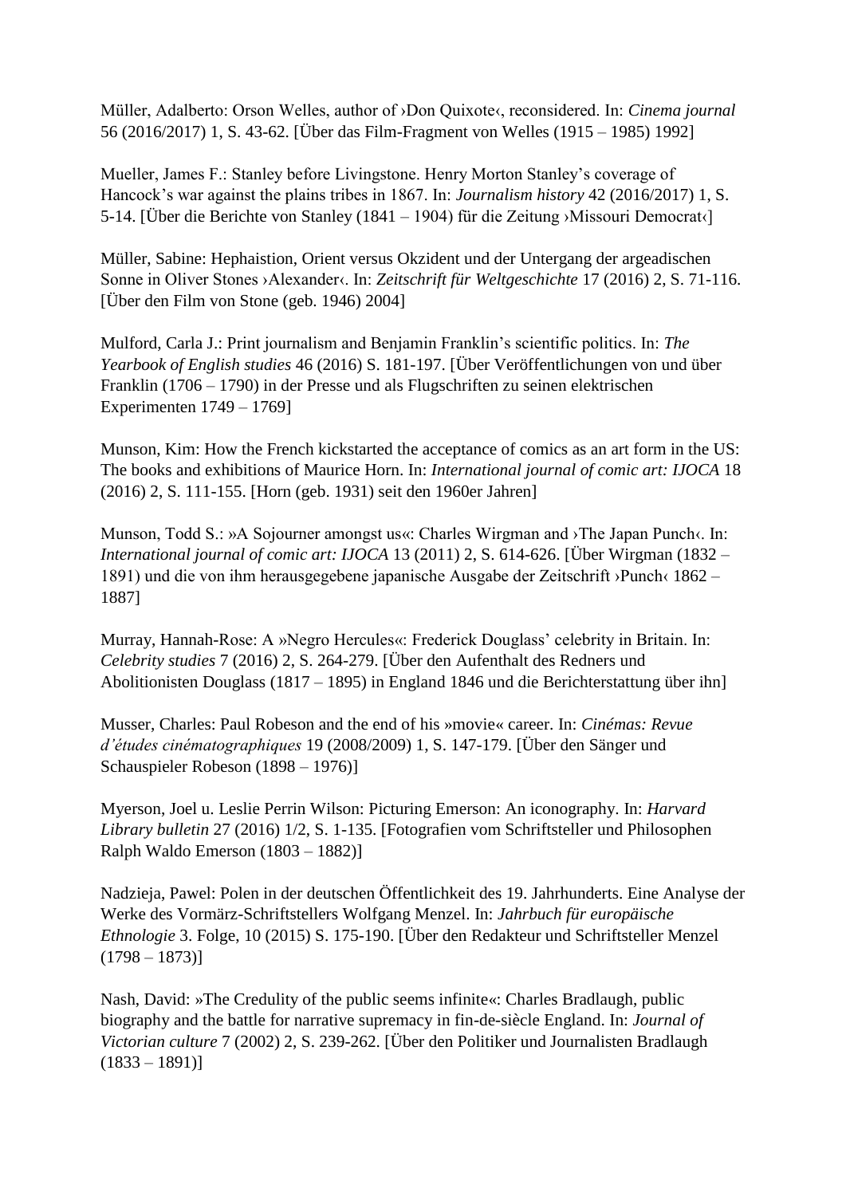Müller, Adalberto: Orson Welles, author of ›Don Quixote‹, reconsidered. In: *Cinema journal* 56 (2016/2017) 1, S. 43-62. [Über das Film-Fragment von Welles (1915 – 1985) 1992]

Mueller, James F.: Stanley before Livingstone. Henry Morton Stanley's coverage of Hancock's war against the plains tribes in 1867. In: *Journalism history* 42 (2016/2017) 1, S. 5-14. [Über die Berichte von Stanley (1841 – 1904) für die Zeitung ›Missouri Democrat‹]

Müller, Sabine: Hephaistion, Orient versus Okzident und der Untergang der argeadischen Sonne in Oliver Stones ›Alexander‹. In: *Zeitschrift für Weltgeschichte* 17 (2016) 2, S. 71-116. [Über den Film von Stone (geb. 1946) 2004]

Mulford, Carla J.: Print journalism and Benjamin Franklin's scientific politics. In: *The Yearbook of English studies* 46 (2016) S. 181-197. [Über Veröffentlichungen von und über Franklin (1706 – 1790) in der Presse und als Flugschriften zu seinen elektrischen Experimenten 1749 – 1769]

Munson, Kim: How the French kickstarted the acceptance of comics as an art form in the US: The books and exhibitions of Maurice Horn. In: *International journal of comic art: IJOCA* 18 (2016) 2, S. 111-155. [Horn (geb. 1931) seit den 1960er Jahren]

Munson, Todd S.: »A Sojourner amongst us«: Charles Wirgman and ›The Japan Punch‹. In: *International journal of comic art: IJOCA* 13 (2011) 2, S. 614-626. [Über Wirgman (1832 – 1891) und die von ihm herausgegebene japanische Ausgabe der Zeitschrift ›Punch‹ 1862 – 1887]

Murray, Hannah-Rose: A »Negro Hercules«: Frederick Douglass' celebrity in Britain. In: *Celebrity studies* 7 (2016) 2, S. 264-279. [Über den Aufenthalt des Redners und Abolitionisten Douglass (1817 – 1895) in England 1846 und die Berichterstattung über ihn]

Musser, Charles: Paul Robeson and the end of his »movie« career. In: *Cinémas: Revue d'études cinématographiques* 19 (2008/2009) 1, S. 147-179. [Über den Sänger und Schauspieler Robeson (1898 – 1976)]

Myerson, Joel u. Leslie Perrin Wilson: Picturing Emerson: An iconography. In: *Harvard Library bulletin* 27 (2016) 1/2, S. 1-135. [Fotografien vom Schriftsteller und Philosophen Ralph Waldo Emerson (1803 – 1882)]

Nadzieja, Pawel: Polen in der deutschen Öffentlichkeit des 19. Jahrhunderts. Eine Analyse der Werke des Vormärz-Schriftstellers Wolfgang Menzel. In: *Jahrbuch für europäische Ethnologie* 3. Folge, 10 (2015) S. 175-190. [Über den Redakteur und Schriftsteller Menzel (1798 – 1873)]

Nash, David: »The Credulity of the public seems infinite«: Charles Bradlaugh, public biography and the battle for narrative supremacy in fin-de-siècle England. In: *Journal of Victorian culture* 7 (2002) 2, S. 239-262. [Über den Politiker und Journalisten Bradlaugh (1833 – 1891)]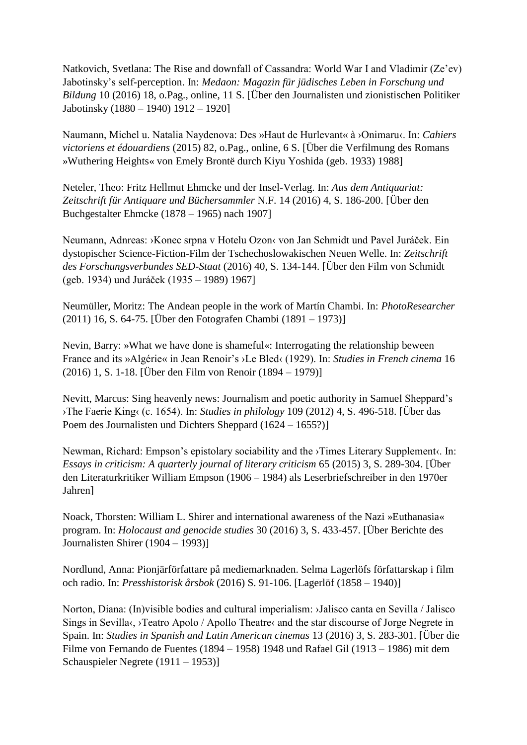Natkovich, Svetlana: The Rise and downfall of Cassandra: World War I and Vladimir (Ze'ev) Jabotinsky's self-perception. In: *Medaon: Magazin für jüdisches Leben in Forschung und Bildung* 10 (2016) 18, o.Pag., online, 11 S. [Über den Journalisten und zionistischen Politiker Jabotinsky (1880 – 1940) 1912 – 1920]

Naumann, Michel u. Natalia Naydenova: Des »Haut de Hurlevant« à ›Onimaru‹. In: *Cahiers victoriens et édouardiens* (2015) 82, o.Pag., online, 6 S. [Über die Verfilmung des Romans »Wuthering Heights« von Emely Brontë durch Kiyu Yoshida (geb. 1933) 1988]

Neteler, Theo: Fritz Hellmut Ehmcke und der Insel-Verlag. In: *Aus dem Antiquariat: Zeitschrift für Antiquare und Büchersammler* N.F. 14 (2016) 4, S. 186-200. [Über den Buchgestalter Ehmcke (1878 – 1965) nach 1907]

Neumann, Adnreas: ›Konec srpna v Hotelu Ozon‹ von Jan Schmidt und Pavel Juráček. Ein dystopischer Science-Fiction-Film der Tschechoslowakischen Neuen Welle. In: *Zeitschrift des Forschungsverbundes SED-Staat* (2016) 40, S. 134-144. [Über den Film von Schmidt (geb. 1934) und Juráček (1935 – 1989) 1967]

Neumüller, Moritz: The Andean people in the work of Martín Chambi. In: *PhotoResearcher* (2011) 16, S. 64-75. [Über den Fotografen Chambi (1891 – 1973)]

Nevin, Barry: »What we have done is shameful«: Interrogating the relationship beween France and its »Algérie« in Jean Renoir's ›Le Bled‹ (1929). In: *Studies in French cinema* 16 (2016) 1, S. 1-18. [Über den Film von Renoir (1894 – 1979)]

Nevitt, Marcus: Sing heavenly news: Journalism and poetic authority in Samuel Sheppard's ›The Faerie King‹ (c. 1654). In: *Studies in philology* 109 (2012) 4, S. 496-518. [Über das Poem des Journalisten und Dichters Sheppard (1624 – 1655?)]

Newman, Richard: Empson's epistolary sociability and the ›Times Literary Supplement‹. In: *Essays in criticism: A quarterly journal of literary criticism* 65 (2015) 3, S. 289-304. [Über den Literaturkritiker William Empson (1906 – 1984) als Leserbriefschreiber in den 1970er Jahren]

Noack, Thorsten: William L. Shirer and international awareness of the Nazi »Euthanasia« program. In: *Holocaust and genocide studies* 30 (2016) 3, S. 433-457. [Über Berichte des Journalisten Shirer (1904 – 1993)]

Nordlund, Anna: Pionjärförfattare på mediemarknaden. Selma Lagerlöfs författarskap i film och radio. In: *Presshistorisk årsbok* (2016) S. 91-106. [Lagerlöf (1858 – 1940)]

Norton, Diana: (In)visible bodies and cultural imperialism: ›Jalisco canta en Sevilla / Jalisco Sings in Sevilla‹, ›Teatro Apolo / Apollo Theatre‹ and the star discourse of Jorge Negrete in Spain. In: *Studies in Spanish and Latin American cinemas* 13 (2016) 3, S. 283-301. [Über die Filme von Fernando de Fuentes (1894 – 1958) 1948 und Rafael Gil (1913 – 1986) mit dem Schauspieler Negrete (1911 – 1953)]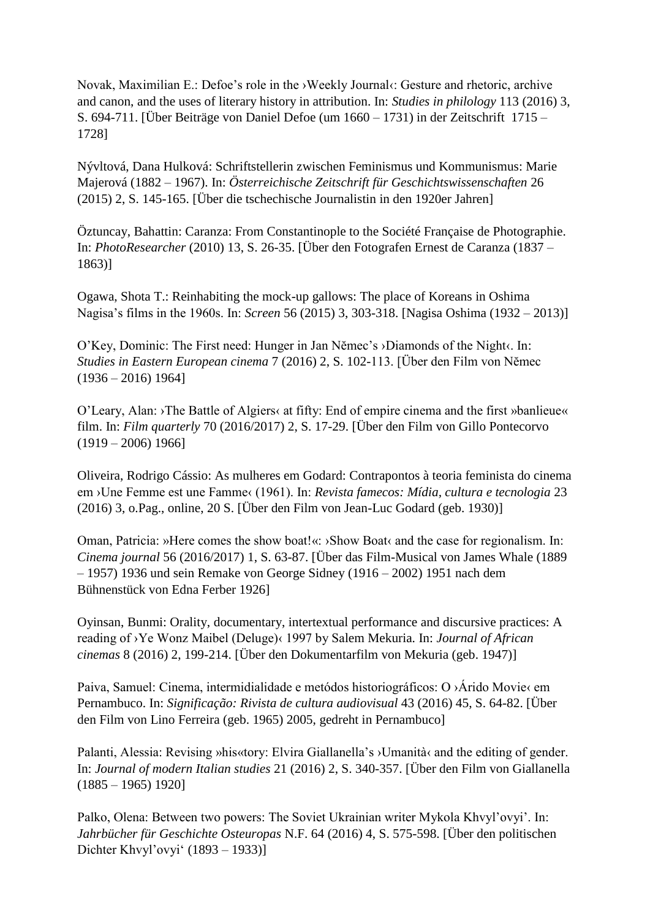Novak, Maximilian E.: Defoe's role in the ›Weekly Journal‹: Gesture and rhetoric, archive and canon, and the uses of literary history in attribution. In: *Studies in philology* 113 (2016) 3, S. 694-711. [Über Beiträge von Daniel Defoe (um 1660 – 1731) in der Zeitschrift 1715 – 1728]

Nývltová, Dana Hulková: Schriftstellerin zwischen Feminismus und Kommunismus: Marie Majerová (1882 – 1967). In: *Österreichische Zeitschrift für Geschichtswissenschaften* 26 (2015) 2, S. 145-165. [Über die tschechische Journalistin in den 1920er Jahren]

Öztuncay, Bahattin: Caranza: From Constantinople to the Société Française de Photographie. In: *PhotoResearcher* (2010) 13, S. 26-35. [Über den Fotografen Ernest de Caranza (1837 – 1863)]

Ogawa, Shota T.: Reinhabiting the mock-up gallows: The place of Koreans in Oshima Nagisa's films in the 1960s. In: *Screen* 56 (2015) 3, 303-318. [Nagisa Oshima (1932 – 2013)]

O'Key, Dominic: The First need: Hunger in Jan Němec's ›Diamonds of the Night‹. In: *Studies in Eastern European cinema* 7 (2016) 2, S. 102-113. [Über den Film von Němec (1936 – 2016) 1964]

O'Leary, Alan: ›The Battle of Algiers‹ at fifty: End of empire cinema and the first »banlieue« film. In: *Film quarterly* 70 (2016/2017) 2, S. 17-29. [Über den Film von Gillo Pontecorvo (1919 – 2006) 1966]

Oliveira, Rodrigo Cássio: As mulheres em Godard: Contrapontos à teoria feminista do cinema em ›Une Femme est une Famme‹ (1961). In: *Revista famecos: Mídia, cultura e tecnologia* 23 (2016) 3, o.Pag., online, 20 S. [Über den Film von Jean-Luc Godard (geb. 1930)]

Oman, Patricia: »Here comes the show boat!«: ›Show Boat‹ and the case for regionalism. In: *Cinema journal* 56 (2016/2017) 1, S. 63-87. [Über das Film-Musical von James Whale (1889 – 1957) 1936 und sein Remake von George Sidney (1916 – 2002) 1951 nach dem Bühnenstück von Edna Ferber 1926]

Oyinsan, Bunmi: Orality, documentary, intertextual performance and discursive practices: A reading of ›Ye Wonz Maibel (Deluge)‹ 1997 by Salem Mekuria. In: *Journal of African cinemas* 8 (2016) 2, 199-214. [Über den Dokumentarfilm von Mekuria (geb. 1947)]

Paiva, Samuel: Cinema, intermidialidade e metódos historiográficos: O ›Árido Movie‹ em Pernambuco. In: *Significação: Rivista de cultura audiovisual* 43 (2016) 45, S. 64-82. [Über den Film von Lino Ferreira (geb. 1965) 2005, gedreht in Pernambuco]

Palanti, Alessia: Revising »his«tory: Elvira Giallanella's ›Umanità‹ and the editing of gender. In: *Journal of modern Italian studies* 21 (2016) 2, S. 340-357. [Über den Film von Giallanella (1885 – 1965) 1920]

Palko, Olena: Between two powers: The Soviet Ukrainian writer Mykola Khvyl'ovyi'. In: *Jahrbücher für Geschichte Osteuropas* N.F. 64 (2016) 4, S. 575-598. [Über den politischen Dichter Khvyl'ovyi' (1893 – 1933)]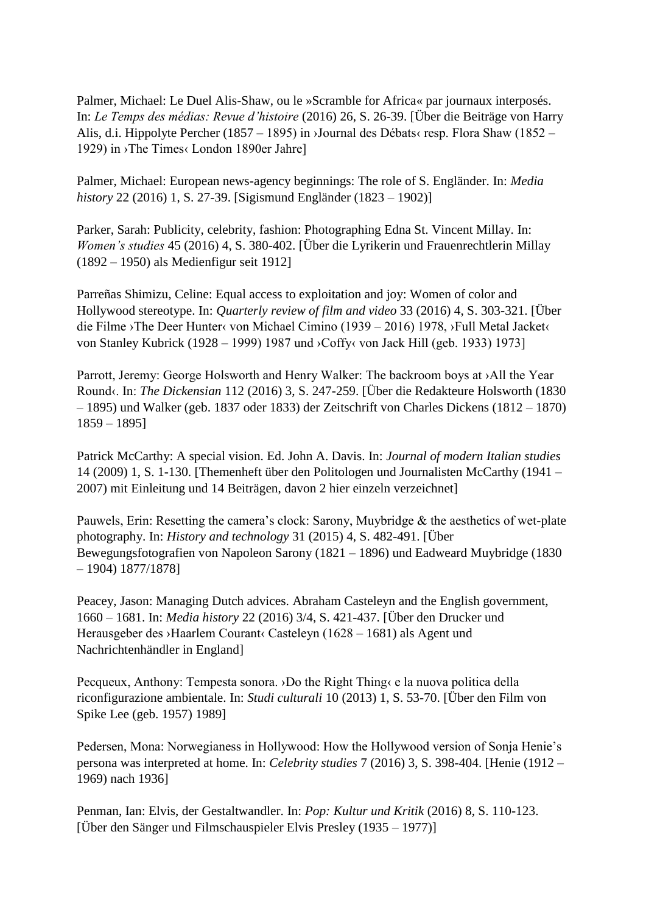Palmer, Michael: Le Duel Alis-Shaw, ou le »Scramble for Africa« par journaux interposés. In: *Le Temps des médias: Revue d'histoire* (2016) 26, S. 26-39. [Über die Beiträge von Harry Alis, d.i. Hippolyte Percher (1857 – 1895) in ›Journal des Débats‹ resp. Flora Shaw (1852 – 1929) in ›The Times‹ London 1890er Jahre]

Palmer, Michael: European news-agency beginnings: The role of S. Engländer. In: *Media history* 22 (2016) 1, S. 27-39. [Sigismund Engländer (1823 – 1902)]

Parker, Sarah: Publicity, celebrity, fashion: Photographing Edna St. Vincent Millay. In: *Women's studies* 45 (2016) 4, S. 380-402. [Über die Lyrikerin und Frauenrechtlerin Millay (1892 – 1950) als Medienfigur seit 1912]

Parreñas Shimizu, Celine: Equal access to exploitation and joy: Women of color and Hollywood stereotype. In: *Quarterly review of film and video* 33 (2016) 4, S. 303-321. [Über die Filme ›The Deer Hunter‹ von Michael Cimino (1939 – 2016) 1978, ›Full Metal Jacket‹ von Stanley Kubrick (1928 – 1999) 1987 und ›Coffy‹ von Jack Hill (geb. 1933) 1973]

Parrott, Jeremy: George Holsworth and Henry Walker: The backroom boys at ›All the Year Round‹. In: *The Dickensian* 112 (2016) 3, S. 247-259. [Über die Redakteure Holsworth (1830 – 1895) und Walker (geb. 1837 oder 1833) der Zeitschrift von Charles Dickens (1812 – 1870) 1859 – 1895]

Patrick McCarthy: A special vision. Ed. John A. Davis. In: *Journal of modern Italian studies* 14 (2009) 1, S. 1-130. [Themenheft über den Politologen und Journalisten McCarthy (1941 – 2007) mit Einleitung und 14 Beiträgen, davon 2 hier einzeln verzeichnet]

Pauwels, Erin: Resetting the camera's clock: Sarony, Muybridge & the aesthetics of wet-plate photography. In: *History and technology* 31 (2015) 4, S. 482-491. [Über Bewegungsfotografien von Napoleon Sarony (1821 – 1896) und Eadweard Muybridge (1830 – 1904) 1877/1878]

Peacey, Jason: Managing Dutch advices. Abraham Casteleyn and the English government, 1660 – 1681. In: *Media history* 22 (2016) 3/4, S. 421-437. [Über den Drucker und Herausgeber des ›Haarlem Courant‹ Casteleyn (1628 – 1681) als Agent und Nachrichtenhändler in England]

Pecqueux, Anthony: Tempesta sonora. ›Do the Right Thing‹ e la nuova politica della riconfigurazione ambientale. In: *Studi culturali* 10 (2013) 1, S. 53-70. [Über den Film von Spike Lee (geb. 1957) 1989]

Pedersen, Mona: Norwegianess in Hollywood: How the Hollywood version of Sonja Henie's persona was interpreted at home. In: *Celebrity studies* 7 (2016) 3, S. 398-404. [Henie (1912 – 1969) nach 1936]

Penman, Ian: Elvis, der Gestaltwandler. In: *Pop: Kultur und Kritik* (2016) 8, S. 110-123. [Über den Sänger und Filmschauspieler Elvis Presley (1935 – 1977)]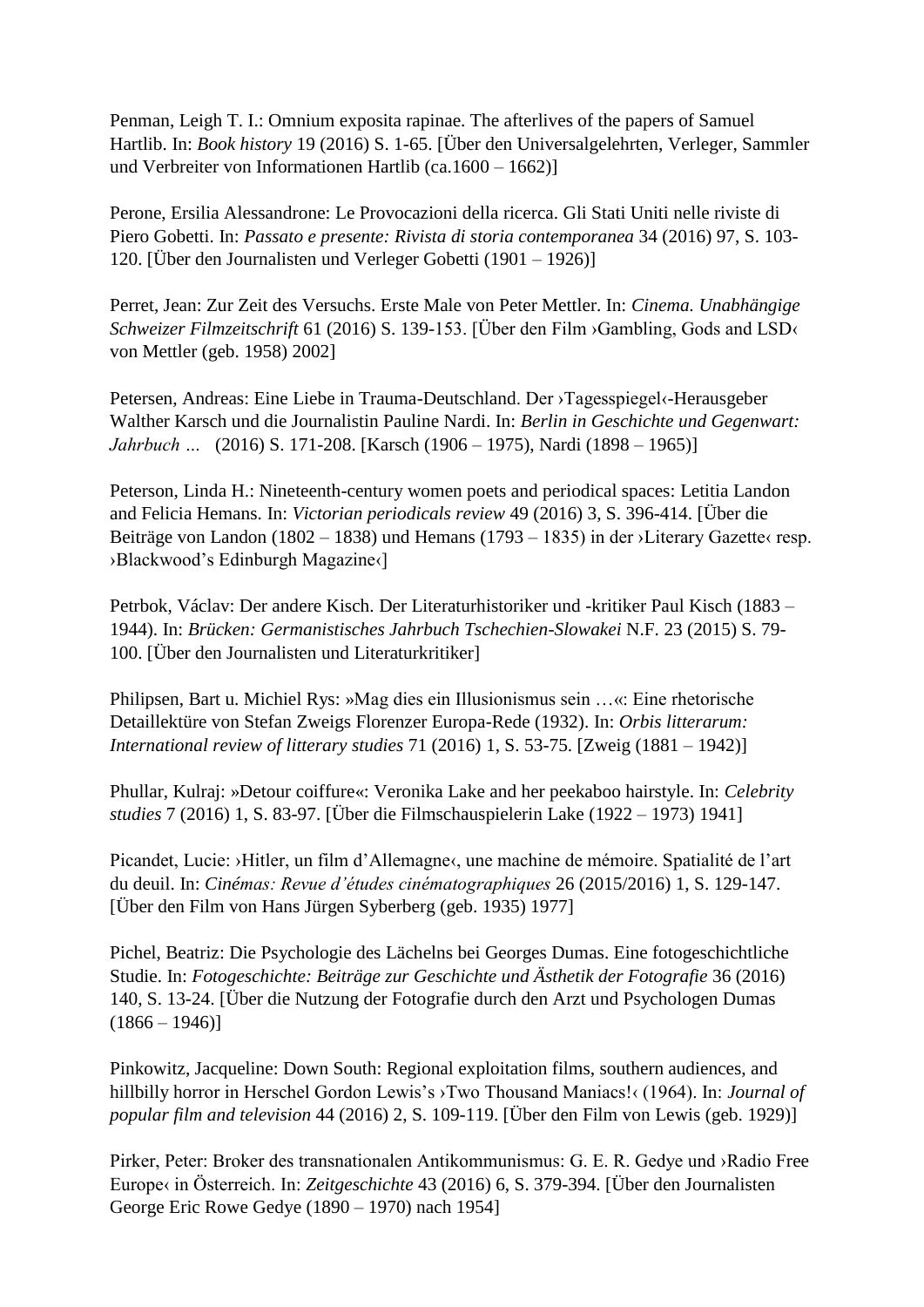Penman, Leigh T. I.: Omnium exposita rapinae. The afterlives of the papers of Samuel Hartlib. In: *Book history* 19 (2016) S. 1-65. [Über den Universalgelehrten, Verleger, Sammler und Verbreiter von Informationen Hartlib (ca.1600 – 1662)]

Perone, Ersilia Alessandrone: Le Provocazioni della ricerca. Gli Stati Uniti nelle riviste di Piero Gobetti. In: *Passato e presente: Rivista di storia contemporanea* 34 (2016) 97, S. 103-120. [Über den Journalisten und Verleger Gobetti (1901 – 1926)]

Perret, Jean: Zur Zeit des Versuchs. Erste Male von Peter Mettler. In: *Cinema. Unabhängige Schweizer Filmzeitschrift* 61 (2016) S. 139-153. [Über den Film ›Gambling, Gods and LSD‹ von Mettler (geb. 1958) 2002]

Petersen, Andreas: Eine Liebe in Trauma-Deutschland. Der ›Tagesspiegel‹-Herausgeber Walther Karsch und die Journalistin Pauline Nardi. In: *Berlin in Geschichte und Gegenwart: Jahrbuch …* (2016) S. 171-208. [Karsch (1906 – 1975), Nardi (1898 – 1965)]

Peterson, Linda H.: Nineteenth-century women poets and periodical spaces: Letitia Landon and Felicia Hemans. In: *Victorian periodicals review* 49 (2016) 3, S. 396-414. [Über die Beiträge von Landon (1802 – 1838) und Hemans (1793 – 1835) in der ›Literary Gazette‹ resp. ›Blackwood's Edinburgh Magazine‹]

Petrbok, Václav: Der andere Kisch. Der Literaturhistoriker und -kritiker Paul Kisch (1883 – 1944). In: *Brücken: Germanistisches Jahrbuch Tschechien-Slowakei* N.F. 23 (2015) S. 79-100. [Über den Journalisten und Literaturkritiker]

Philipsen, Bart u. Michiel Rys: »Mag dies ein Illusionismus sein …«: Eine rhetorische Detaillektüre von Stefan Zweigs Florenzer Europa-Rede (1932). In: *Orbis litterarum: International review of litterary studies* 71 (2016) 1, S. 53-75. [Zweig (1881 – 1942)]

Phullar, Kulraj: »Detour coiffure«: Veronika Lake and her peekaboo hairstyle. In: *Celebrity studies* 7 (2016) 1, S. 83-97. [Über die Filmschauspielerin Lake (1922 – 1973) 1941]

Picandet, Lucie: ›Hitler, un film d'Allemagne‹, une machine de mémoire. Spatialité de l'art du deuil. In: *Cinémas: Revue d'études cinématographiques* 26 (2015/2016) 1, S. 129-147. [Über den Film von Hans Jürgen Syberberg (geb. 1935) 1977]

Pichel, Beatriz: Die Psychologie des Lächelns bei Georges Dumas. Eine fotogeschichtliche Studie. In: *Fotogeschichte: Beiträge zur Geschichte und Ästhetik der Fotografie* 36 (2016) 140, S. 13-24. [Über die Nutzung der Fotografie durch den Arzt und Psychologen Dumas (1866 – 1946)]

Pinkowitz, Jacqueline: Down South: Regional exploitation films, southern audiences, and hillbilly horror in Herschel Gordon Lewis's ›Two Thousand Maniacs!‹ (1964). In: *Journal of popular film and television* 44 (2016) 2, S. 109-119. [Über den Film von Lewis (geb. 1929)]

Pirker, Peter: Broker des transnationalen Antikommunismus: G. E. R. Gedye und ›Radio Free Europe‹ in Österreich. In: *Zeitgeschichte* 43 (2016) 6, S. 379-394. [Über den Journalisten George Eric Rowe Gedye (1890 – 1970) nach 1954]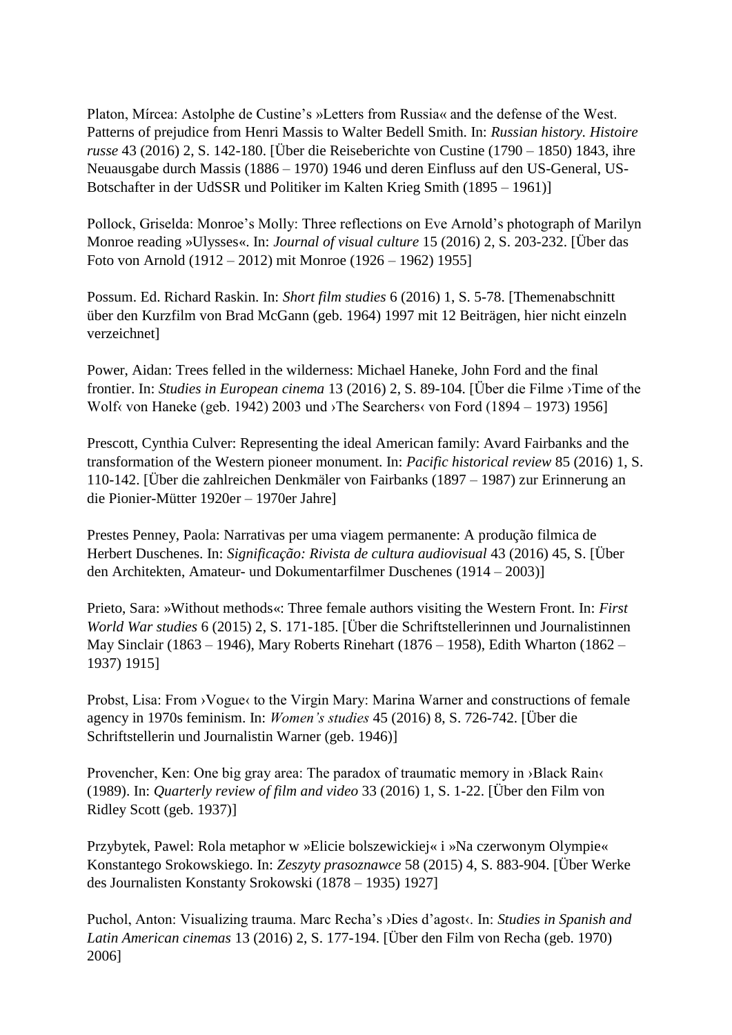Platon, Mírcea: Astolphe de Custine's »Letters from Russia« and the defense of the West. Patterns of prejudice from Henri Massis to Walter Bedell Smith. In: *Russian history. Histoire russe* 43 (2016) 2, S. 142-180. [Über die Reiseberichte von Custine (1790 – 1850) 1843, ihre Neuausgabe durch Massis (1886 – 1970) 1946 und deren Einfluss auf den US-General, US-Botschafter in der UdSSR und Politiker im Kalten Krieg Smith (1895 – 1961)]

Pollock, Griselda: Monroe's Molly: Three reflections on Eve Arnold's photograph of Marilyn Monroe reading »Ulysses«. In: *Journal of visual culture* 15 (2016) 2, S. 203-232. [Über das Foto von Arnold (1912 – 2012) mit Monroe (1926 – 1962) 1955]

Possum. Ed. Richard Raskin. In: *Short film studies* 6 (2016) 1, S. 5-78. [Themenabschnitt über den Kurzfilm von Brad McGann (geb. 1964) 1997 mit 12 Beiträgen, hier nicht einzeln verzeichnet]

Power, Aidan: Trees felled in the wilderness: Michael Haneke, John Ford and the final frontier. In: *Studies in European cinema* 13 (2016) 2, S. 89-104. [Über die Filme ›Time of the Wolf‹ von Haneke (geb. 1942) 2003 und ›The Searchers‹ von Ford (1894 – 1973) 1956]

Prescott, Cynthia Culver: Representing the ideal American family: Avard Fairbanks and the transformation of the Western pioneer monument. In: *Pacific historical review* 85 (2016) 1, S. 110-142. [Über die zahlreichen Denkmäler von Fairbanks (1897 – 1987) zur Erinnerung an die Pionier-Mütter 1920er – 1970er Jahre]

Prestes Penney, Paola: Narrativas per uma viagem permanente: A produção filmica de Herbert Duschenes. In: *Significação: Rivista de cultura audiovisual* 43 (2016) 45, S. [Über den Architekten, Amateur- und Dokumentarfilmer Duschenes (1914 – 2003)]

Prieto, Sara: »Without methods«: Three female authors visiting the Western Front. In: *First World War studies* 6 (2015) 2, S. 171-185. [Über die Schriftstellerinnen und Journalistinnen May Sinclair (1863 – 1946), Mary Roberts Rinehart (1876 – 1958), Edith Wharton (1862 – 1937) 1915]

Probst, Lisa: From ›Vogue‹ to the Virgin Mary: Marina Warner and constructions of female agency in 1970s feminism. In: *Women's studies* 45 (2016) 8, S. 726-742. [Über die Schriftstellerin und Journalistin Warner (geb. 1946)]

Provencher, Ken: One big gray area: The paradox of traumatic memory in ›Black Rain‹ (1989). In: *Quarterly review of film and video* 33 (2016) 1, S. 1-22. [Über den Film von Ridley Scott (geb. 1937)]

Przybytek, Pawel: Rola metaphor w »Elicie bolszewickiej« i »Na czerwonym Olympie« Konstantego Srokowskiego. In: *Zeszyty prasoznawce* 58 (2015) 4, S. 883-904. [Über Werke des Journalisten Konstanty Srokowski (1878 – 1935) 1927]

Puchol, Anton: Visualizing trauma. Marc Recha's ›Dies d'agost‹. In: *Studies in Spanish and Latin American cinemas* 13 (2016) 2, S. 177-194. [Über den Film von Recha (geb. 1970) 2006]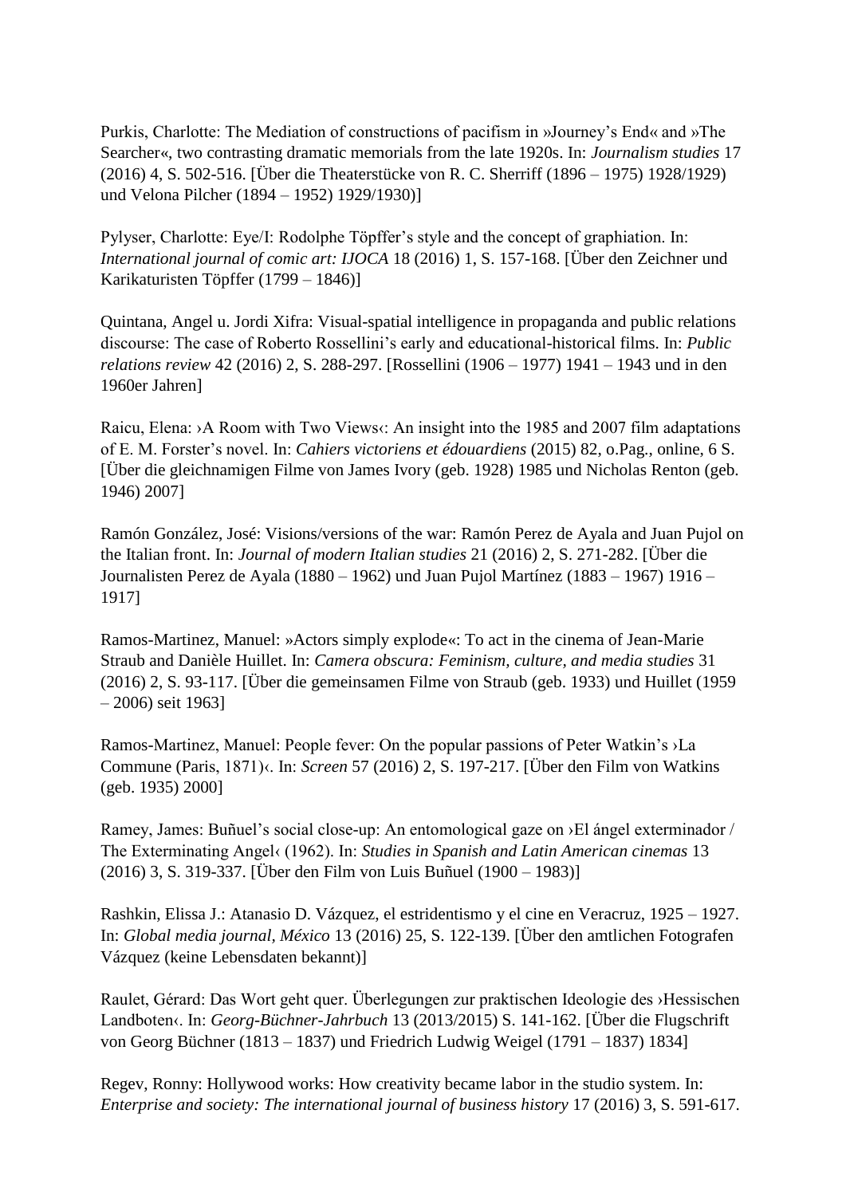Purkis, Charlotte: The Mediation of constructions of pacifism in »Journey's End« and »The Searcher«, two contrasting dramatic memorials from the late 1920s. In: *Journalism studies* 17 (2016) 4, S. 502-516. [Über die Theaterstücke von R. C. Sherriff (1896 – 1975) 1928/1929) und Velona Pilcher (1894 – 1952) 1929/1930)]

Pylyser, Charlotte: Eye/I: Rodolphe Töpffer's style and the concept of graphiation. In: *International journal of comic art: IJOCA* 18 (2016) 1, S. 157-168. [Über den Zeichner und Karikaturisten Töpffer (1799 – 1846)]

Quintana, Angel u. Jordi Xifra: Visual-spatial intelligence in propaganda and public relations discourse: The case of Roberto Rossellini's early and educational-historical films. In: *Public relations review* 42 (2016) 2, S. 288-297. [Rossellini (1906 – 1977) 1941 – 1943 und in den 1960er Jahren]

Raicu, Elena: ›A Room with Two Views‹: An insight into the 1985 and 2007 film adaptations of E. M. Forster's novel. In: *Cahiers victoriens et édouardiens* (2015) 82, o.Pag., online, 6 S. [Über die gleichnamigen Filme von James Ivory (geb. 1928) 1985 und Nicholas Renton (geb. 1946) 2007]

Ramón González, José: Visions/versions of the war: Ramón Perez de Ayala and Juan Pujol on the Italian front. In: *Journal of modern Italian studies* 21 (2016) 2, S. 271-282. [Über die Journalisten Perez de Ayala (1880 – 1962) und Juan Pujol Martínez (1883 – 1967) 1916 – 1917]

Ramos-Martinez, Manuel: »Actors simply explode«: To act in the cinema of Jean-Marie Straub and Danièle Huillet. In: *Camera obscura: Feminism, culture, and media studies* 31 (2016) 2, S. 93-117. [Über die gemeinsamen Filme von Straub (geb. 1933) und Huillet (1959 – 2006) seit 1963]

Ramos-Martinez, Manuel: People fever: On the popular passions of Peter Watkin's ›La Commune (Paris, 1871)‹. In: *Screen* 57 (2016) 2, S. 197-217. [Über den Film von Watkins (geb. 1935) 2000]

Ramey, James: Buñuel's social close-up: An entomological gaze on ›El ángel exterminador / The Exterminating Angel‹ (1962). In: *Studies in Spanish and Latin American cinemas* 13 (2016) 3, S. 319-337. [Über den Film von Luis Buñuel (1900 – 1983)]

Rashkin, Elissa J.: Atanasio D. Vázquez, el estridentismo y el cine en Veracruz, 1925 – 1927. In: *Global media journal, México* 13 (2016) 25, S. 122-139. [Über den amtlichen Fotografen Vázquez (keine Lebensdaten bekannt)]

Raulet, Gérard: Das Wort geht quer. Überlegungen zur praktischen Ideologie des ›Hessischen Landboten‹. In: *Georg-Büchner-Jahrbuch* 13 (2013/2015) S. 141-162. [Über die Flugschrift von Georg Büchner (1813 – 1837) und Friedrich Ludwig Weigel (1791 – 1837) 1834]

Regev, Ronny: Hollywood works: How creativity became labor in the studio system. In: *Enterprise and society: The international journal of business history* 17 (2016) 3, S. 591-617.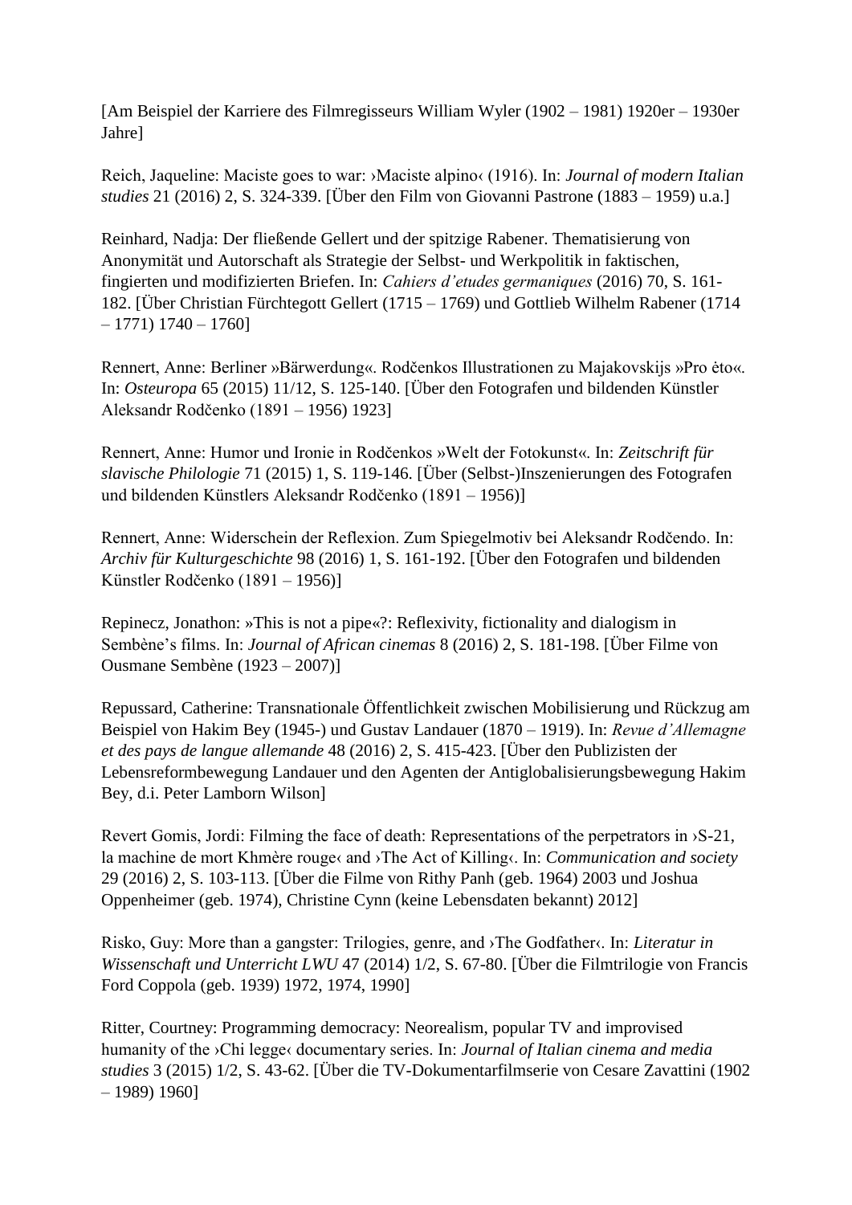[Am Beispiel der Karriere des Filmregisseurs William Wyler (1902 – 1981) 1920er – 1930er Jahre]

Reich, Jaqueline: Maciste goes to war: ›Maciste alpino‹ (1916). In: *Journal of modern Italian studies* 21 (2016) 2, S. 324-339. [Über den Film von Giovanni Pastrone (1883 – 1959) u.a.]

Reinhard, Nadja: Der fließende Gellert und der spitzige Rabener. Thematisierung von Anonymität und Autorschaft als Strategie der Selbst- und Werkpolitik in faktischen, fingierten und modifizierten Briefen. In: *Cahiers d'etudes germaniques* (2016) 70, S. 161-182. [Über Christian Fürchtegott Gellert (1715 – 1769) und Gottlieb Wilhelm Rabener (1714 – 1771) 1740 – 1760]

Rennert, Anne: Berliner »Bärwerdung«. Rodčenkos Illustrationen zu Majakovskijs »Pro ėto«. In: *Osteuropa* 65 (2015) 11/12, S. 125-140. [Über den Fotografen und bildenden Künstler Aleksandr Rodčenko (1891 – 1956) 1923]

Rennert, Anne: Humor und Ironie in Rodčenkos »Welt der Fotokunst«. In: *Zeitschrift für slavische Philologie* 71 (2015) 1, S. 119-146. [Über (Selbst-)Inszenierungen des Fotografen und bildenden Künstlers Aleksandr Rodčenko (1891 – 1956)]

Rennert, Anne: Widerschein der Reflexion. Zum Spiegelmotiv bei Aleksandr Rodčendo. In: *Archiv für Kulturgeschichte* 98 (2016) 1, S. 161-192. [Über den Fotografen und bildenden Künstler Rodčenko (1891 – 1956)]

Repinecz, Jonathon: »This is not a pipe«?: Reflexivity, fictionality and dialogism in Sembène's films. In: *Journal of African cinemas* 8 (2016) 2, S. 181-198. [Über Filme von Ousmane Sembène (1923 – 2007)]

Repussard, Catherine: Transnationale Öffentlichkeit zwischen Mobilisierung und Rückzug am Beispiel von Hakim Bey (1945-) und Gustav Landauer (1870 – 1919). In: *Revue d'Allemagne et des pays de langue allemande* 48 (2016) 2, S. 415-423. [Über den Publizisten der Lebensreformbewegung Landauer und den Agenten der Antiglobalisierungsbewegung Hakim Bey, d.i. Peter Lamborn Wilson]

Revert Gomis, Jordi: Filming the face of death: Representations of the perpetrators in ›S-21, la machine de mort Khmère rouge‹ and ›The Act of Killing‹. In: *Communication and society* 29 (2016) 2, S. 103-113. [Über die Filme von Rithy Panh (geb. 1964) 2003 und Joshua Oppenheimer (geb. 1974), Christine Cynn (keine Lebensdaten bekannt) 2012]

Risko, Guy: More than a gangster: Trilogies, genre, and ›The Godfather‹. In: *Literatur in Wissenschaft und Unterricht LWU* 47 (2014) 1/2, S. 67-80. [Über die Filmtrilogie von Francis Ford Coppola (geb. 1939) 1972, 1974, 1990]

Ritter, Courtney: Programming democracy: Neorealism, popular TV and improvised humanity of the ›Chi legge‹ documentary series. In: *Journal of Italian cinema and media studies* 3 (2015) 1/2, S. 43-62. [Über die TV-Dokumentarfilmserie von Cesare Zavattini (1902 – 1989) 1960]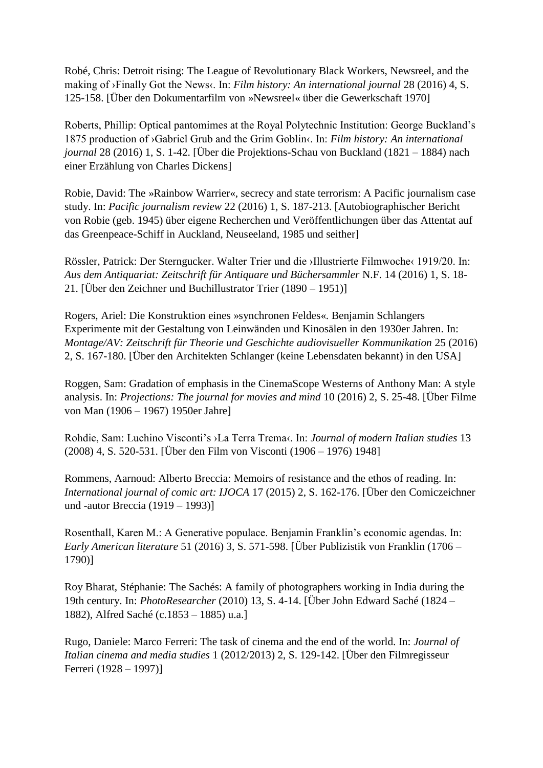Robé, Chris: Detroit rising: The League of Revolutionary Black Workers, Newsreel, and the making of ›Finally Got the News‹. In: *Film history: An international journal* 28 (2016) 4, S. 125-158. [Über den Dokumentarfilm von »Newsreel« über die Gewerkschaft 1970]

Roberts, Phillip: Optical pantomimes at the Royal Polytechnic Institution: George Buckland's 1875 production of ›Gabriel Grub and the Grim Goblin‹. In: *Film history: An international journal* 28 (2016) 1, S. 1-42. [Über die Projektions-Schau von Buckland (1821 – 1884) nach einer Erzählung von Charles Dickens]

Robie, David: The »Rainbow Warrier«, secrecy and state terrorism: A Pacific journalism case study. In: *Pacific journalism review* 22 (2016) 1, S. 187-213. [Autobiographischer Bericht von Robie (geb. 1945) über eigene Recherchen und Veröffentlichungen über das Attentat auf das Greenpeace-Schiff in Auckland, Neuseeland, 1985 und seither]

Rössler, Patrick: Der Sterngucker. Walter Trier und die ›Illustrierte Filmwoche‹ 1919/20. In: *Aus dem Antiquariat: Zeitschrift für Antiquare und Büchersammler* N.F. 14 (2016) 1, S. 18-21. [Über den Zeichner und Buchillustrator Trier (1890 – 1951)]

Rogers, Ariel: Die Konstruktion eines »synchronen Feldes«. Benjamin Schlangers Experimente mit der Gestaltung von Leinwänden und Kinosälen in den 1930er Jahren. In: *Montage/AV: Zeitschrift für Theorie und Geschichte audiovisueller Kommunikation* 25 (2016) 2, S. 167-180. [Über den Architekten Schlanger (keine Lebensdaten bekannt) in den USA]

Roggen, Sam: Gradation of emphasis in the CinemaScope Westerns of Anthony Man: A style analysis. In: *Projections: The journal for movies and mind* 10 (2016) 2, S. 25-48. [Über Filme von Man (1906 – 1967) 1950er Jahre]

Rohdie, Sam: Luchino Visconti's ›La Terra Trema‹. In: *Journal of modern Italian studies* 13 (2008) 4, S. 520-531. [Über den Film von Visconti (1906 – 1976) 1948]

Rommens, Aarnoud: Alberto Breccia: Memoirs of resistance and the ethos of reading. In: *International journal of comic art: IJOCA* 17 (2015) 2, S. 162-176. [Über den Comiczeichner und -autor Breccia (1919 – 1993)]

Rosenthall, Karen M.: A Generative populace. Benjamin Franklin's economic agendas. In: *Early American literature* 51 (2016) 3, S. 571-598. [Über Publizistik von Franklin (1706 – 1790)]

Roy Bharat, Stéphanie: The Sachés: A family of photographers working in India during the 19th century. In: *PhotoResearcher* (2010) 13, S. 4-14. [Über John Edward Saché (1824 – 1882), Alfred Saché (c.1853 – 1885) u.a.]

Rugo, Daniele: Marco Ferreri: The task of cinema and the end of the world. In: *Journal of Italian cinema and media studies* 1 (2012/2013) 2, S. 129-142. [Über den Filmregisseur Ferreri (1928 – 1997)]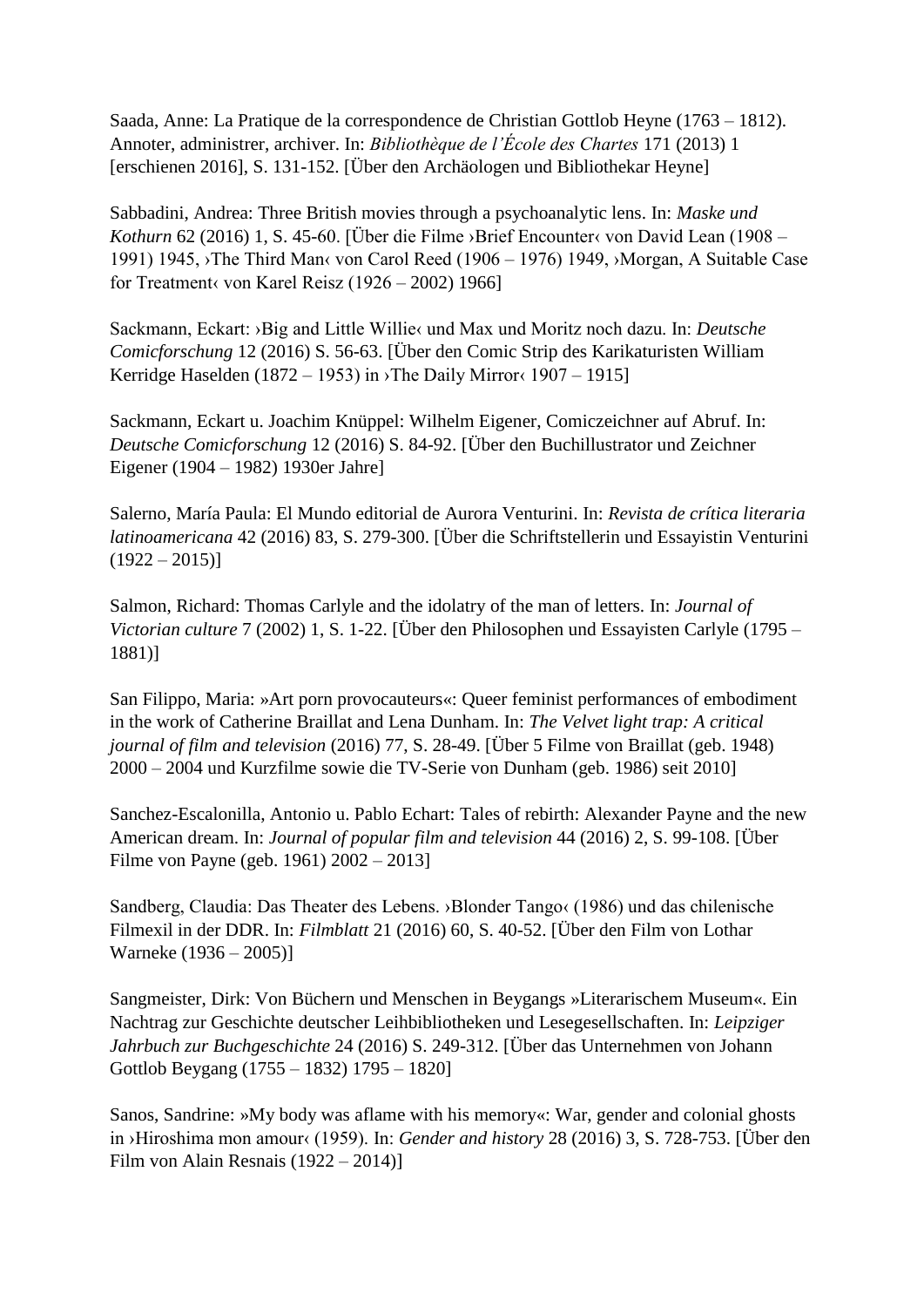Saada, Anne: La Pratique de la correspondence de Christian Gottlob Heyne (1763 – 1812). Annoter, administrer, archiver. In: *Bibliothèque de l'École des Chartes* 171 (2013) 1 [erschienen 2016], S. 131-152. [Über den Archäologen und Bibliothekar Heyne]

Sabbadini, Andrea: Three British movies through a psychoanalytic lens. In: *Maske und Kothurn* 62 (2016) 1, S. 45-60. [Über die Filme ›Brief Encounter‹ von David Lean (1908 – 1991) 1945, ›The Third Man‹ von Carol Reed (1906 – 1976) 1949, ›Morgan, A Suitable Case for Treatment‹ von Karel Reisz (1926 – 2002) 1966]

Sackmann, Eckart: ›Big and Little Willie‹ und Max und Moritz noch dazu. In: *Deutsche Comicforschung* 12 (2016) S. 56-63. [Über den Comic Strip des Karikaturisten William Kerridge Haselden (1872 – 1953) in ›The Daily Mirror‹ 1907 – 1915]

Sackmann, Eckart u. Joachim Knüppel: Wilhelm Eigener, Comiczeichner auf Abruf. In: *Deutsche Comicforschung* 12 (2016) S. 84-92. [Über den Buchillustrator und Zeichner Eigener (1904 – 1982) 1930er Jahre]

Salerno, María Paula: El Mundo editorial de Aurora Venturini. In: *Revista de crítica literaria latinoamericana* 42 (2016) 83, S. 279-300. [Über die Schriftstellerin und Essayistin Venturini (1922 – 2015)]

Salmon, Richard: Thomas Carlyle and the idolatry of the man of letters. In: *Journal of Victorian culture* 7 (2002) 1, S. 1-22. [Über den Philosophen und Essayisten Carlyle (1795 – 1881)]

San Filippo, Maria: »Art porn provocauteurs«: Queer feminist performances of embodiment in the work of Catherine Braillat and Lena Dunham. In: *The Velvet light trap: A critical journal of film and television* (2016) 77, S. 28-49. [Über 5 Filme von Braillat (geb. 1948) 2000 – 2004 und Kurzfilme sowie die TV-Serie von Dunham (geb. 1986) seit 2010]

Sanchez-Escalonilla, Antonio u. Pablo Echart: Tales of rebirth: Alexander Payne and the new American dream. In: *Journal of popular film and television* 44 (2016) 2, S. 99-108. [Über Filme von Payne (geb. 1961) 2002 – 2013]

Sandberg, Claudia: Das Theater des Lebens. ›Blonder Tango‹ (1986) und das chilenische Filmexil in der DDR. In: *Filmblatt* 21 (2016) 60, S. 40-52. [Über den Film von Lothar Warneke (1936 – 2005)]

Sangmeister, Dirk: Von Büchern und Menschen in Beygangs »Literarischem Museum«. Ein Nachtrag zur Geschichte deutscher Leihbibliotheken und Lesegesellschaften. In: *Leipziger Jahrbuch zur Buchgeschichte* 24 (2016) S. 249-312. [Über das Unternehmen von Johann Gottlob Beygang (1755 – 1832) 1795 – 1820]

Sanos, Sandrine: »My body was aflame with his memory«: War, gender and colonial ghosts in ›Hiroshima mon amour‹ (1959). In: *Gender and history* 28 (2016) 3, S. 728-753. [Über den Film von Alain Resnais (1922 – 2014)]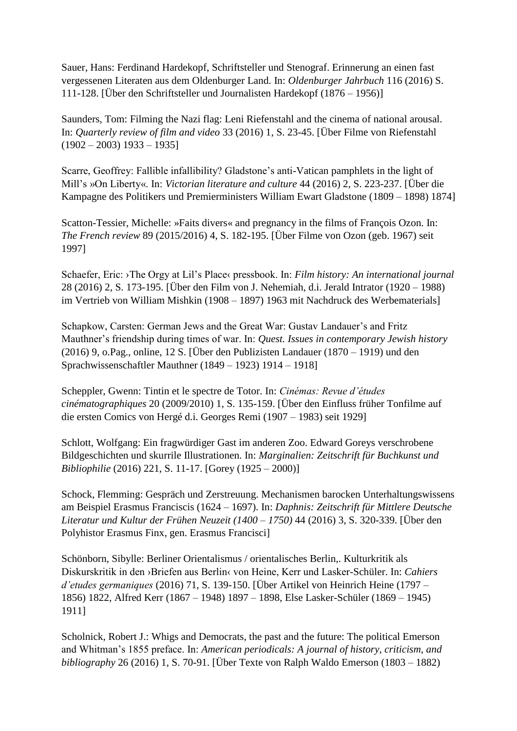Sauer, Hans: Ferdinand Hardekopf, Schriftsteller und Stenograf. Erinnerung an einen fast vergessenen Literaten aus dem Oldenburger Land. In: *Oldenburger Jahrbuch* 116 (2016) S. 111-128. [Über den Schriftsteller und Journalisten Hardekopf (1876 – 1956)]

Saunders, Tom: Filming the Nazi flag: Leni Riefenstahl and the cinema of national arousal. In: *Quarterly review of film and video* 33 (2016) 1, S. 23-45. [Über Filme von Riefenstahl (1902 – 2003) 1933 – 1935]

Scarre, Geoffrey: Fallible infallibility? Gladstone's anti-Vatican pamphlets in the light of Mill's »On Liberty«. In: *Victorian literature and culture* 44 (2016) 2, S. 223-237. [Über die Kampagne des Politikers und Premierministers William Ewart Gladstone (1809 – 1898) 1874]

Scatton-Tessier, Michelle: »Faits divers« and pregnancy in the films of François Ozon. In: *The French review* 89 (2015/2016) 4, S. 182-195. [Über Filme von Ozon (geb. 1967) seit 1997]

Schaefer, Eric: ›The Orgy at Lil's Place‹ pressbook. In: *Film history: An international journal* 28 (2016) 2, S. 173-195. [Über den Film von J. Nehemiah, d.i. Jerald Intrator (1920 – 1988) im Vertrieb von William Mishkin (1908 – 1897) 1963 mit Nachdruck des Werbematerials]

Schapkow, Carsten: German Jews and the Great War: Gustav Landauer's and Fritz Mauthner's friendship during times of war. In: *Quest. Issues in contemporary Jewish history* (2016) 9, o.Pag., online, 12 S. [Über den Publizisten Landauer (1870 – 1919) und den Sprachwissenschaftler Mauthner (1849 – 1923) 1914 – 1918]

Scheppler, Gwenn: Tintin et le spectre de Totor. In: *Cinémas: Revue d'études cinématographiques* 20 (2009/2010) 1, S. 135-159. [Über den Einfluss früher Tonfilme auf die ersten Comics von Hergé d.i. Georges Remi (1907 – 1983) seit 1929]

Schlott, Wolfgang: Ein fragwürdiger Gast im anderen Zoo. Edward Goreys verschrobene Bildgeschichten und skurrile Illustrationen. In: *Marginalien: Zeitschrift für Buchkunst und Bibliophilie* (2016) 221, S. 11-17. [Gorey (1925 – 2000)]

Schock, Flemming: Gespräch und Zerstreuung. Mechanismen barocken Unterhaltungswissens am Beispiel Erasmus Franciscis (1624 – 1697). In: *Daphnis: Zeitschrift für Mittlere Deutsche Literatur und Kultur der Frühen Neuzeit (1400 – 1750)* 44 (2016) 3, S. 320-339. [Über den Polyhistor Erasmus Finx, gen. Erasmus Francisci]

Schönborn, Sibylle: Berliner Orientalismus / orientalisches Berlin,. Kulturkritik als Diskurskritik in den ›Briefen aus Berlin‹ von Heine, Kerr und Lasker-Schüler. In: *Cahiers d'etudes germaniques* (2016) 71, S. 139-150. [Über Artikel von Heinrich Heine (1797 – 1856) 1822, Alfred Kerr (1867 – 1948) 1897 – 1898, Else Lasker-Schüler (1869 – 1945) 1911]

Scholnick, Robert J.: Whigs and Democrats, the past and the future: The political Emerson and Whitman's 1855 preface. In: *American periodicals: A journal of history, criticism, and bibliography* 26 (2016) 1, S. 70-91. [Über Texte von Ralph Waldo Emerson (1803 – 1882)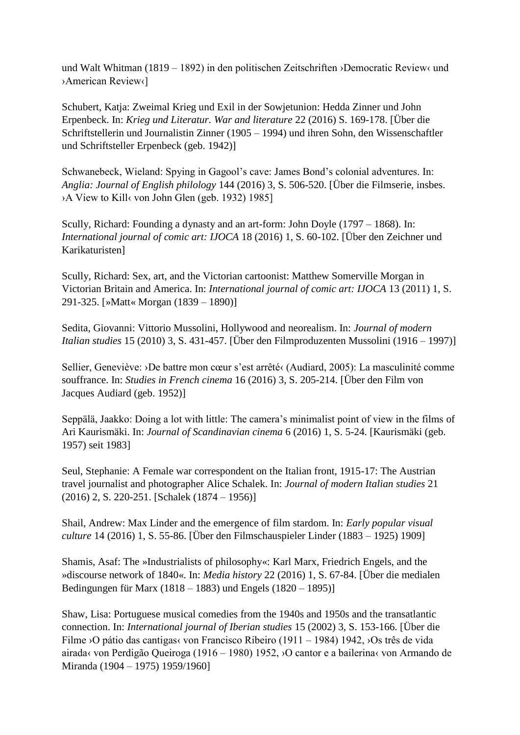und Walt Whitman (1819 – 1892) in den politischen Zeitschriften ›Democratic Review‹ und ›American Review‹]

Schubert, Katja: Zweimal Krieg und Exil in der Sowjetunion: Hedda Zinner und John Erpenbeck. In: *Krieg und Literatur. War and literature* 22 (2016) S. 169-178. [Über die Schriftstellerin und Journalistin Zinner (1905 – 1994) und ihren Sohn, den Wissenschaftler und Schriftsteller Erpenbeck (geb. 1942)]

Schwanebeck, Wieland: Spying in Gagool's cave: James Bond's colonial adventures. In: *Anglia: Journal of English philology* 144 (2016) 3, S. 506-520. [Über die Filmserie, insbes. ›A View to Kill‹ von John Glen (geb. 1932) 1985]

Scully, Richard: Founding a dynasty and an art-form: John Doyle (1797 – 1868). In: *International journal of comic art: IJOCA* 18 (2016) 1, S. 60-102. [Über den Zeichner und Karikaturisten]

Scully, Richard: Sex, art, and the Victorian cartoonist: Matthew Somerville Morgan in Victorian Britain and America. In: *International journal of comic art: IJOCA* 13 (2011) 1, S. 291-325. [»Matt« Morgan (1839 – 1890)]

Sedita, Giovanni: Vittorio Mussolini, Hollywood and neorealism. In: *Journal of modern Italian studies* 15 (2010) 3, S. 431-457. [Über den Filmproduzenten Mussolini (1916 – 1997)]

Sellier, Geneviève: ›De battre mon cœur s'est arrêté‹ (Audiard, 2005): La masculinité comme souffrance. In: *Studies in French cinema* 16 (2016) 3, S. 205-214. [Über den Film von Jacques Audiard (geb. 1952)]

Seppälä, Jaakko: Doing a lot with little: The camera's minimalist point of view in the films of Ari Kaurismäki. In: *Journal of Scandinavian cinema* 6 (2016) 1, S. 5-24. [Kaurismäki (geb. 1957) seit 1983]

Seul, Stephanie: A Female war correspondent on the Italian front, 1915-17: The Austrian travel journalist and photographer Alice Schalek. In: *Journal of modern Italian studies* 21 (2016) 2, S. 220-251. [Schalek (1874 – 1956)]

Shail, Andrew: Max Linder and the emergence of film stardom. In: *Early popular visual culture* 14 (2016) 1, S. 55-86. [Über den Filmschauspieler Linder (1883 – 1925) 1909]

Shamis, Asaf: The »Industrialists of philosophy«: Karl Marx, Friedrich Engels, and the »discourse network of 1840«. In: *Media history* 22 (2016) 1, S. 67-84. [Über die medialen Bedingungen für Marx (1818 – 1883) und Engels (1820 – 1895)]

Shaw, Lisa: Portuguese musical comedies from the 1940s and 1950s and the transatlantic connection. In: *International journal of Iberian studies* 15 (2002) 3, S. 153-166. [Über die Filme ›O pátio das cantigas‹ von Francisco Ribeiro (1911 – 1984) 1942, ›Os três de vida airada‹ von Perdigão Queiroga (1916 – 1980) 1952, ›O cantor e a bailerina‹ von Armando de Miranda (1904 – 1975) 1959/1960]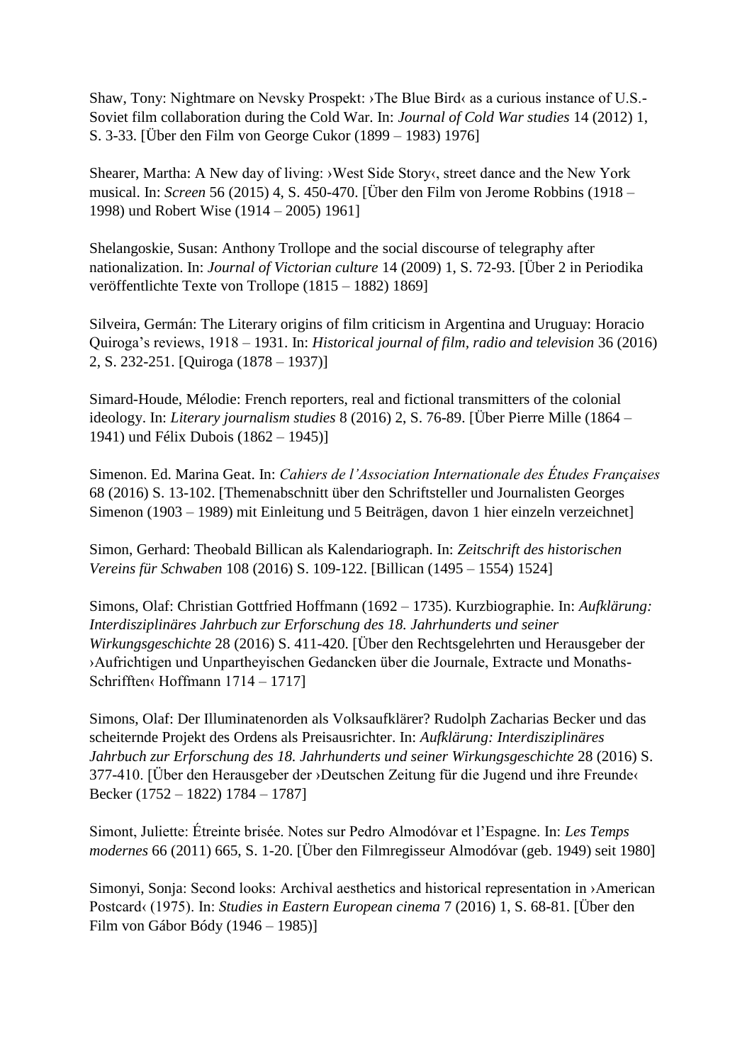Shaw, Tony: Nightmare on Nevsky Prospekt: ›The Blue Bird‹ as a curious instance of U.S.-Soviet film collaboration during the Cold War. In: *Journal of Cold War studies* 14 (2012) 1, S. 3-33. [Über den Film von George Cukor (1899 – 1983) 1976]

Shearer, Martha: A New day of living: ›West Side Story‹, street dance and the New York musical. In: *Screen* 56 (2015) 4, S. 450-470. [Über den Film von Jerome Robbins (1918 – 1998) und Robert Wise (1914 – 2005) 1961]

Shelangoskie, Susan: Anthony Trollope and the social discourse of telegraphy after nationalization. In: *Journal of Victorian culture* 14 (2009) 1, S. 72-93. [Über 2 in Periodika veröffentlichte Texte von Trollope (1815 – 1882) 1869]

Silveira, Germán: The Literary origins of film criticism in Argentina and Uruguay: Horacio Quiroga's reviews, 1918 – 1931. In: *Historical journal of film, radio and television* 36 (2016) 2, S. 232-251. [Quiroga (1878 – 1937)]

Simard-Houde, Mélodie: French reporters, real and fictional transmitters of the colonial ideology. In: *Literary journalism studies* 8 (2016) 2, S. 76-89. [Über Pierre Mille (1864 – 1941) und Félix Dubois (1862 – 1945)]

Simenon. Ed. Marina Geat. In: *Cahiers de l'Association Internationale des Études Françaises* 68 (2016) S. 13-102. [Themenabschnitt über den Schriftsteller und Journalisten Georges Simenon (1903 – 1989) mit Einleitung und 5 Beiträgen, davon 1 hier einzeln verzeichnet]

Simon, Gerhard: Theobald Billican als Kalendariograph. In: *Zeitschrift des historischen Vereins für Schwaben* 108 (2016) S. 109-122. [Billican (1495 – 1554) 1524]

Simons, Olaf: Christian Gottfried Hoffmann (1692 – 1735). Kurzbiographie. In: *Aufklärung: Interdisziplinäres Jahrbuch zur Erforschung des 18. Jahrhunderts und seiner Wirkungsgeschichte* 28 (2016) S. 411-420. [Über den Rechtsgelehrten und Herausgeber der ›Aufrichtigen und Unpartheyischen Gedancken über die Journale, Extracte und Monaths-Schrifften‹ Hoffmann 1714 – 1717]

Simons, Olaf: Der Illuminatenorden als Volksaufklärer? Rudolph Zacharias Becker und das scheiternde Projekt des Ordens als Preisausrichter. In: *Aufklärung: Interdisziplinäres Jahrbuch zur Erforschung des 18. Jahrhunderts und seiner Wirkungsgeschichte* 28 (2016) S. 377-410. [Über den Herausgeber der ›Deutschen Zeitung für die Jugend und ihre Freunde‹ Becker (1752 – 1822) 1784 – 1787]

Simont, Juliette: Étreinte brisée. Notes sur Pedro Almodóvar et l'Espagne. In: *Les Temps modernes* 66 (2011) 665, S. 1-20. [Über den Filmregisseur Almodóvar (geb. 1949) seit 1980]

Simonyi, Sonja: Second looks: Archival aesthetics and historical representation in ›American Postcard‹ (1975). In: *Studies in Eastern European cinema* 7 (2016) 1, S. 68-81. [Über den Film von Gábor Bódy (1946 – 1985)]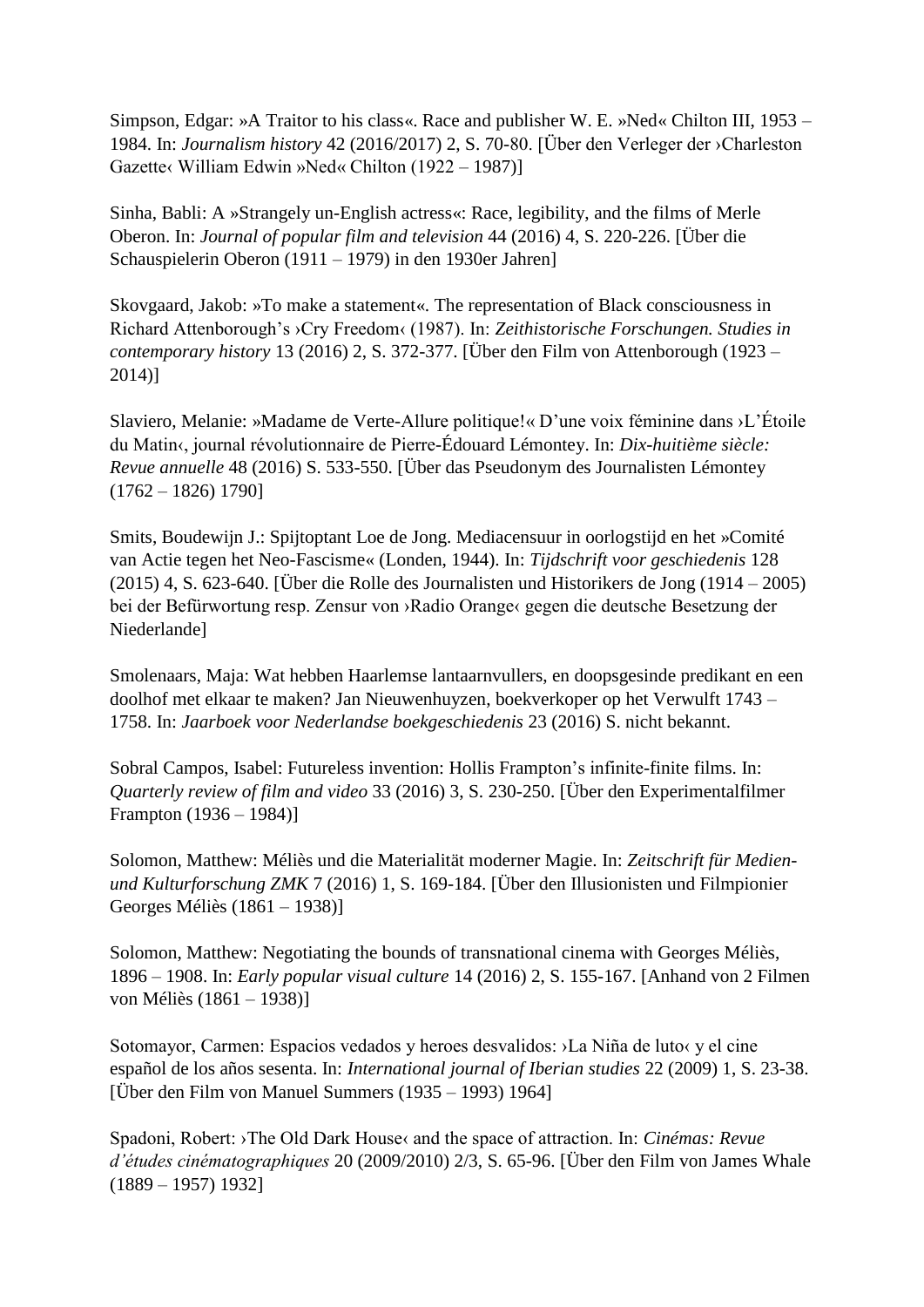Simpson, Edgar: »A Traitor to his class«. Race and publisher W. E. »Ned« Chilton III, 1953 – 1984. In: *Journalism history* 42 (2016/2017) 2, S. 70-80. [Über den Verleger der ›Charleston Gazette‹ William Edwin »Ned« Chilton (1922 – 1987)]

Sinha, Babli: A »Strangely un-English actress«: Race, legibility, and the films of Merle Oberon. In: *Journal of popular film and television* 44 (2016) 4, S. 220-226. [Über die Schauspielerin Oberon (1911 – 1979) in den 1930er Jahren]

Skovgaard, Jakob: »To make a statement«. The representation of Black consciousness in Richard Attenborough's ›Cry Freedom‹ (1987). In: *Zeithistorische Forschungen. Studies in contemporary history* 13 (2016) 2, S. 372-377. [Über den Film von Attenborough (1923 – 2014)]

Slaviero, Melanie: »Madame de Verte-Allure politique!« D'une voix féminine dans ›L'Étoile du Matin‹, journal révolutionnaire de Pierre-Édouard Lémontey. In: *Dix-huitième siècle: Revue annuelle* 48 (2016) S. 533-550. [Über das Pseudonym des Journalisten Lémontey (1762 – 1826) 1790]

Smits, Boudewijn J.: Spijtoptant Loe de Jong. Mediacensuur in oorlogstijd en het »Comité van Actie tegen het Neo-Fascisme« (Londen, 1944). In: *Tijdschrift voor geschiedenis* 128 (2015) 4, S. 623-640. [Über die Rolle des Journalisten und Historikers de Jong (1914 – 2005) bei der Befürwortung resp. Zensur von ›Radio Orange‹ gegen die deutsche Besetzung der Niederlande]

Smolenaars, Maja: Wat hebben Haarlemse lantaarnvullers, en doopsgesinde predikant en een doolhof met elkaar te maken? Jan Nieuwenhuyzen, boekverkoper op het Verwulft 1743 – 1758. In: *Jaarboek voor Nederlandse boekgeschiedenis* 23 (2016) S. nicht bekannt.

Sobral Campos, Isabel: Futureless invention: Hollis Frampton's infinite-finite films. In: *Quarterly review of film and video* 33 (2016) 3, S. 230-250. [Über den Experimentalfilmer Frampton (1936 – 1984)]

Solomon, Matthew: Méliès und die Materialität moderner Magie. In: *Zeitschrift für Medien- und Kulturforschung ZMK* 7 (2016) 1, S. 169-184. [Über den Illusionisten und Filmpionier Georges Méliès (1861 – 1938)]

Solomon, Matthew: Negotiating the bounds of transnational cinema with Georges Méliès, 1896 – 1908. In: *Early popular visual culture* 14 (2016) 2, S. 155-167. [Anhand von 2 Filmen von Méliès (1861 – 1938)]

Sotomayor, Carmen: Espacios vedados y heroes desvalidos: ›La Niña de luto‹ y el cine español de los años sesenta. In: *International journal of Iberian studies* 22 (2009) 1, S. 23-38. [Über den Film von Manuel Summers (1935 – 1993) 1964]

Spadoni, Robert: ›The Old Dark House‹ and the space of attraction. In: *Cinémas: Revue d'études cinématographiques* 20 (2009/2010) 2/3, S. 65-96. [Über den Film von James Whale (1889 – 1957) 1932]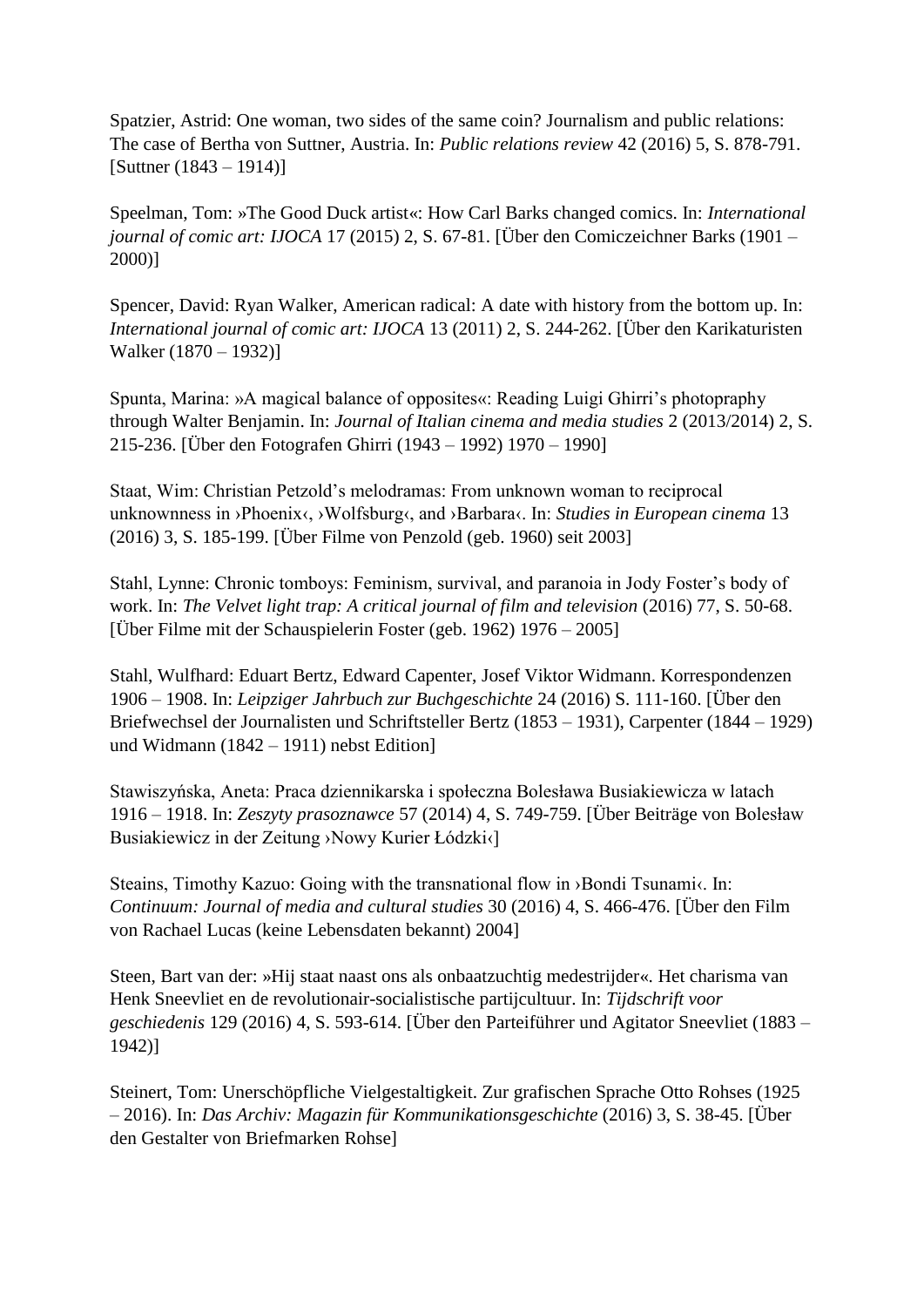Spatzier, Astrid: One woman, two sides of the same coin? Journalism and public relations: The case of Bertha von Suttner, Austria. In: *Public relations review* 42 (2016) 5, S. 878-791. [Suttner (1843 – 1914)]

Speelman, Tom: »The Good Duck artist«: How Carl Barks changed comics. In: *International journal of comic art: IJOCA* 17 (2015) 2, S. 67-81. [Über den Comiczeichner Barks (1901 – 2000)]

Spencer, David: Ryan Walker, American radical: A date with history from the bottom up. In: *International journal of comic art: IJOCA* 13 (2011) 2, S. 244-262. [Über den Karikaturisten Walker (1870 – 1932)]

Spunta, Marina: »A magical balance of opposites«: Reading Luigi Ghirri's photopraphy through Walter Benjamin. In: *Journal of Italian cinema and media studies* 2 (2013/2014) 2, S. 215-236. [Über den Fotografen Ghirri (1943 – 1992) 1970 – 1990]

Staat, Wim: Christian Petzold's melodramas: From unknown woman to reciprocal unknownness in ›Phoenix‹, ›Wolfsburg‹, and ›Barbara‹. In: *Studies in European cinema* 13 (2016) 3, S. 185-199. [Über Filme von Penzold (geb. 1960) seit 2003]

Stahl, Lynne: Chronic tomboys: Feminism, survival, and paranoia in Jody Foster's body of work. In: *The Velvet light trap: A critical journal of film and television* (2016) 77, S. 50-68. [Über Filme mit der Schauspielerin Foster (geb. 1962) 1976 – 2005]

Stahl, Wulfhard: Eduart Bertz, Edward Capenter, Josef Viktor Widmann. Korrespondenzen 1906 – 1908. In: *Leipziger Jahrbuch zur Buchgeschichte* 24 (2016) S. 111-160. [Über den Briefwechsel der Journalisten und Schriftsteller Bertz (1853 – 1931), Carpenter (1844 – 1929) und Widmann (1842 – 1911) nebst Edition]

Stawiszyńska, Aneta: Praca dziennikarska i społeczna Bolesława Busiakiewicza w latach 1916 – 1918. In: *Zeszyty prasoznawce* 57 (2014) 4, S. 749-759. [Über Beiträge von Bolesław Busiakiewicz in der Zeitung ›Nowy Kurier Łódzki‹]

Steains, Timothy Kazuo: Going with the transnational flow in ›Bondi Tsunami‹. In: *Continuum: Journal of media and cultural studies* 30 (2016) 4, S. 466-476. [Über den Film von Rachael Lucas (keine Lebensdaten bekannt) 2004]

Steen, Bart van der: »Hij staat naast ons als onbaatzuchtig medestrijder«. Het charisma van Henk Sneevliet en de revolutionair-socialistische partijcultuur. In: *Tijdschrift voor geschiedenis* 129 (2016) 4, S. 593-614. [Über den Parteiführer und Agitator Sneevliet (1883 – 1942)]

Steinert, Tom: Unerschöpfliche Vielgestaltigkeit. Zur grafischen Sprache Otto Rohses (1925 – 2016). In: *Das Archiv: Magazin für Kommunikationsgeschichte* (2016) 3, S. 38-45. [Über den Gestalter von Briefmarken Rohse]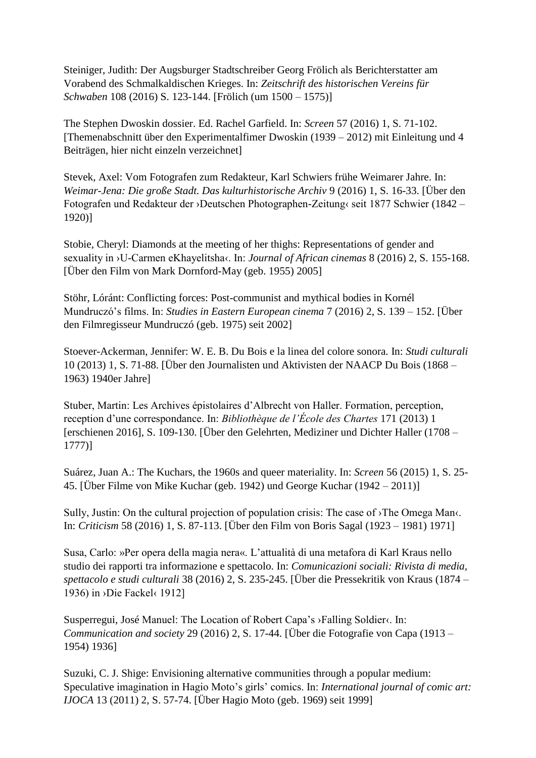Steiniger, Judith: Der Augsburger Stadtschreiber Georg Frölich als Berichterstatter am Vorabend des Schmalkaldischen Krieges. In: *Zeitschrift des historischen Vereins für Schwaben* 108 (2016) S. 123-144. [Frölich (um 1500 – 1575)]

The Stephen Dwoskin dossier. Ed. Rachel Garfield. In: *Screen* 57 (2016) 1, S. 71-102. [Themenabschnitt über den Experimentalfimer Dwoskin (1939 – 2012) mit Einleitung und 4 Beiträgen, hier nicht einzeln verzeichnet]

Stevek, Axel: Vom Fotografen zum Redakteur, Karl Schwiers frühe Weimarer Jahre. In: *Weimar-Jena: Die große Stadt. Das kulturhistorische Archiv* 9 (2016) 1, S. 16-33. [Über den Fotografen und Redakteur der ›Deutschen Photographen-Zeitung‹ seit 1877 Schwier (1842 – 1920)]

Stobie, Cheryl: Diamonds at the meeting of her thighs: Representations of gender and sexuality in ›U-Carmen eKhayelitsha‹. In: *Journal of African cinemas* 8 (2016) 2, S. 155-168. [Über den Film von Mark Dornford-May (geb. 1955) 2005]

Stöhr, Lóránt: Conflicting forces: Post-communist and mythical bodies in Kornél Mundruczó's films. In: *Studies in Eastern European cinema* 7 (2016) 2, S. 139 – 152. [Über den Filmregisseur Mundruczó (geb. 1975) seit 2002]

Stoever-Ackerman, Jennifer: W. E. B. Du Bois e la linea del colore sonora. In: *Studi culturali* 10 (2013) 1, S. 71-88. [Über den Journalisten und Aktivisten der NAACP Du Bois (1868 – 1963) 1940er Jahre]

Stuber, Martin: Les Archives épistolaires d'Albrecht von Haller. Formation, perception, reception d'une correspondance. In: *Bibliothèque de l'École des Chartes* 171 (2013) 1 [erschienen 2016], S. 109-130. [Über den Gelehrten, Mediziner und Dichter Haller (1708 – 1777)]

Suárez, Juan A.: The Kuchars, the 1960s and queer materiality. In: *Screen* 56 (2015) 1, S. 25-45. [Über Filme von Mike Kuchar (geb. 1942) und George Kuchar (1942 – 2011)]

Sully, Justin: On the cultural projection of population crisis: The case of ›The Omega Man‹. In: *Criticism* 58 (2016) 1, S. 87-113. [Über den Film von Boris Sagal (1923 – 1981) 1971]

Susa, Carlo: »Per opera della magia nera«. L'attualità di una metafora di Karl Kraus nello studio dei rapporti tra informazione e spettacolo. In: *Comunicazioni sociali: Rivista di media, spettacolo e studi culturali* 38 (2016) 2, S. 235-245. [Über die Pressekritik von Kraus (1874 – 1936) in ›Die Fackel‹ 1912]

Susperregui, José Manuel: The Location of Robert Capa's ›Falling Soldier‹. In: *Communication and society* 29 (2016) 2, S. 17-44. [Über die Fotografie von Capa (1913 – 1954) 1936]

Suzuki, C. J. Shige: Envisioning alternative communities through a popular medium: Speculative imagination in Hagio Moto's girls' comics. In: *International journal of comic art: IJOCA* 13 (2011) 2, S. 57-74. [Über Hagio Moto (geb. 1969) seit 1999]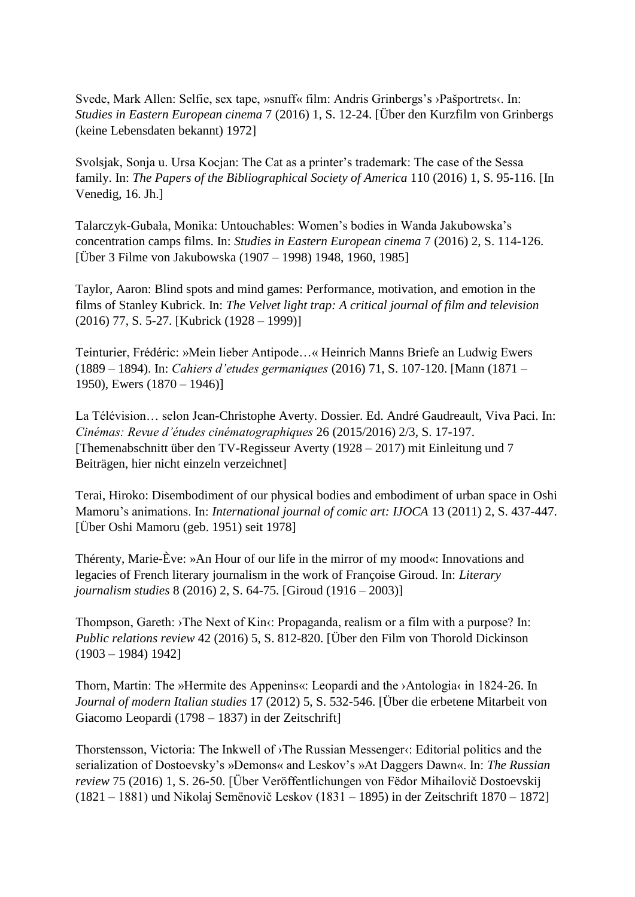Svede, Mark Allen: Selfie, sex tape, »snuff« film: Andris Grinbergs's ›Pašportrets‹. In: *Studies in Eastern European cinema* 7 (2016) 1, S. 12-24. [Über den Kurzfilm von Grinbergs (keine Lebensdaten bekannt) 1972]

Svolsjak, Sonja u. Ursa Kocjan: The Cat as a printer's trademark: The case of the Sessa family. In: *The Papers of the Bibliographical Society of America* 110 (2016) 1, S. 95-116. [In Venedig, 16. Jh.]

Talarczyk-Gubała, Monika: Untouchables: Women's bodies in Wanda Jakubowska's concentration camps films. In: *Studies in Eastern European cinema* 7 (2016) 2, S. 114-126. [Über 3 Filme von Jakubowska (1907 – 1998) 1948, 1960, 1985]

Taylor, Aaron: Blind spots and mind games: Performance, motivation, and emotion in the films of Stanley Kubrick. In: *The Velvet light trap: A critical journal of film and television* (2016) 77, S. 5-27. [Kubrick (1928 – 1999)]

Teinturier, Frédéric: »Mein lieber Antipode…« Heinrich Manns Briefe an Ludwig Ewers (1889 – 1894). In: *Cahiers d'etudes germaniques* (2016) 71, S. 107-120. [Mann (1871 – 1950), Ewers (1870 – 1946)]

La Télévision… selon Jean-Christophe Averty. Dossier. Ed. André Gaudreault, Viva Paci. In: *Cinémas: Revue d'études cinématographiques* 26 (2015/2016) 2/3, S. 17-197. [Themenabschnitt über den TV-Regisseur Averty (1928 – 2017) mit Einleitung und 7 Beiträgen, hier nicht einzeln verzeichnet]

Terai, Hiroko: Disembodiment of our physical bodies and embodiment of urban space in Oshi Mamoru's animations. In: *International journal of comic art: IJOCA* 13 (2011) 2, S. 437-447. [Über Oshi Mamoru (geb. 1951) seit 1978]

Thérenty, Marie-Ève: »An Hour of our life in the mirror of my mood«: Innovations and legacies of French literary journalism in the work of Françoise Giroud. In: *Literary journalism studies* 8 (2016) 2, S. 64-75. [Giroud (1916 – 2003)]

Thompson, Gareth: ›The Next of Kin‹: Propaganda, realism or a film with a purpose? In: *Public relations review* 42 (2016) 5, S. 812-820. [Über den Film von Thorold Dickinson (1903 – 1984) 1942]

Thorn, Martin: The »Hermite des Appenins«: Leopardi and the ›Antologia‹ in 1824-26. In *Journal of modern Italian studies* 17 (2012) 5, S. 532-546. [Über die erbetene Mitarbeit von Giacomo Leopardi (1798 – 1837) in der Zeitschrift]

Thorstensson, Victoria: The Inkwell of ›The Russian Messenger‹: Editorial politics and the serialization of Dostoevsky's »Demons« and Leskov's »At Daggers Dawn«. In: *The Russian review* 75 (2016) 1, S. 26-50. [Über Veröffentlichungen von Fëdor Mihailovič Dostoevskij (1821 – 1881) und Nikolaj Semënovič Leskov (1831 – 1895) in der Zeitschrift 1870 – 1872]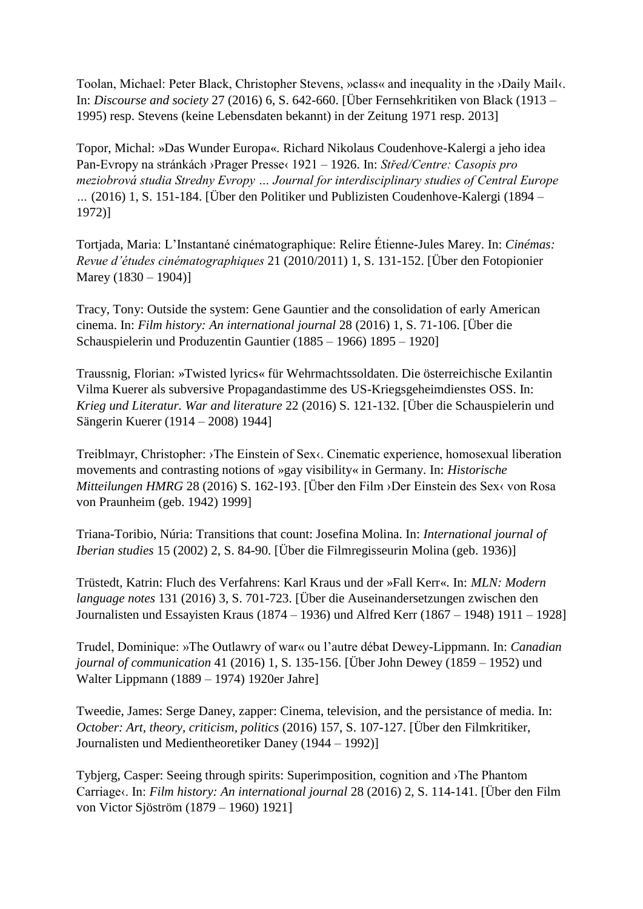Toolan, Michael: Peter Black, Christopher Stevens, »class« and inequality in the ›Daily Mail‹. In: *Discourse and society* 27 (2016) 6, S. 642-660. [Über Fernsehkritiken von Black (1913 – 1995) resp. Stevens (keine Lebensdaten bekannt) in der Zeitung 1971 resp. 2013]

Topor, Michal: »Das Wunder Europa«. Richard Nikolaus Coudenhove-Kalergi a jeho idea Pan-Evropy na stránkách ›Prager Presse‹ 1921 – 1926. In: *Střed/Centre: Casopis pro meziobrová studia Stredny Evropy … Journal for interdisciplinary studies of Central Europe …* (2016) 1, S. 151-184. [Über den Politiker und Publizisten Coudenhove-Kalergi (1894 – 1972)]

Tortjada, Maria: L'Instantané cinématographique: Relire Étienne-Jules Marey. In: *Cinémas: Revue d'études cinématographiques* 21 (2010/2011) 1, S. 131-152. [Über den Fotopionier Marey (1830 – 1904)]

Tracy, Tony: Outside the system: Gene Gauntier and the consolidation of early American cinema. In: *Film history: An international journal* 28 (2016) 1, S. 71-106. [Über die Schauspielerin und Produzentin Gauntier (1885 – 1966) 1895 – 1920]

Traussnig, Florian: »Twisted lyrics« für Wehrmachtssoldaten. Die österreichische Exilantin Vilma Kuerer als subversive Propagandastimme des US-Kriegsgeheimdienstes OSS. In: *Krieg und Literatur. War and literature* 22 (2016) S. 121-132. [Über die Schauspielerin und Sängerin Kuerer (1914 – 2008) 1944]

Treiblmayr, Christopher: ›The Einstein of Sex‹. Cinematic experience, homosexual liberation movements and contrasting notions of »gay visibility« in Germany. In: *Historische Mitteilungen HMRG* 28 (2016) S. 162-193. [Über den Film ›Der Einstein des Sex‹ von Rosa von Praunheim (geb. 1942) 1999]

Triana-Toribio, Núria: Transitions that count: Josefina Molina. In: *International journal of Iberian studies* 15 (2002) 2, S. 84-90. [Über die Filmregisseurin Molina (geb. 1936)]

Trüstedt, Katrin: Fluch des Verfahrens: Karl Kraus und der »Fall Kerr«. In: *MLN: Modern language notes* 131 (2016) 3, S. 701-723. [Über die Auseinandersetzungen zwischen den Journalisten und Essayisten Kraus (1874 – 1936) und Alfred Kerr (1867 – 1948) 1911 – 1928]

Trudel, Dominique: »The Outlawry of war« ou l'autre débat Dewey-Lippmann. In: *Canadian journal of communication* 41 (2016) 1, S. 135-156. [Über John Dewey (1859 – 1952) und Walter Lippmann (1889 – 1974) 1920er Jahre]

Tweedie, James: Serge Daney, zapper: Cinema, television, and the persistance of media. In: *October: Art, theory, criticism, politics* (2016) 157, S. 107-127. [Über den Filmkritiker, Journalisten und Medientheoretiker Daney (1944 – 1992)]

Tybjerg, Casper: Seeing through spirits: Superimposition, cognition and ›The Phantom Carriage‹. In: *Film history: An international journal* 28 (2016) 2, S. 114-141. [Über den Film von Victor Sjöström (1879 – 1960) 1921]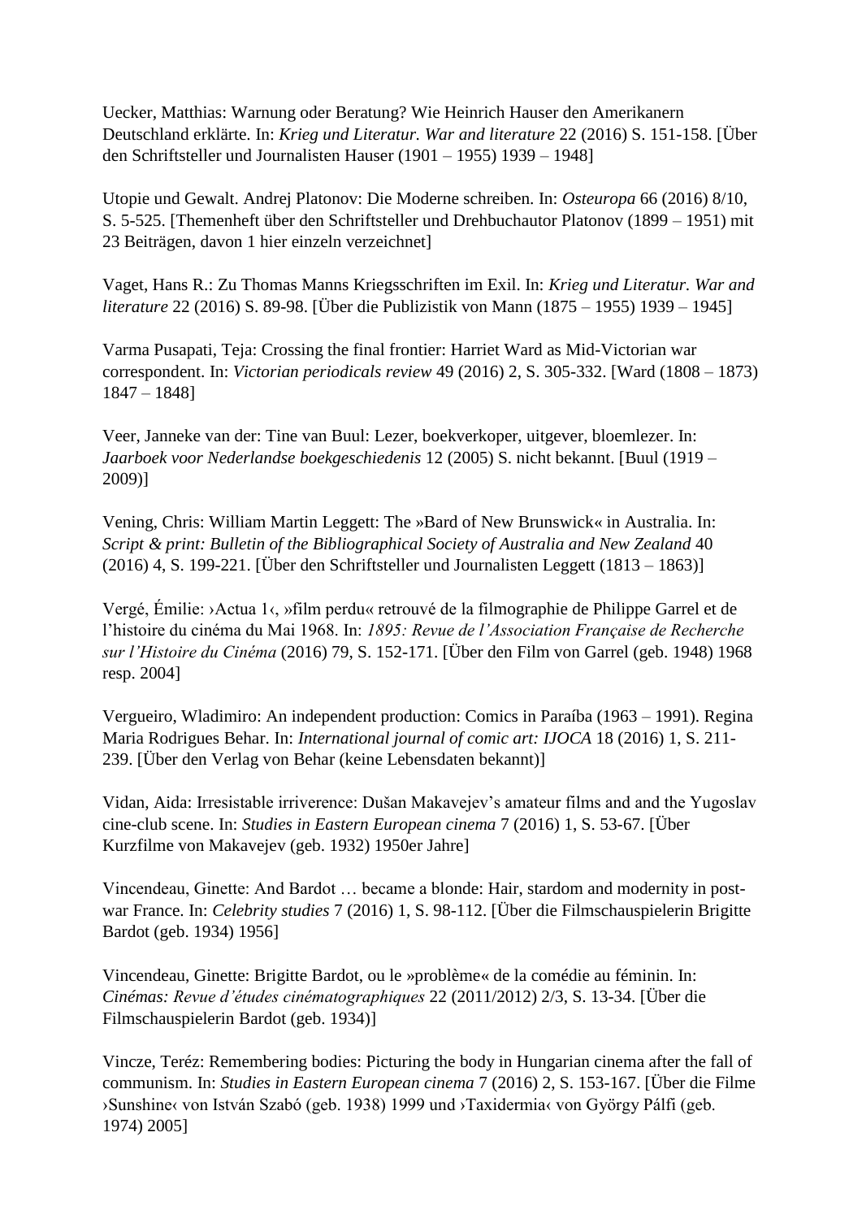Uecker, Matthias: Warnung oder Beratung? Wie Heinrich Hauser den Amerikanern Deutschland erklärte. In: *Krieg und Literatur. War and literature* 22 (2016) S. 151-158. [Über den Schriftsteller und Journalisten Hauser (1901 – 1955) 1939 – 1948]

Utopie und Gewalt. Andrej Platonov: Die Moderne schreiben. In: *Osteuropa* 66 (2016) 8/10, S. 5-525. [Themenheft über den Schriftsteller und Drehbuchautor Platonov (1899 – 1951) mit 23 Beiträgen, davon 1 hier einzeln verzeichnet]

Vaget, Hans R.: Zu Thomas Manns Kriegsschriften im Exil. In: *Krieg und Literatur. War and literature* 22 (2016) S. 89-98. [Über die Publizistik von Mann (1875 – 1955) 1939 – 1945]

Varma Pusapati, Teja: Crossing the final frontier: Harriet Ward as Mid-Victorian war correspondent. In: *Victorian periodicals review* 49 (2016) 2, S. 305-332. [Ward (1808 – 1873) 1847 – 1848]

Veer, Janneke van der: Tine van Buul: Lezer, boekverkoper, uitgever, bloemlezer. In: *Jaarboek voor Nederlandse boekgeschiedenis* 12 (2005) S. nicht bekannt. [Buul (1919 – 2009)]

Vening, Chris: William Martin Leggett: The »Bard of New Brunswick« in Australia. In: *Script & print: Bulletin of the Bibliographical Society of Australia and New Zealand* 40 (2016) 4, S. 199-221. [Über den Schriftsteller und Journalisten Leggett (1813 – 1863)]

Vergé, Émilie: ›Actua 1‹, »film perdu« retrouvé de la filmographie de Philippe Garrel et de l'histoire du cinéma du Mai 1968. In: *1895: Revue de l'Association Française de Recherche sur l'Histoire du Cinéma* (2016) 79, S. 152-171. [Über den Film von Garrel (geb. 1948) 1968 resp. 2004]

Vergueiro, Wladimiro: An independent production: Comics in Paraíba (1963 – 1991). Regina Maria Rodrigues Behar. In: *International journal of comic art: IJOCA* 18 (2016) 1, S. 211-239. [Über den Verlag von Behar (keine Lebensdaten bekannt)]

Vidan, Aida: Irresistable irriverence: Dušan Makavejev's amateur films and and the Yugoslav cine-club scene. In: *Studies in Eastern European cinema* 7 (2016) 1, S. 53-67. [Über Kurzfilme von Makavejev (geb. 1932) 1950er Jahre]

Vincendeau, Ginette: And Bardot … became a blonde: Hair, stardom and modernity in post-war France. In: *Celebrity studies* 7 (2016) 1, S. 98-112. [Über die Filmschauspielerin Brigitte Bardot (geb. 1934) 1956]

Vincendeau, Ginette: Brigitte Bardot, ou le »problème« de la comédie au féminin. In: *Cinémas: Revue d'études cinématographiques* 22 (2011/2012) 2/3, S. 13-34. [Über die Filmschauspielerin Bardot (geb. 1934)]

Vincze, Teréz: Remembering bodies: Picturing the body in Hungarian cinema after the fall of communism. In: *Studies in Eastern European cinema* 7 (2016) 2, S. 153-167. [Über die Filme ›Sunshine‹ von István Szabó (geb. 1938) 1999 und ›Taxidermia‹ von György Pálfi (geb. 1974) 2005]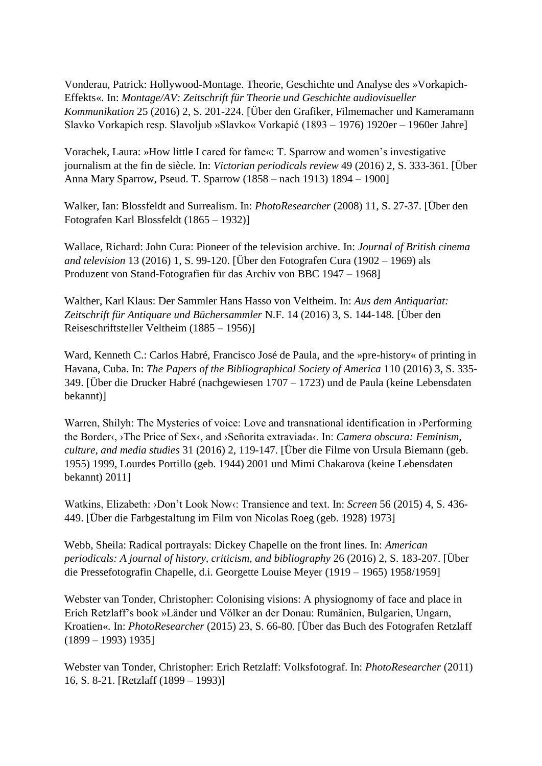Vonderau, Patrick: Hollywood-Montage. Theorie, Geschichte und Analyse des »Vorkapich-Effekts«. In: *Montage/AV: Zeitschrift für Theorie und Geschichte audiovisueller Kommunikation* 25 (2016) 2, S. 201-224. [Über den Grafiker, Filmemacher und Kameramann Slavko Vorkapich resp. Slavoljub »Slavko« Vorkapić (1893 – 1976) 1920er – 1960er Jahre]

Vorachek, Laura: »How little I cared for fame«: T. Sparrow and women's investigative journalism at the fin de siècle. In: *Victorian periodicals review* 49 (2016) 2, S. 333-361. [Über Anna Mary Sparrow, Pseud. T. Sparrow (1858 – nach 1913) 1894 – 1900]

Walker, Ian: Blossfeldt and Surrealism. In: *PhotoResearcher* (2008) 11, S. 27-37. [Über den Fotografen Karl Blossfeldt (1865 – 1932)]

Wallace, Richard: John Cura: Pioneer of the television archive. In: *Journal of British cinema and television* 13 (2016) 1, S. 99-120. [Über den Fotografen Cura (1902 – 1969) als Produzent von Stand-Fotografien für das Archiv von BBC 1947 – 1968]

Walther, Karl Klaus: Der Sammler Hans Hasso von Veltheim. In: *Aus dem Antiquariat: Zeitschrift für Antiquare und Büchersammler* N.F. 14 (2016) 3, S. 144-148. [Über den Reiseschriftsteller Veltheim (1885 – 1956)]

Ward, Kenneth C.: Carlos Habré, Francisco José de Paula, and the »pre-history« of printing in Havana, Cuba. In: *The Papers of the Bibliographical Society of America* 110 (2016) 3, S. 335-349. [Über die Drucker Habré (nachgewiesen 1707 – 1723) und de Paula (keine Lebensdaten bekannt)]

Warren, Shilyh: The Mysteries of voice: Love and transnational identification in ›Performing the Border‹, ›The Price of Sex‹, and ›Señorita extraviada‹. In: *Camera obscura: Feminism, culture, and media studies* 31 (2016) 2, 119-147. [Über die Filme von Ursula Biemann (geb. 1955) 1999, Lourdes Portillo (geb. 1944) 2001 und Mimi Chakarova (keine Lebensdaten bekannt) 2011]

Watkins, Elizabeth: ›Don't Look Now‹: Transience and text. In: *Screen* 56 (2015) 4, S. 436-449. [Über die Farbgestaltung im Film von Nicolas Roeg (geb. 1928) 1973]

Webb, Sheila: Radical portrayals: Dickey Chapelle on the front lines. In: *American periodicals: A journal of history, criticism, and bibliography* 26 (2016) 2, S. 183-207. [Über die Pressefotografin Chapelle, d.i. Georgette Louise Meyer (1919 – 1965) 1958/1959]

Webster van Tonder, Christopher: Colonising visions: A physiognomy of face and place in Erich Retzlaff's book »Länder und Völker an der Donau: Rumänien, Bulgarien, Ungarn, Kroatien«. In: *PhotoResearcher* (2015) 23, S. 66-80. [Über das Buch des Fotografen Retzlaff (1899 – 1993) 1935]

Webster van Tonder, Christopher: Erich Retzlaff: Volksfotograf. In: *PhotoResearcher* (2011) 16, S. 8-21. [Retzlaff (1899 – 1993)]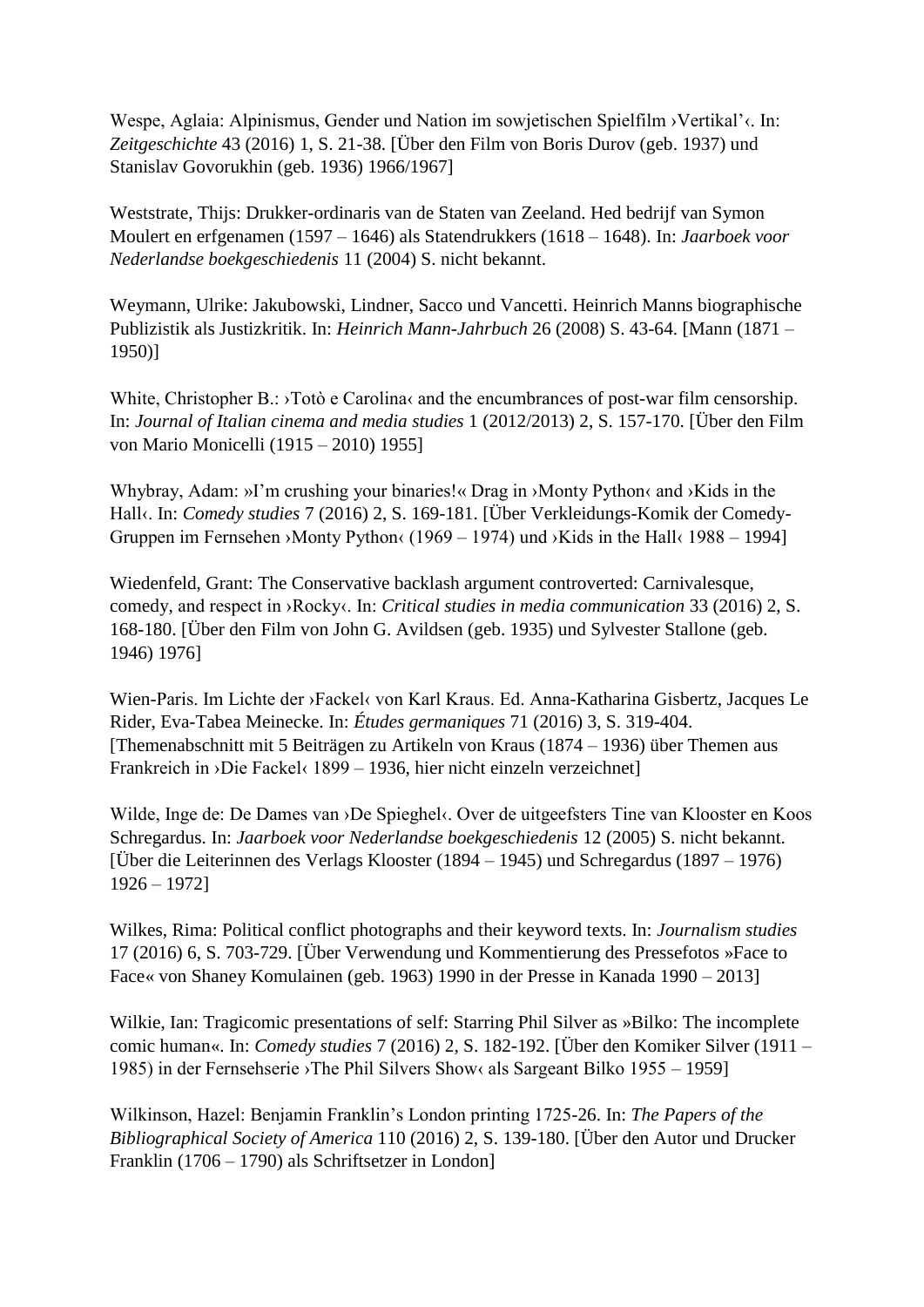Wespe, Aglaia: Alpinismus, Gender und Nation im sowjetischen Spielfilm ›Vertikal'‹. In: *Zeitgeschichte* 43 (2016) 1, S. 21-38. [Über den Film von Boris Durov (geb. 1937) und Stanislav Govorukhin (geb. 1936) 1966/1967]

Weststrate, Thijs: Drukker-ordinaris van de Staten van Zeeland. Hed bedrijf van Symon Moulert en erfgenamen (1597 – 1646) als Statendrukkers (1618 – 1648). In: *Jaarboek voor Nederlandse boekgeschiedenis* 11 (2004) S. nicht bekannt.

Weymann, Ulrike: Jakubowski, Lindner, Sacco und Vancetti. Heinrich Manns biographische Publizistik als Justizkritik. In: *Heinrich Mann-Jahrbuch* 26 (2008) S. 43-64. [Mann (1871 – 1950)]

White, Christopher B.: ›Totò e Carolina‹ and the encumbrances of post-war film censorship. In: *Journal of Italian cinema and media studies* 1 (2012/2013) 2, S. 157-170. [Über den Film von Mario Monicelli (1915 – 2010) 1955]

Whybray, Adam: »I'm crushing your binaries!« Drag in ›Monty Python‹ and ›Kids in the Hall‹. In: *Comedy studies* 7 (2016) 2, S. 169-181. [Über Verkleidungs-Komik der Comedy-Gruppen im Fernsehen ›Monty Python‹ (1969 – 1974) und ›Kids in the Hall‹ 1988 – 1994]

Wiedenfeld, Grant: The Conservative backlash argument controverted: Carnivalesque, comedy, and respect in ›Rocky‹. In: *Critical studies in media communication* 33 (2016) 2, S. 168-180. [Über den Film von John G. Avildsen (geb. 1935) und Sylvester Stallone (geb. 1946) 1976]

Wien-Paris. Im Lichte der ›Fackel‹ von Karl Kraus. Ed. Anna-Katharina Gisbertz, Jacques Le Rider, Eva-Tabea Meinecke. In: *Études germaniques* 71 (2016) 3, S. 319-404. [Themenabschnitt mit 5 Beiträgen zu Artikeln von Kraus (1874 – 1936) über Themen aus Frankreich in ›Die Fackel‹ 1899 – 1936, hier nicht einzeln verzeichnet]

Wilde, Inge de: De Dames van ›De Spieghel‹. Over de uitgeefsters Tine van Klooster en Koos Schregardus. In: *Jaarboek voor Nederlandse boekgeschiedenis* 12 (2005) S. nicht bekannt. [Über die Leiterinnen des Verlags Klooster (1894 – 1945) und Schregardus (1897 – 1976) 1926 – 1972]

Wilkes, Rima: Political conflict photographs and their keyword texts. In: *Journalism studies* 17 (2016) 6, S. 703-729. [Über Verwendung und Kommentierung des Pressefotos »Face to Face« von Shaney Komulainen (geb. 1963) 1990 in der Presse in Kanada 1990 – 2013]

Wilkie, Ian: Tragicomic presentations of self: Starring Phil Silver as »Bilko: The incomplete comic human«. In: *Comedy studies* 7 (2016) 2, S. 182-192. [Über den Komiker Silver (1911 – 1985) in der Fernsehserie ›The Phil Silvers Show‹ als Sargeant Bilko 1955 – 1959]

Wilkinson, Hazel: Benjamin Franklin's London printing 1725-26. In: *The Papers of the Bibliographical Society of America* 110 (2016) 2, S. 139-180. [Über den Autor und Drucker Franklin (1706 – 1790) als Schriftsetzer in London]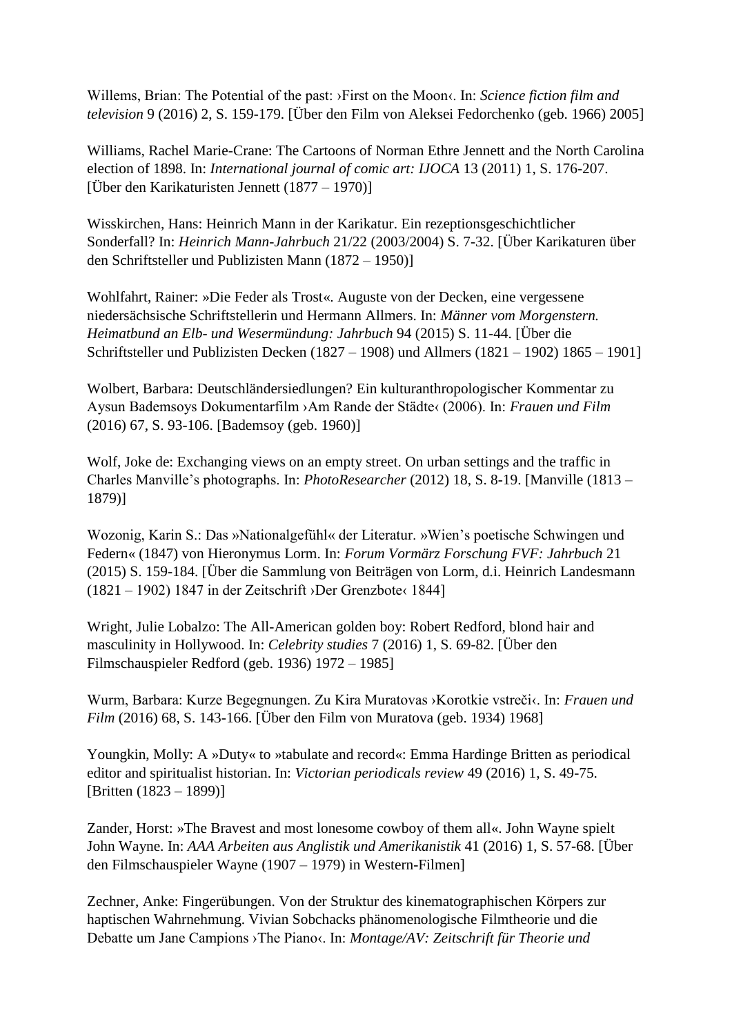Willems, Brian: The Potential of the past: ›First on the Moon‹. In: *Science fiction film and television* 9 (2016) 2, S. 159-179. [Über den Film von Aleksei Fedorchenko (geb. 1966) 2005]

Williams, Rachel Marie-Crane: The Cartoons of Norman Ethre Jennett and the North Carolina election of 1898. In: *International journal of comic art: IJOCA* 13 (2011) 1, S. 176-207. [Über den Karikaturisten Jennett (1877 – 1970)]

Wisskirchen, Hans: Heinrich Mann in der Karikatur. Ein rezeptionsgeschichtlicher Sonderfall? In: *Heinrich Mann-Jahrbuch* 21/22 (2003/2004) S. 7-32. [Über Karikaturen über den Schriftsteller und Publizisten Mann (1872 – 1950)]

Wohlfahrt, Rainer: »Die Feder als Trost«. Auguste von der Decken, eine vergessene niedersächsische Schriftstellerin und Hermann Allmers. In: *Männer vom Morgenstern. Heimatbund an Elb- und Wesermündung: Jahrbuch* 94 (2015) S. 11-44. [Über die Schriftsteller und Publizisten Decken (1827 – 1908) und Allmers (1821 – 1902) 1865 – 1901]

Wolbert, Barbara: Deutschländersiedlungen? Ein kulturanthropologischer Kommentar zu Aysun Bademsoys Dokumentarfilm ›Am Rande der Städte‹ (2006). In: *Frauen und Film* (2016) 67, S. 93-106. [Bademsoy (geb. 1960)]

Wolf, Joke de: Exchanging views on an empty street. On urban settings and the traffic in Charles Manville's photographs. In: *PhotoResearcher* (2012) 18, S. 8-19. [Manville (1813 – 1879)]

Wozonig, Karin S.: Das »Nationalgefühl« der Literatur. »Wien's poetische Schwingen und Federn« (1847) von Hieronymus Lorm. In: *Forum Vormärz Forschung FVF: Jahrbuch* 21 (2015) S. 159-184. [Über die Sammlung von Beiträgen von Lorm, d.i. Heinrich Landesmann (1821 – 1902) 1847 in der Zeitschrift ›Der Grenzbote‹ 1844]

Wright, Julie Lobalzo: The All-American golden boy: Robert Redford, blond hair and masculinity in Hollywood. In: *Celebrity studies* 7 (2016) 1, S. 69-82. [Über den Filmschauspieler Redford (geb. 1936) 1972 – 1985]

Wurm, Barbara: Kurze Begegnungen. Zu Kira Muratovas ›Korotkie vstreči‹. In: *Frauen und Film* (2016) 68, S. 143-166. [Über den Film von Muratova (geb. 1934) 1968]

Youngkin, Molly: A »Duty« to »tabulate and record«: Emma Hardinge Britten as periodical editor and spiritualist historian. In: *Victorian periodicals review* 49 (2016) 1, S. 49-75. [Britten (1823 – 1899)]

Zander, Horst: »The Bravest and most lonesome cowboy of them all«. John Wayne spielt John Wayne. In: *AAA Arbeiten aus Anglistik und Amerikanistik* 41 (2016) 1, S. 57-68. [Über den Filmschauspieler Wayne (1907 – 1979) in Western-Filmen]

Zechner, Anke: Fingerübungen. Von der Struktur des kinematographischen Körpers zur haptischen Wahrnehmung. Vivian Sobchacks phänomenologische Filmtheorie und die Debatte um Jane Campions ›The Piano‹. In: *Montage/AV: Zeitschrift für Theorie und*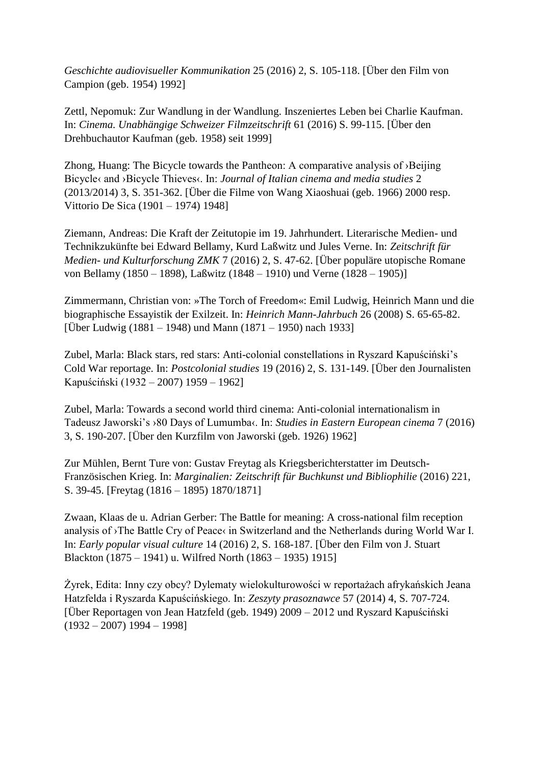*Geschichte audiovisueller Kommunikation* 25 (2016) 2, S. 105-118. [Über den Film von Campion (geb. 1954) 1992]

Zettl, Nepomuk: Zur Wandlung in der Wandlung. Inszeniertes Leben bei Charlie Kaufman. In: *Cinema. Unabhängige Schweizer Filmzeitschrift* 61 (2016) S. 99-115. [Über den Drehbuchautor Kaufman (geb. 1958) seit 1999]

Zhong, Huang: The Bicycle towards the Pantheon: A comparative analysis of ›Beijing Bicycle‹ and ›Bicycle Thieves‹. In: *Journal of Italian cinema and media studies* 2 (2013/2014) 3, S. 351-362. [Über die Filme von Wang Xiaoshuai (geb. 1966) 2000 resp. Vittorio De Sica (1901 – 1974) 1948]

Ziemann, Andreas: Die Kraft der Zeitutopie im 19. Jahrhundert. Literarische Medien- und Technikzukünfte bei Edward Bellamy, Kurd Laßwitz und Jules Verne. In: *Zeitschrift für Medien- und Kulturforschung ZMK* 7 (2016) 2, S. 47-62. [Über populäre utopische Romane von Bellamy (1850 – 1898), Laßwitz (1848 – 1910) und Verne (1828 – 1905)]

Zimmermann, Christian von: »The Torch of Freedom«: Emil Ludwig, Heinrich Mann und die biographische Essayistik der Exilzeit. In: *Heinrich Mann-Jahrbuch* 26 (2008) S. 65-65-82. [Über Ludwig (1881 – 1948) und Mann (1871 – 1950) nach 1933]

Zubel, Marla: Black stars, red stars: Anti-colonial constellations in Ryszard Kapuściński's Cold War reportage. In: *Postcolonial studies* 19 (2016) 2, S. 131-149. [Über den Journalisten Kapuściński (1932 – 2007) 1959 – 1962]

Zubel, Marla: Towards a second world third cinema: Anti-colonial internationalism in Tadeusz Jaworski's ›80 Days of Lumumba‹. In: *Studies in Eastern European cinema* 7 (2016) 3, S. 190-207. [Über den Kurzfilm von Jaworski (geb. 1926) 1962]

Zur Mühlen, Bernt Ture von: Gustav Freytag als Kriegsberichterstatter im Deutsch-Französischen Krieg. In: *Marginalien: Zeitschrift für Buchkunst und Bibliophilie* (2016) 221, S. 39-45. [Freytag (1816 – 1895) 1870/1871]

Zwaan, Klaas de u. Adrian Gerber: The Battle for meaning: A cross-national film reception analysis of ›The Battle Cry of Peace‹ in Switzerland and the Netherlands during World War I. In: *Early popular visual culture* 14 (2016) 2, S. 168-187. [Über den Film von J. Stuart Blackton (1875 – 1941) u. Wilfred North (1863 – 1935) 1915]

Żyrek, Edita: Inny czy obcy? Dylematy wielokulturowości w reportażach afrykańskich Jeana Hatzfelda i Ryszarda Kapuścińskiego. In: *Zeszyty prasoznawce* 57 (2014) 4, S. 707-724. [Über Reportagen von Jean Hatzfeld (geb. 1949) 2009 – 2012 und Ryszard Kapuściński (1932 – 2007) 1994 – 1998]